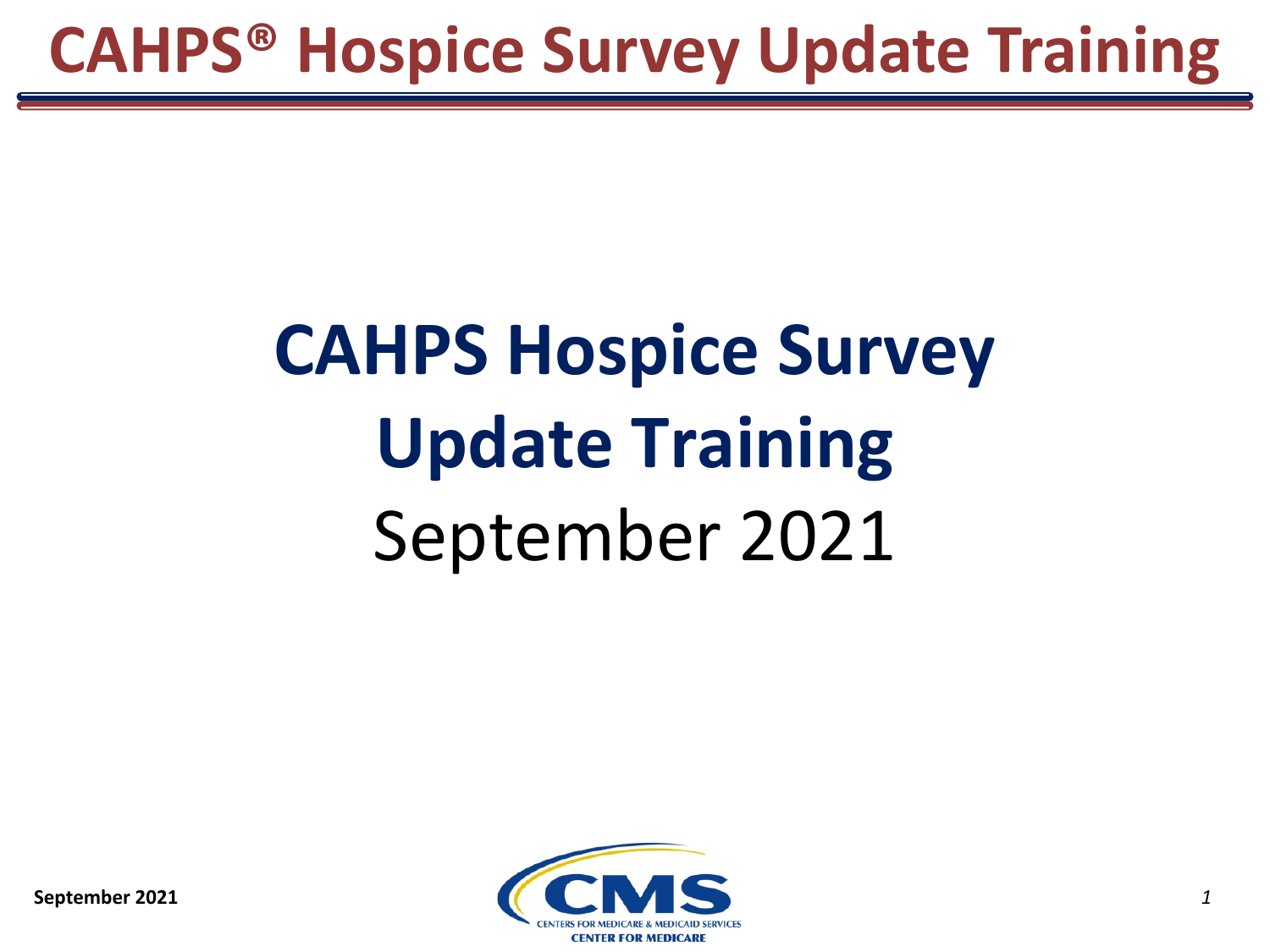# CAHPS® Hospice Survey Update Training

## CAHPS Hospice Survey Update Training

September 2021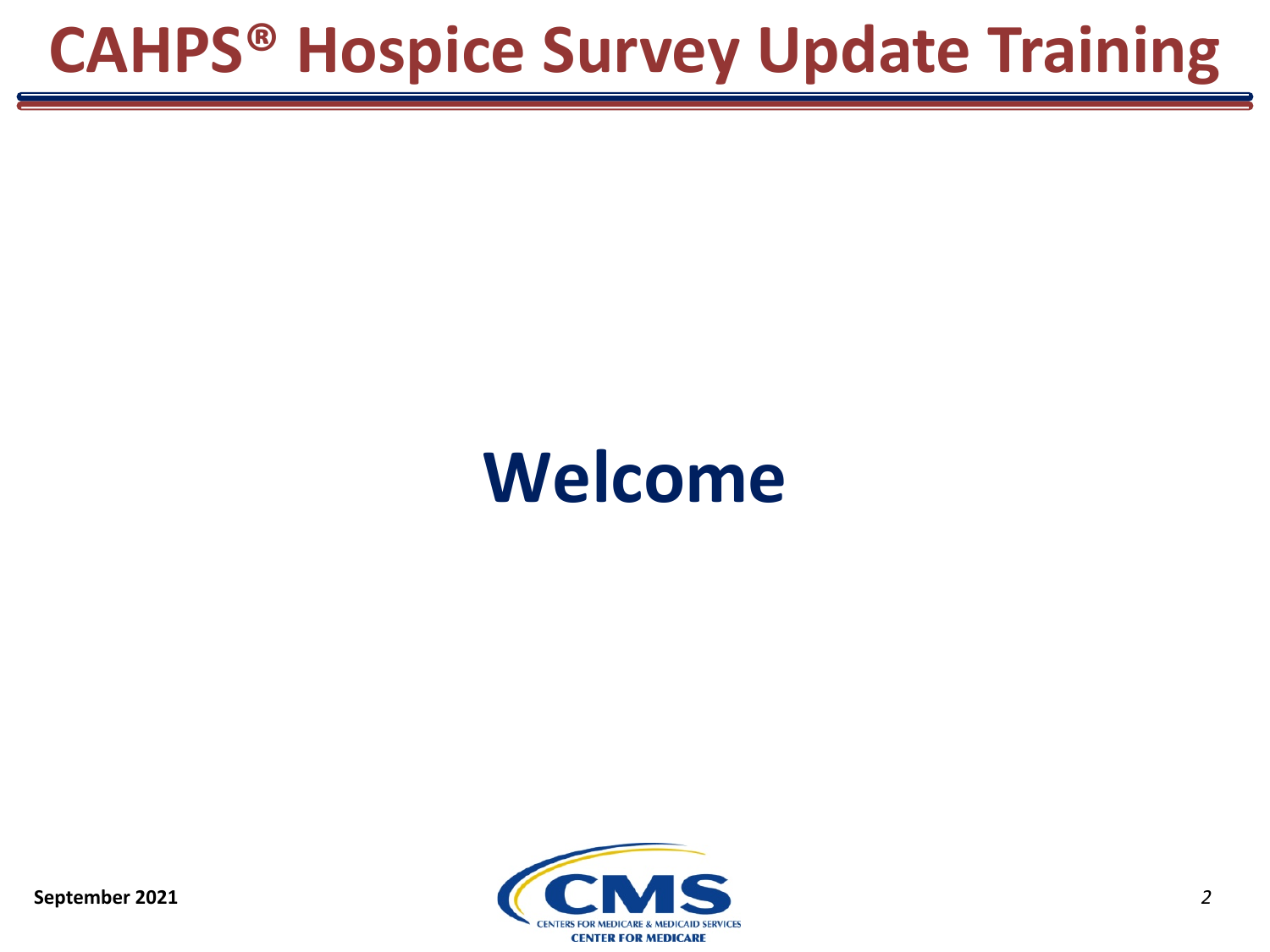# Welcome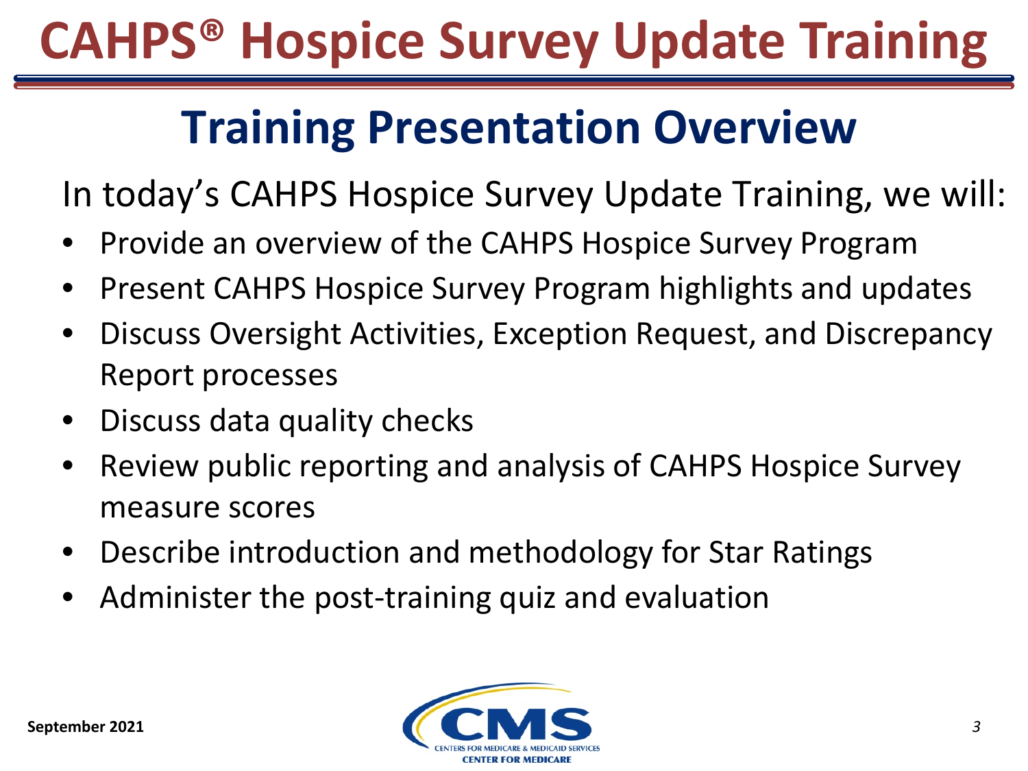# CAHPS® Hospice Survey Update Training

## Training Presentation Overview

In today's CAHPS Hospice Survey Update Training, we will:

- Provide an overview of the CAHPS Hospice Survey Program
- Present CAHPS Hospice Survey Program highlights and updates
- Discuss Oversight Activities, Exception Request, and Discrepancy Report processes
- Discuss data quality checks
- Review public reporting and analysis of CAHPS Hospice Survey measure scores
- Describe introduction and methodology for Star Ratings
- Administer the post-training quiz and evaluation

September 2021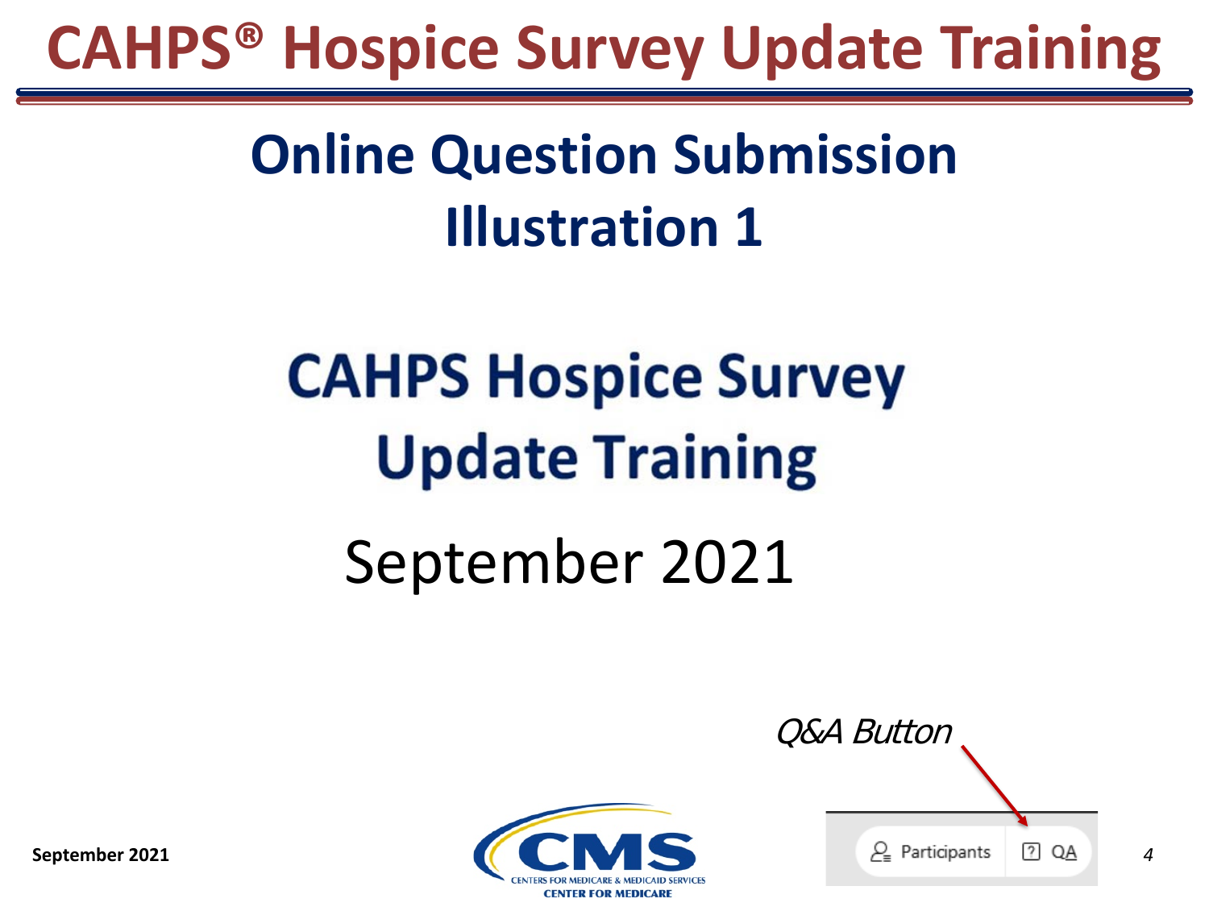# CAHPS® Hospice Survey Update Training

## Online Question Submission Illustration 1

CAHPS Hospice Survey Update Training

September 2021

*Q&A Button*

Participants QA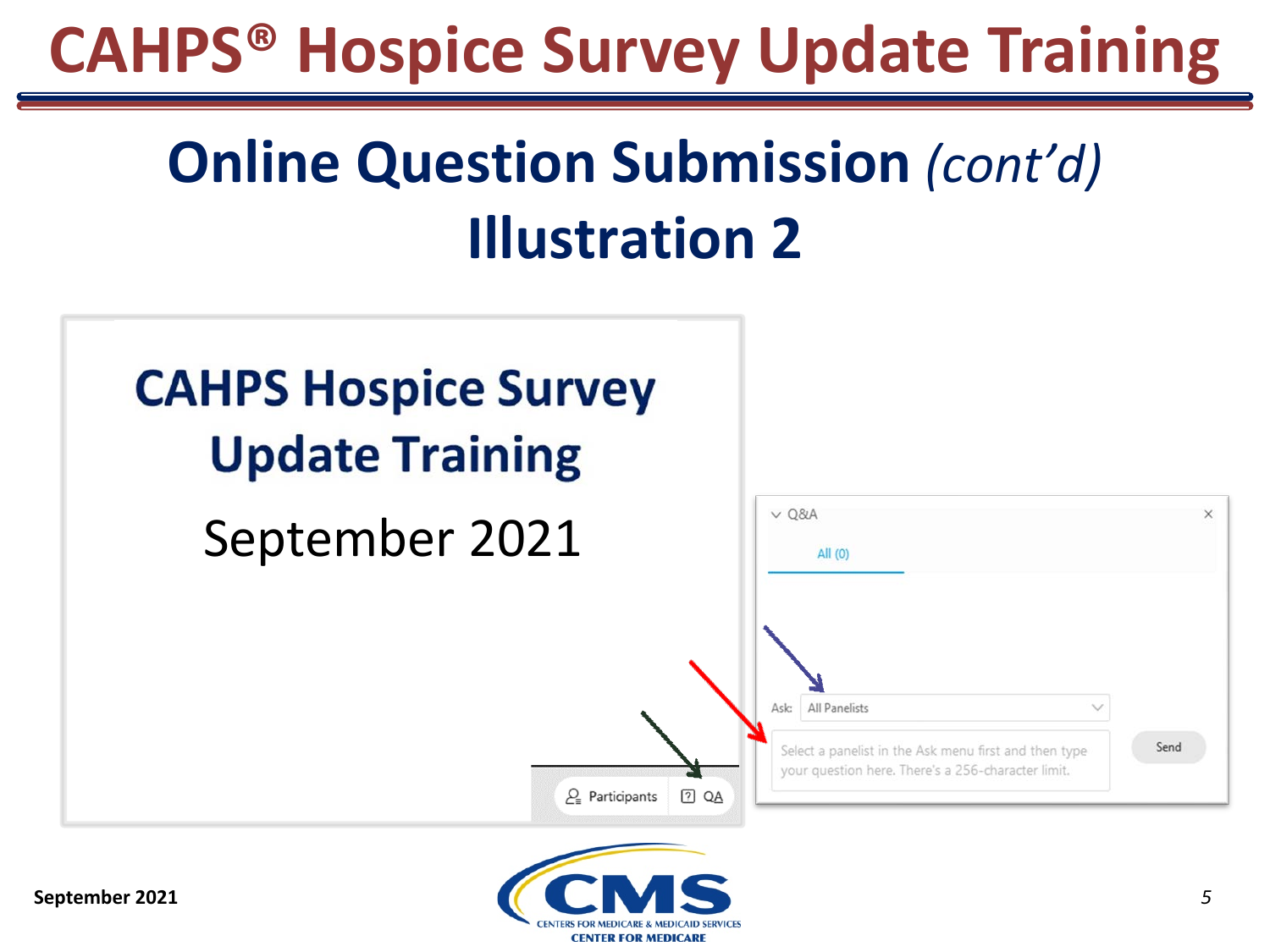# CAHPS® Hospice Survey Update Training

## Online Question Submission *(cont'd)* Illustration 2

CAHPS Hospice Survey Update Training

September 2021

Participants | QA

Q&A

All (0)

Ask: All Panelists

Select a panelist in the Ask menu first and then type your question here. There's a 256-character limit.

Send

September 2021

CENTERS FOR MEDICARE & MEDICAID SERVICES
CENTER FOR MEDICARE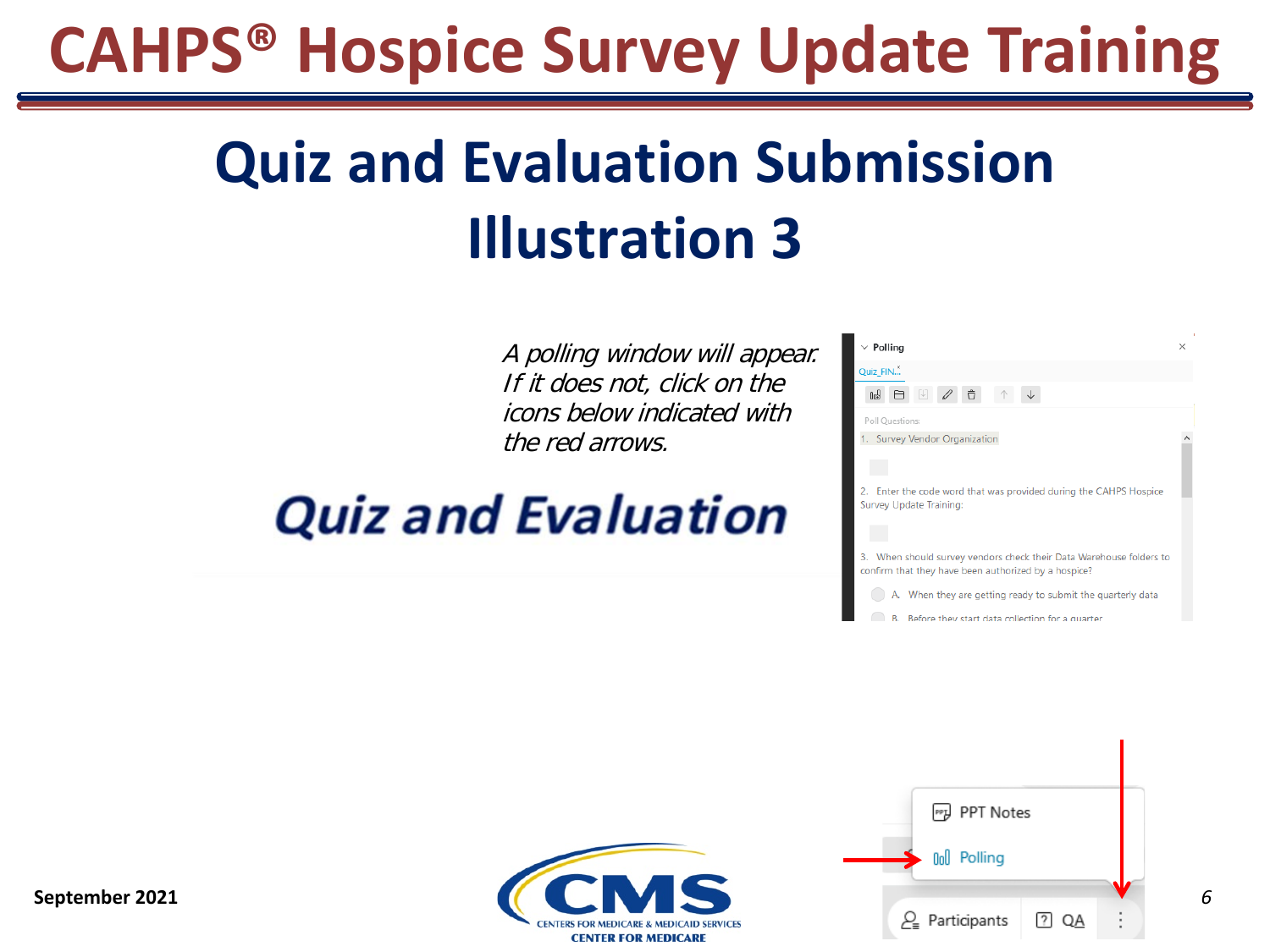# CAHPS® Hospice Survey Update Training

## Quiz and Evaluation Submission Illustration 3

*A polling window will appear. If it does not, click on the icons below indicated with the red arrows.*

***Quiz and Evaluation***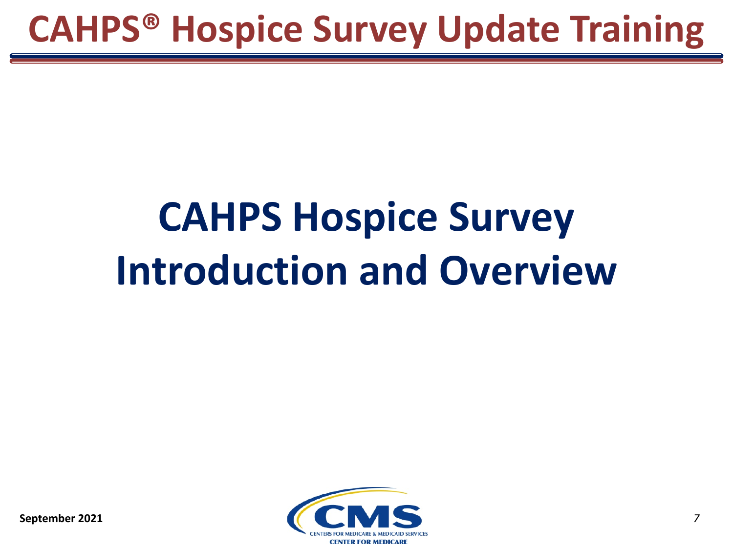# CAHPS Hospice Survey Introduction and Overview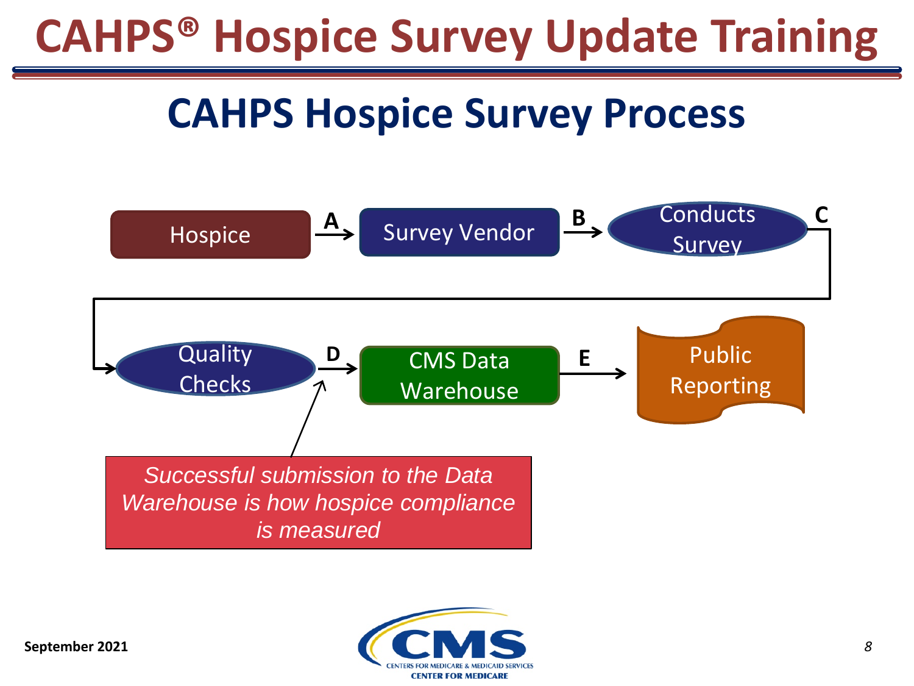# CAHPS® Hospice Survey Update Training

## CAHPS Hospice Survey Process

Hospice → **A** → Survey Vendor → **B** → Conducts Survey → **C** → Quality Checks → **D** → CMS Data Warehouse → **E** → Public Reporting

*Successful submission to the Data Warehouse is how hospice compliance is measured*

**September 2021**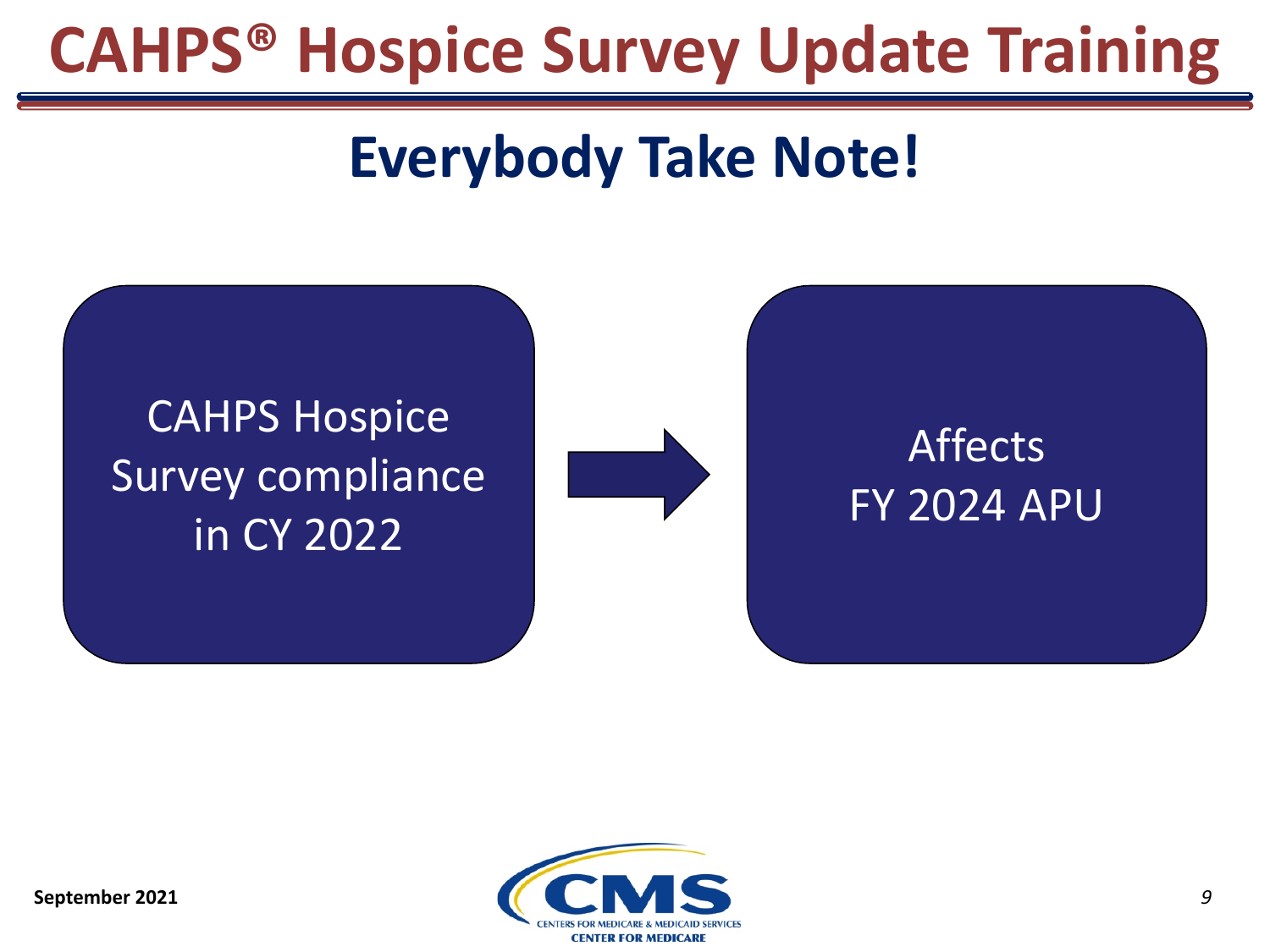# CAHPS® Hospice Survey Update Training

## Everybody Take Note!

CAHPS Hospice Survey compliance in CY 2022 → Affects FY 2024 APU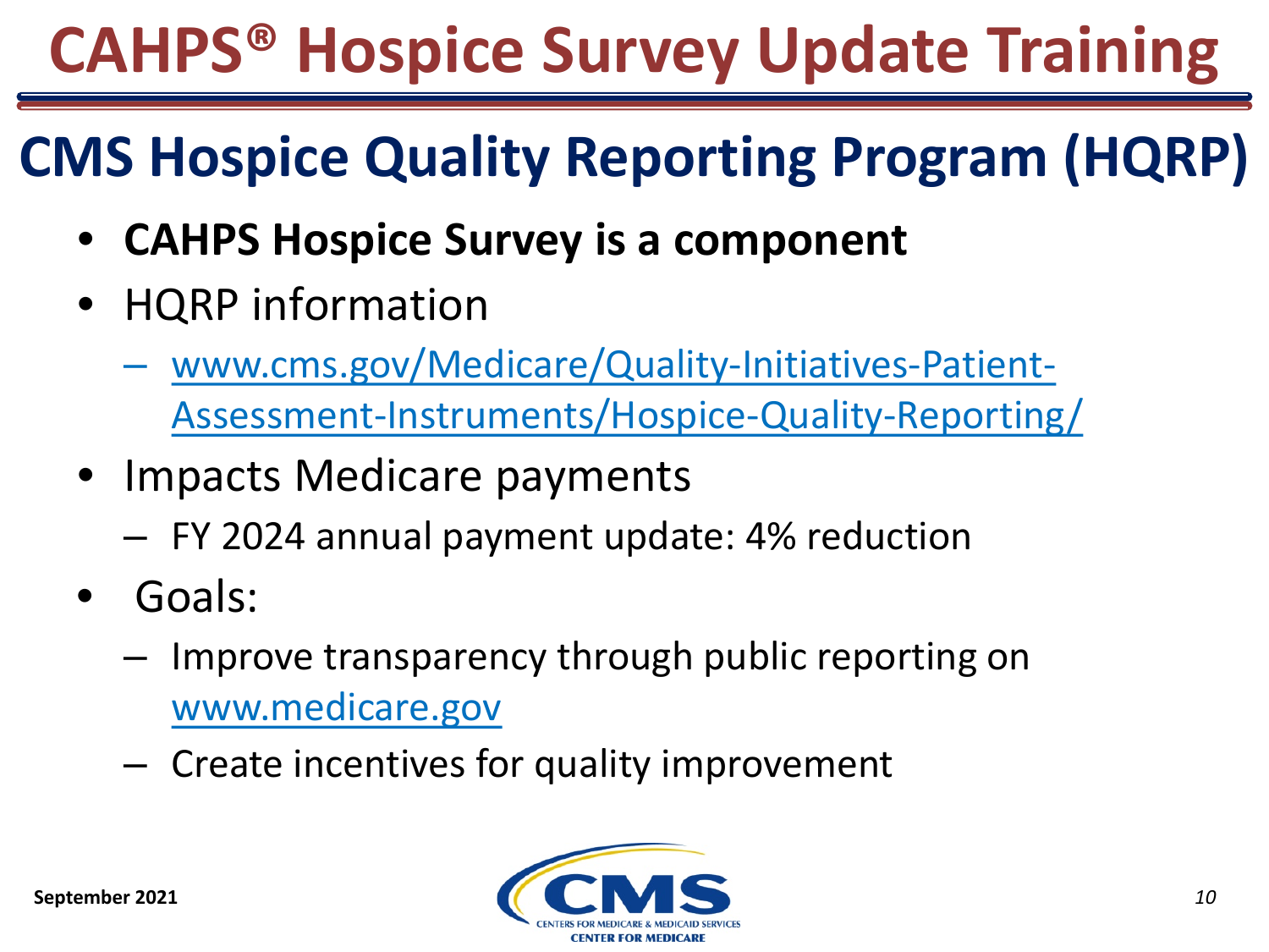# CAHPS® Hospice Survey Update Training

## CMS Hospice Quality Reporting Program (HQRP)

- **CAHPS Hospice Survey is a component**
- HQRP information
  - www.cms.gov/Medicare/Quality-Initiatives-Patient-Assessment-Instruments/Hospice-Quality-Reporting/
- Impacts Medicare payments
  - FY 2024 annual payment update: 4% reduction
- Goals:
  - Improve transparency through public reporting on www.medicare.gov
  - Create incentives for quality improvement

September 2021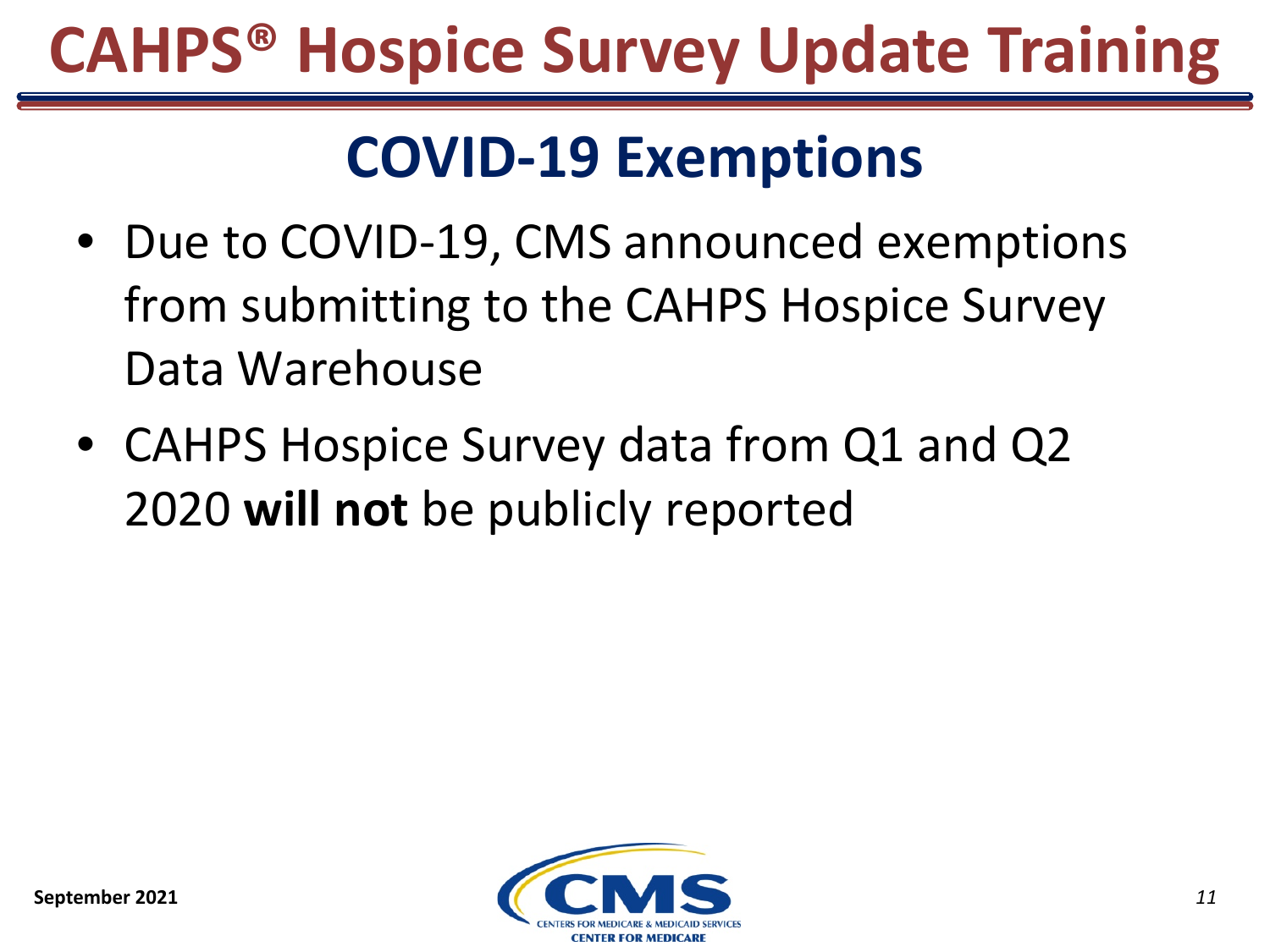## COVID-19 Exemptions

- Due to COVID-19, CMS announced exemptions from submitting to the CAHPS Hospice Survey Data Warehouse
- CAHPS Hospice Survey data from Q1 and Q2 2020 **will not** be publicly reported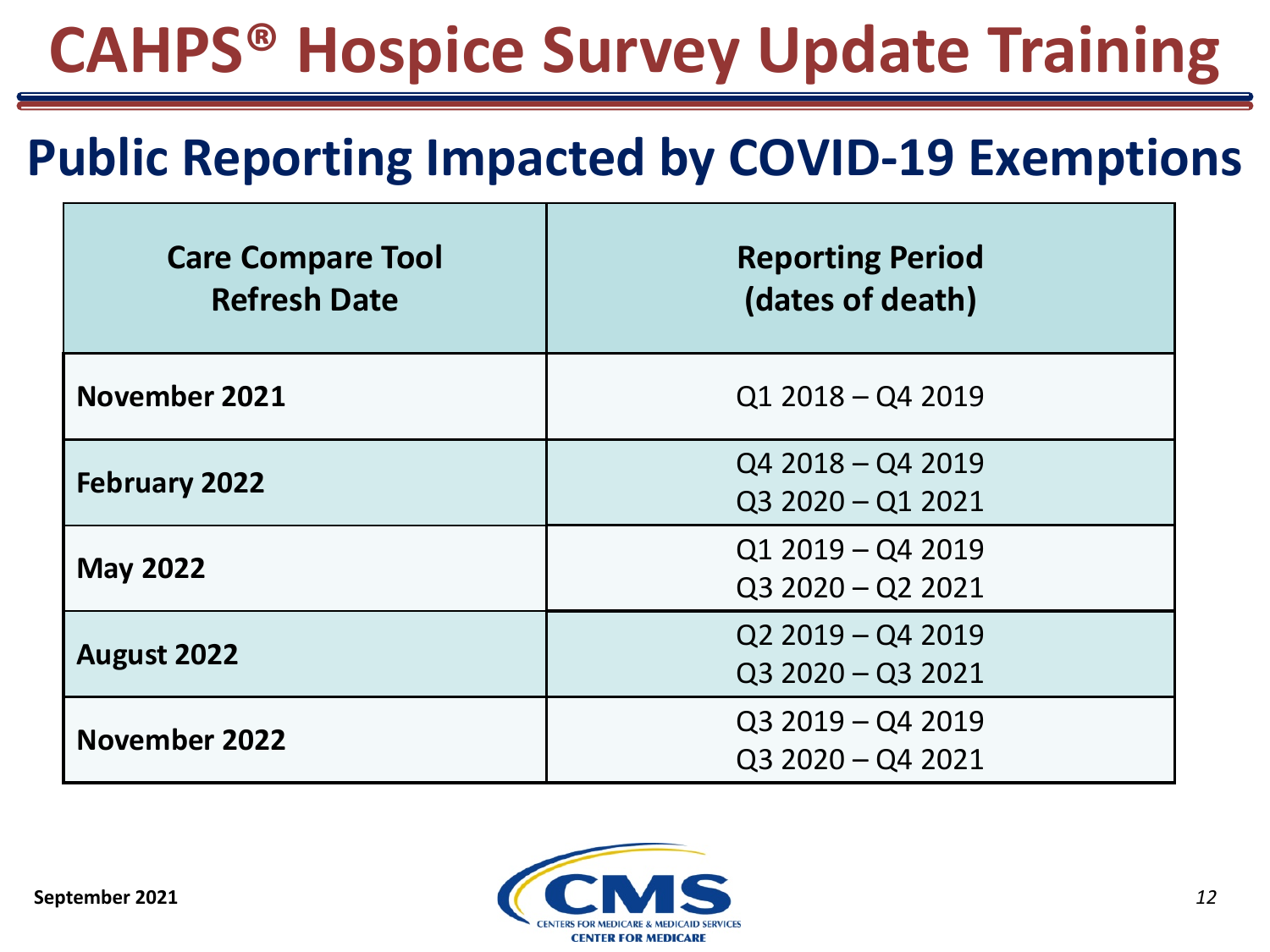# CAHPS® Hospice Survey Update Training

## Public Reporting Impacted by COVID-19 Exemptions

| Care Compare Tool Refresh Date | Reporting Period (dates of death) |
| --- | --- |
| **November 2021** | Q1 2018 – Q4 2019 |
| **February 2022** | Q4 2018 – Q4 2019<br>Q3 2020 – Q1 2021 |
| **May 2022** | Q1 2019 – Q4 2019<br>Q3 2020 – Q2 2021 |
| **August 2022** | Q2 2019 – Q4 2019<br>Q3 2020 – Q3 2021 |
| **November 2022** | Q3 2019 – Q4 2019<br>Q3 2020 – Q4 2021 |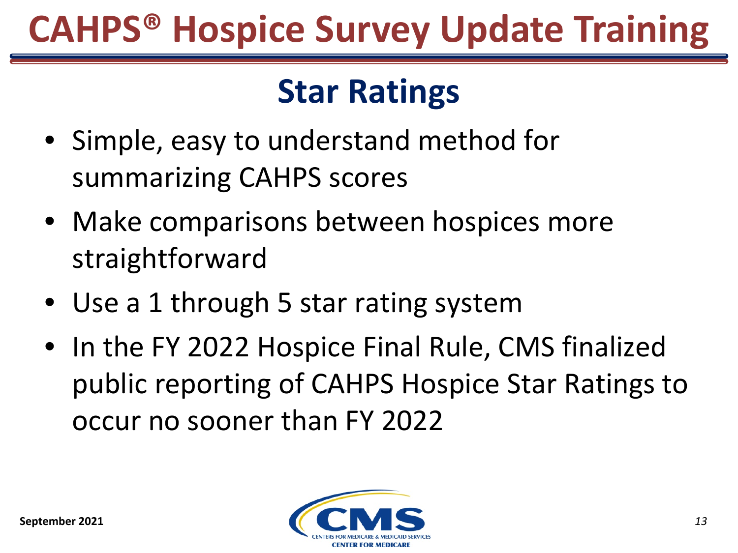# CAHPS® Hospice Survey Update Training

## Star Ratings

- Simple, easy to understand method for summarizing CAHPS scores
- Make comparisons between hospices more straightforward
- Use a 1 through 5 star rating system
- In the FY 2022 Hospice Final Rule, CMS finalized public reporting of CAHPS Hospice Star Ratings to occur no sooner than FY 2022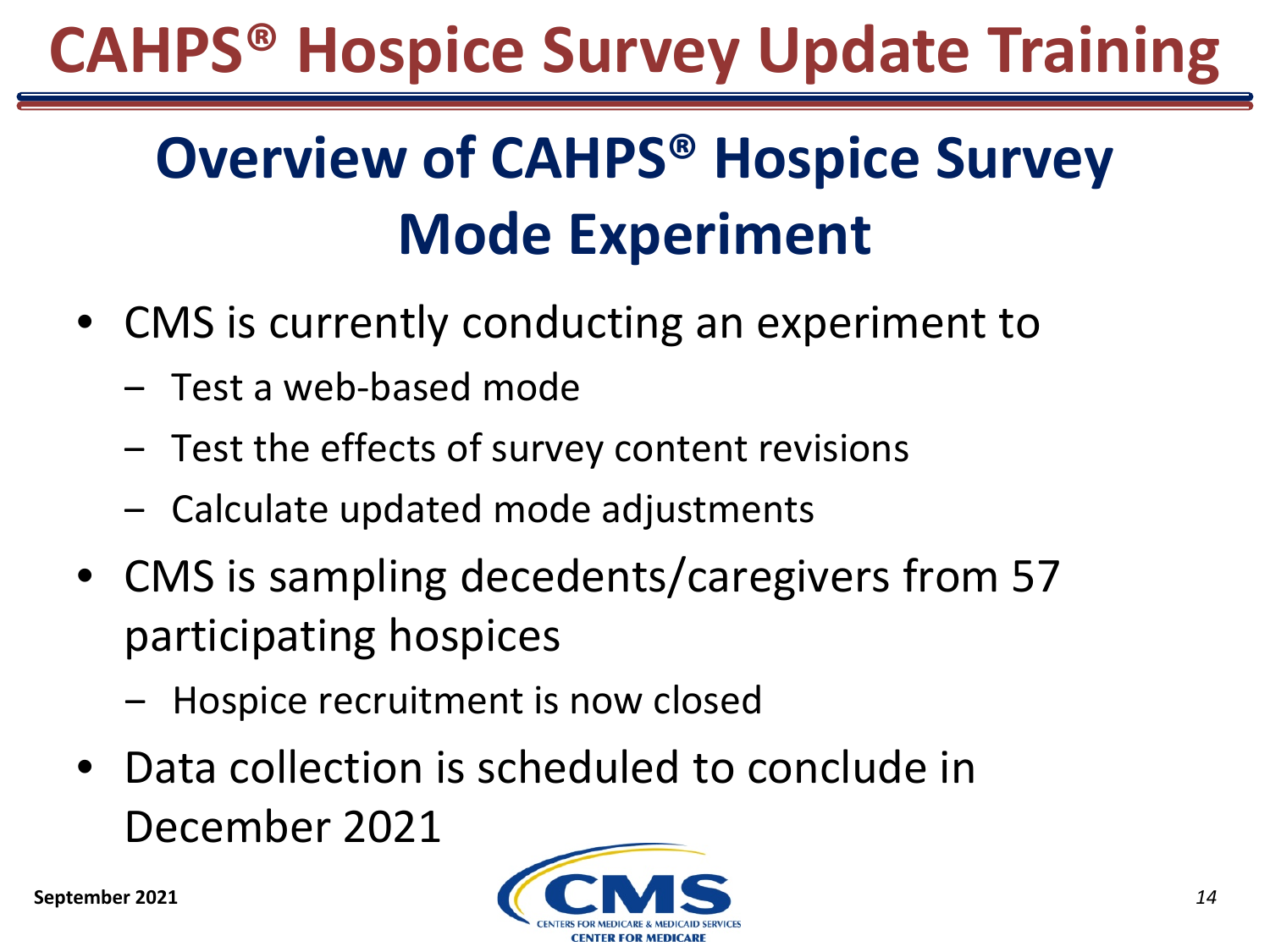## Overview of CAHPS® Hospice Survey Mode Experiment

- CMS is currently conducting an experiment to
  - Test a web-based mode
  - Test the effects of survey content revisions
  - Calculate updated mode adjustments
- CMS is sampling decedents/caregivers from 57 participating hospices
  - Hospice recruitment is now closed
- Data collection is scheduled to conclude in December 2021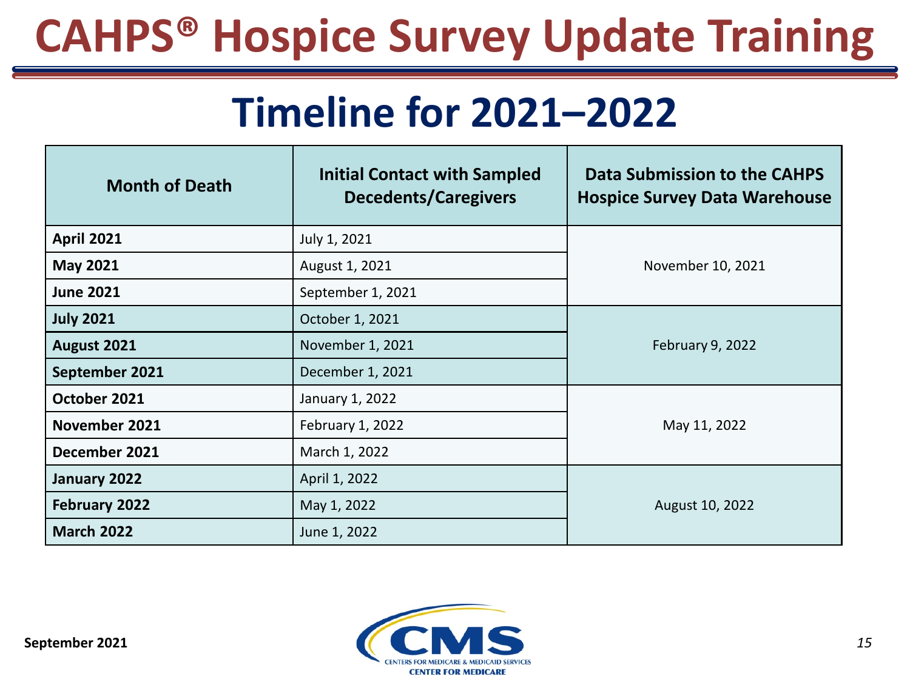# CAHPS® Hospice Survey Update Training

## Timeline for 2021–2022

| Month of Death | Initial Contact with Sampled Decedents/Caregivers | Data Submission to the CAHPS Hospice Survey Data Warehouse |
|---|---|---|
| **April 2021** | July 1, 2021 | November 10, 2021 |
| **May 2021** | August 1, 2021 | |
| **June 2021** | September 1, 2021 | |
| **July 2021** | October 1, 2021 | February 9, 2022 |
| **August 2021** | November 1, 2021 | |
| **September 2021** | December 1, 2021 | |
| **October 2021** | January 1, 2022 | May 11, 2022 |
| **November 2021** | February 1, 2022 | |
| **December 2021** | March 1, 2022 | |
| **January 2022** | April 1, 2022 | August 10, 2022 |
| **February 2022** | May 1, 2022 | |
| **March 2022** | June 1, 2022 | |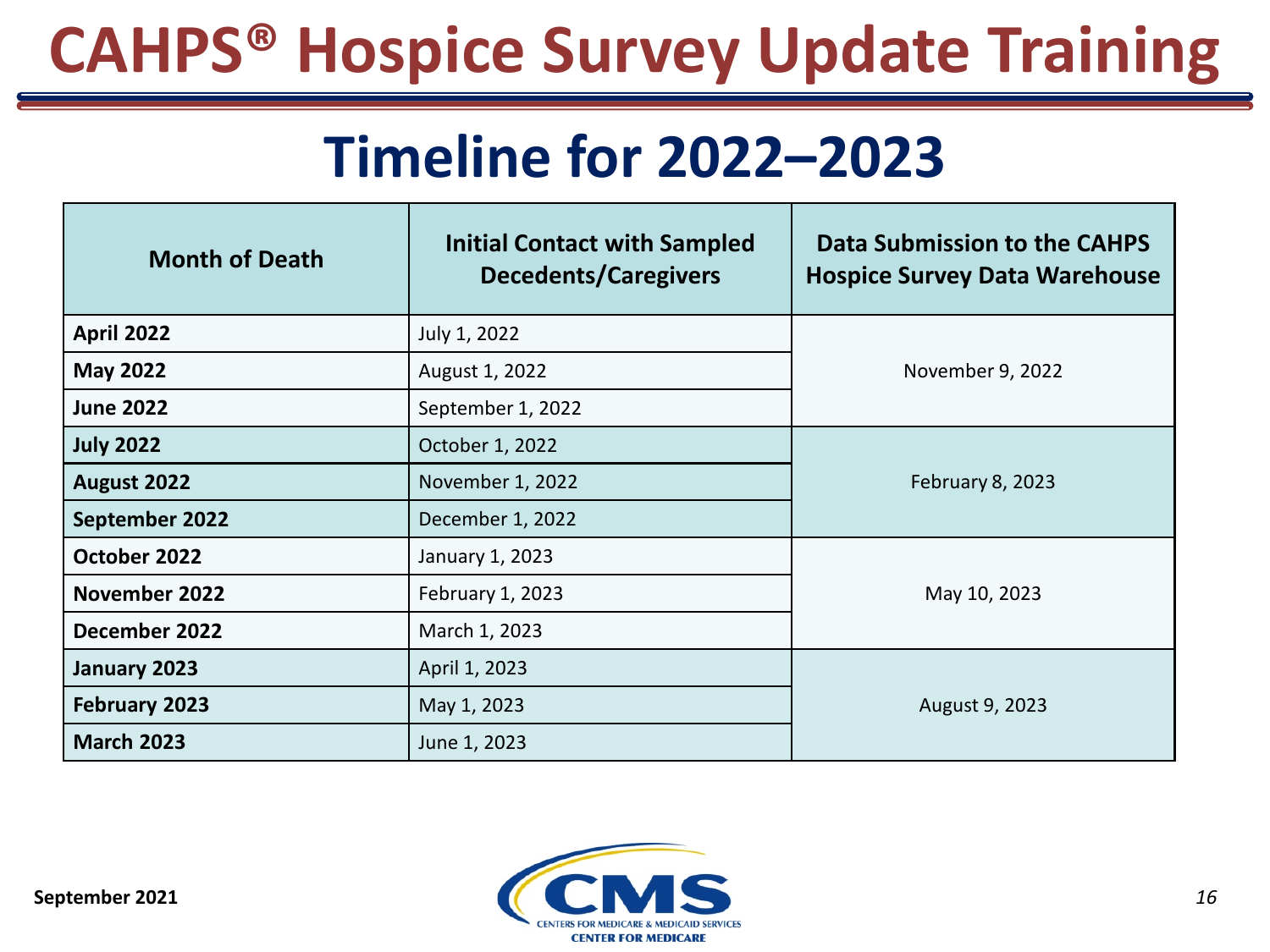# CAHPS® Hospice Survey Update Training

## Timeline for 2022–2023

| Month of Death | Initial Contact with Sampled Decedents/Caregivers | Data Submission to the CAHPS Hospice Survey Data Warehouse |
|---|---|---|
| **April 2022** | July 1, 2022 | November 9, 2022 |
| **May 2022** | August 1, 2022 | |
| **June 2022** | September 1, 2022 | |
| **July 2022** | October 1, 2022 | February 8, 2023 |
| **August 2022** | November 1, 2022 | |
| **September 2022** | December 1, 2022 | |
| **October 2022** | January 1, 2023 | May 10, 2023 |
| **November 2022** | February 1, 2023 | |
| **December 2022** | March 1, 2023 | |
| **January 2023** | April 1, 2023 | August 9, 2023 |
| **February 2023** | May 1, 2023 | |
| **March 2023** | June 1, 2023 | |

September 2021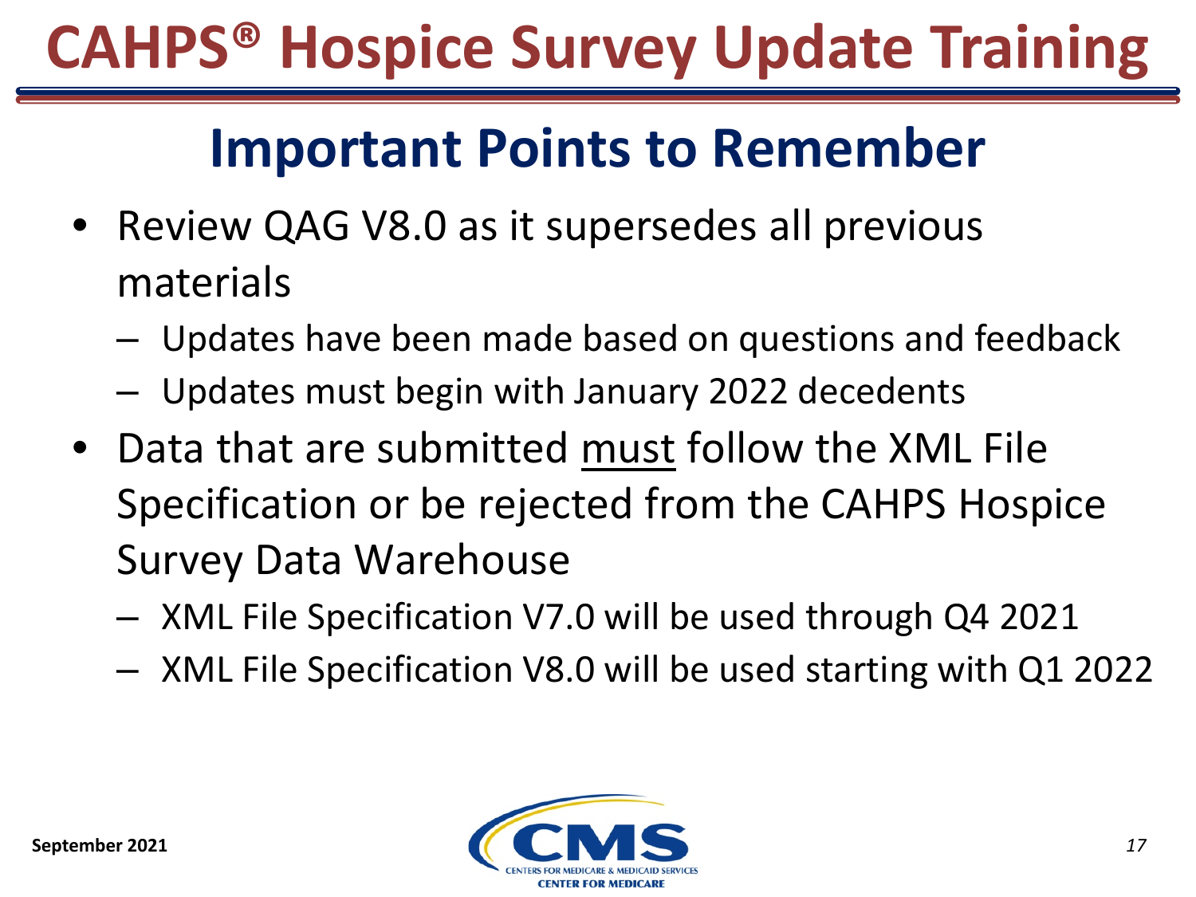# CAHPS® Hospice Survey Update Training

## Important Points to Remember

- Review QAG V8.0 as it supersedes all previous materials
  - Updates have been made based on questions and feedback
  - Updates must begin with January 2022 decedents
- Data that are submitted <u>must</u> follow the XML File Specification or be rejected from the CAHPS Hospice Survey Data Warehouse
  - XML File Specification V7.0 will be used through Q4 2021
  - XML File Specification V8.0 will be used starting with Q1 2022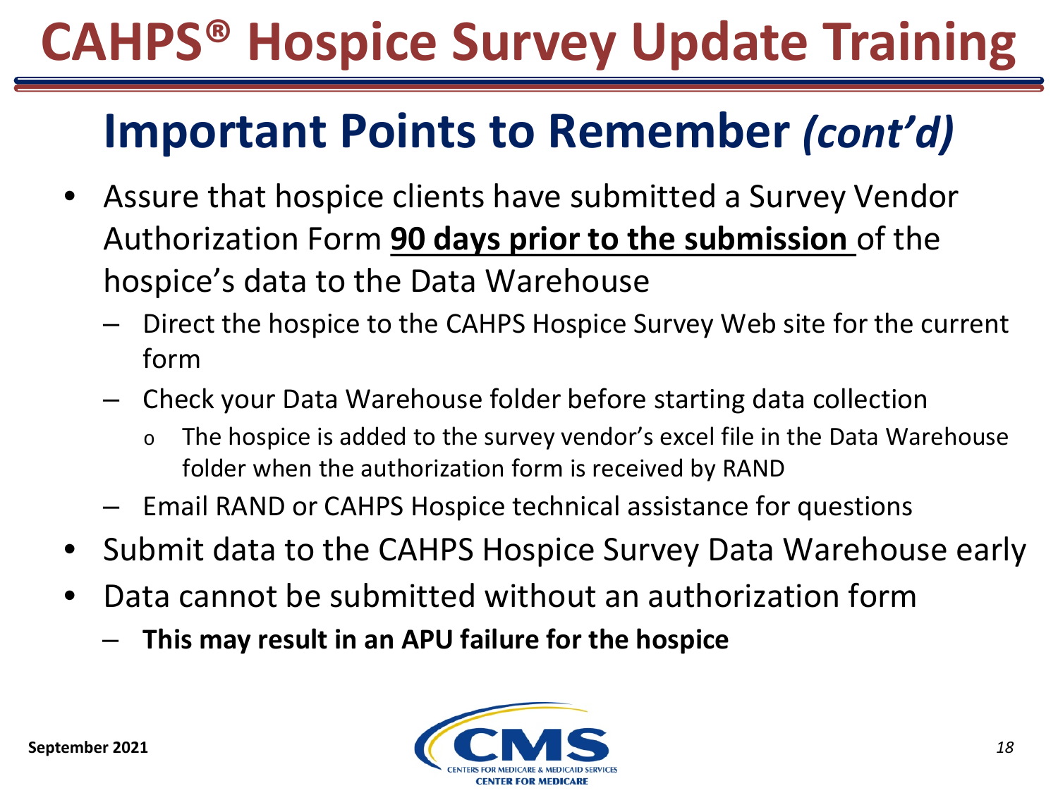# CAHPS® Hospice Survey Update Training

## Important Points to Remember *(cont'd)*

- Assure that hospice clients have submitted a Survey Vendor Authorization Form **90 days prior to the submission** of the hospice's data to the Data Warehouse
  - Direct the hospice to the CAHPS Hospice Survey Web site for the current form
  - Check your Data Warehouse folder before starting data collection
    - The hospice is added to the survey vendor's excel file in the Data Warehouse folder when the authorization form is received by RAND
  - Email RAND or CAHPS Hospice technical assistance for questions
- Submit data to the CAHPS Hospice Survey Data Warehouse early
- Data cannot be submitted without an authorization form
  - **This may result in an APU failure for the hospice**

September 2021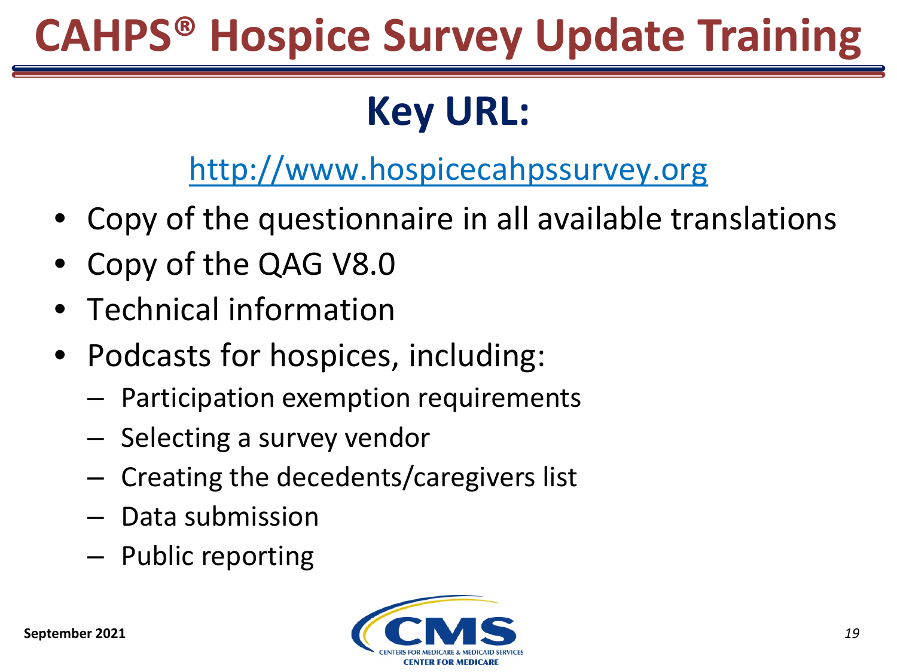# CAHPS® Hospice Survey Update Training

## Key URL:

http://www.hospicecahpssurvey.org

- Copy of the questionnaire in all available translations
- Copy of the QAG V8.0
- Technical information
- Podcasts for hospices, including:
  - Participation exemption requirements
  - Selecting a survey vendor
  - Creating the decedents/caregivers list
  - Data submission
  - Public reporting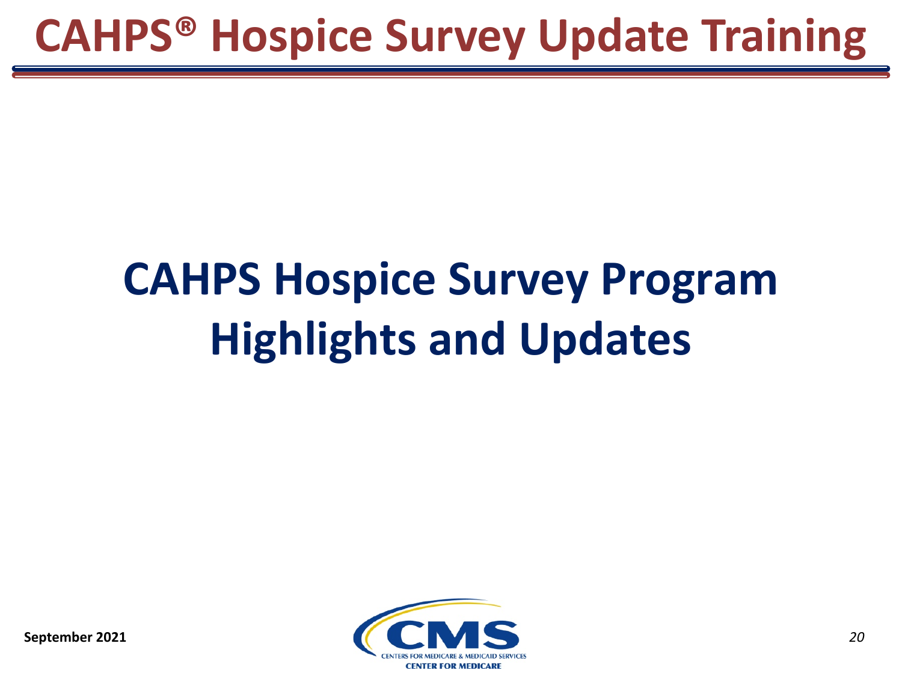# CAHPS Hospice Survey Program Highlights and Updates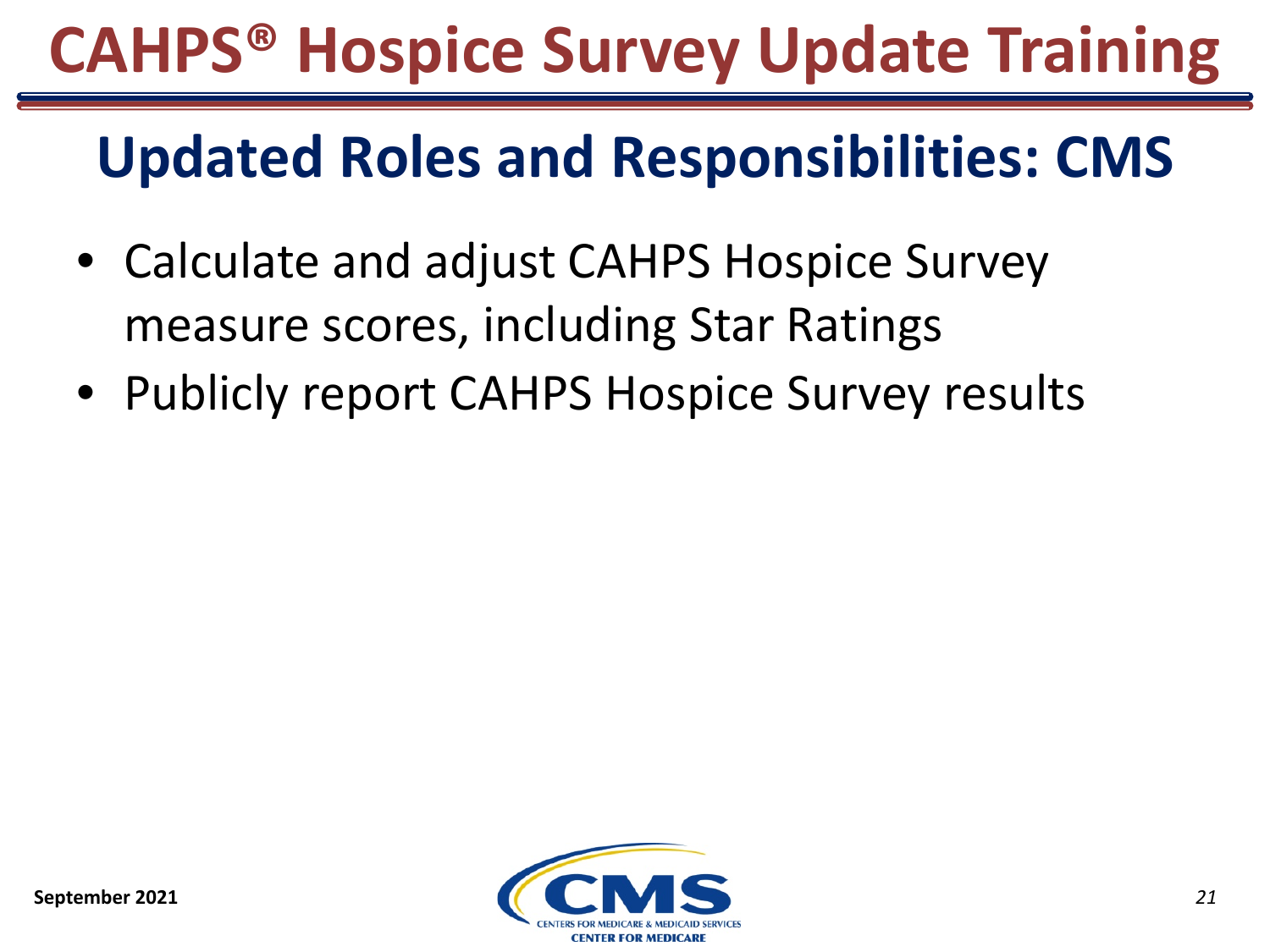## Updated Roles and Responsibilities: CMS

- Calculate and adjust CAHPS Hospice Survey measure scores, including Star Ratings
- Publicly report CAHPS Hospice Survey results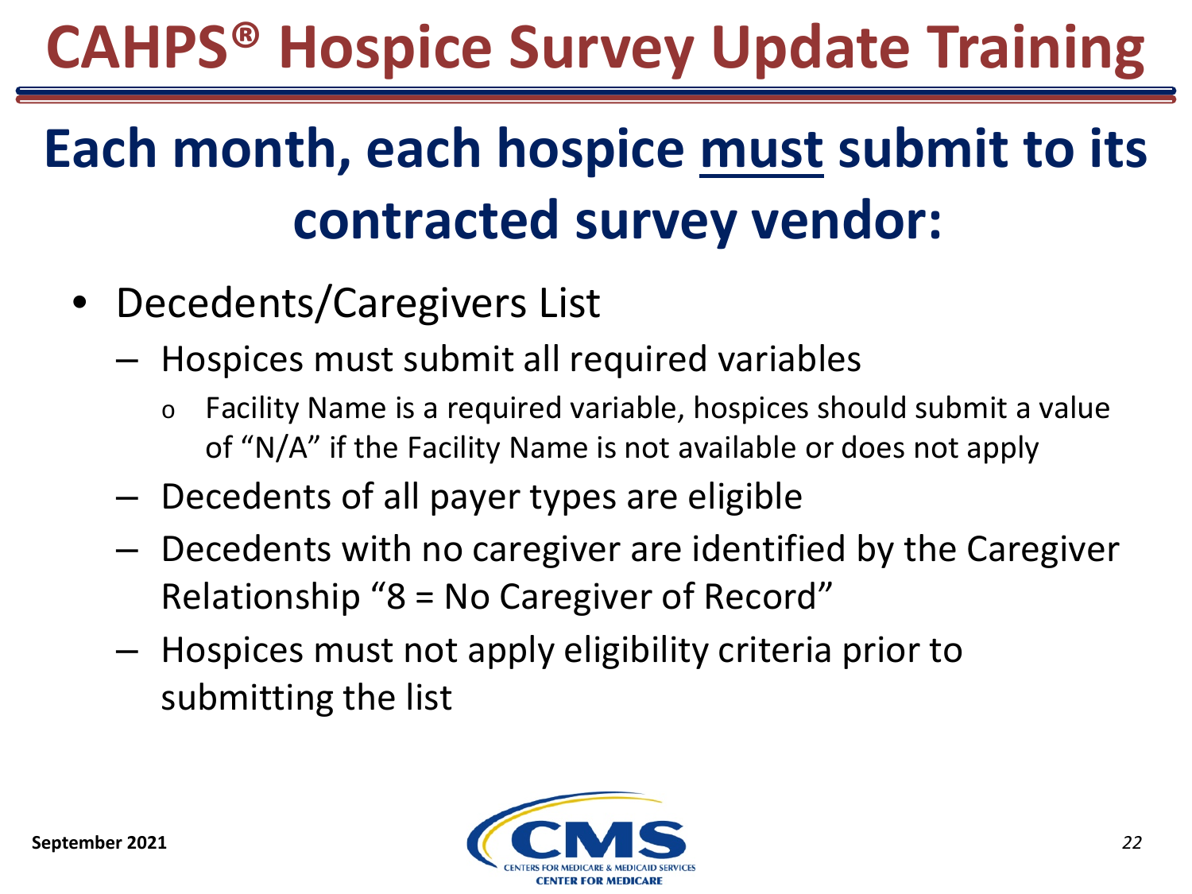# CAHPS® Hospice Survey Update Training

## Each month, each hospice must submit to its contracted survey vendor:

- Decedents/Caregivers List
  - Hospices must submit all required variables
    - Facility Name is a required variable, hospices should submit a value of "N/A" if the Facility Name is not available or does not apply
  - Decedents of all payer types are eligible
  - Decedents with no caregiver are identified by the Caregiver Relationship "8 = No Caregiver of Record"
  - Hospices must not apply eligibility criteria prior to submitting the list

September 2021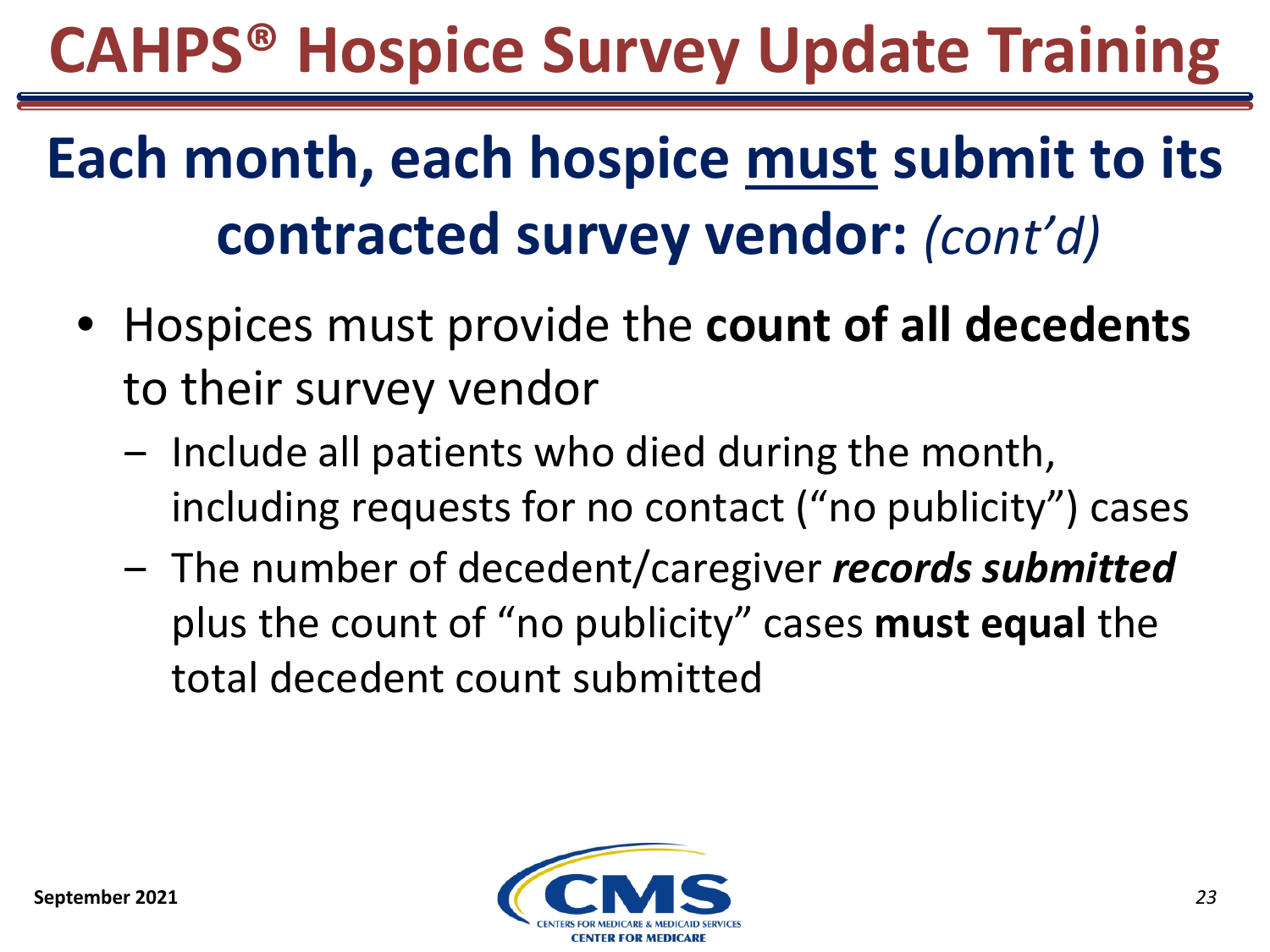# CAHPS® Hospice Survey Update Training

## Each month, each hospice must submit to its contracted survey vendor: *(cont'd)*

- Hospices must provide the **count of all decedents** to their survey vendor
  - Include all patients who died during the month, including requests for no contact ("no publicity") cases
  - The number of decedent/caregiver ***records submitted*** plus the count of "no publicity" cases **must equal** the total decedent count submitted

September 2021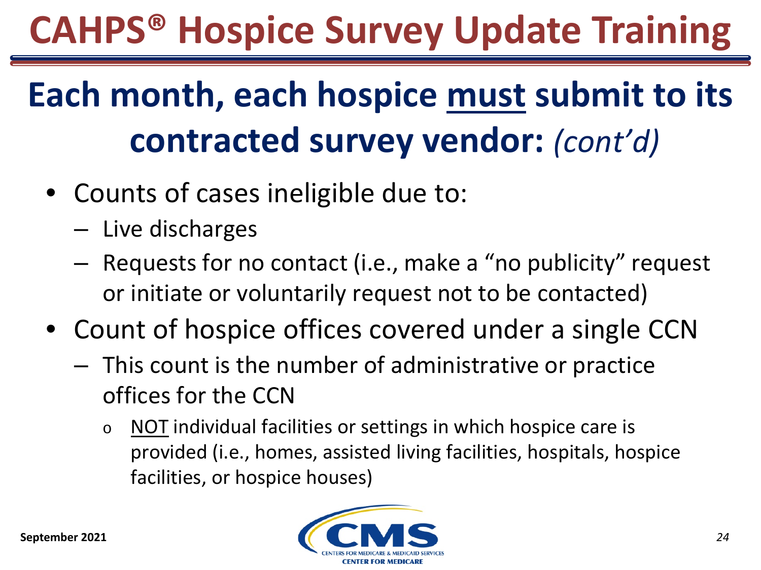# CAHPS® Hospice Survey Update Training

## Each month, each hospice <u>must</u> submit to its contracted survey vendor: *(cont'd)*

- Counts of cases ineligible due to:
  - Live discharges
  - Requests for no contact (i.e., make a "no publicity" request or initiate or voluntarily request not to be contacted)
- Count of hospice offices covered under a single CCN
  - This count is the number of administrative or practice offices for the CCN
    - <u>NOT</u> individual facilities or settings in which hospice care is provided (i.e., homes, assisted living facilities, hospitals, hospice facilities, or hospice houses)

September 2021

CMS
CENTERS FOR MEDICARE & MEDICAID SERVICES
CENTER FOR MEDICARE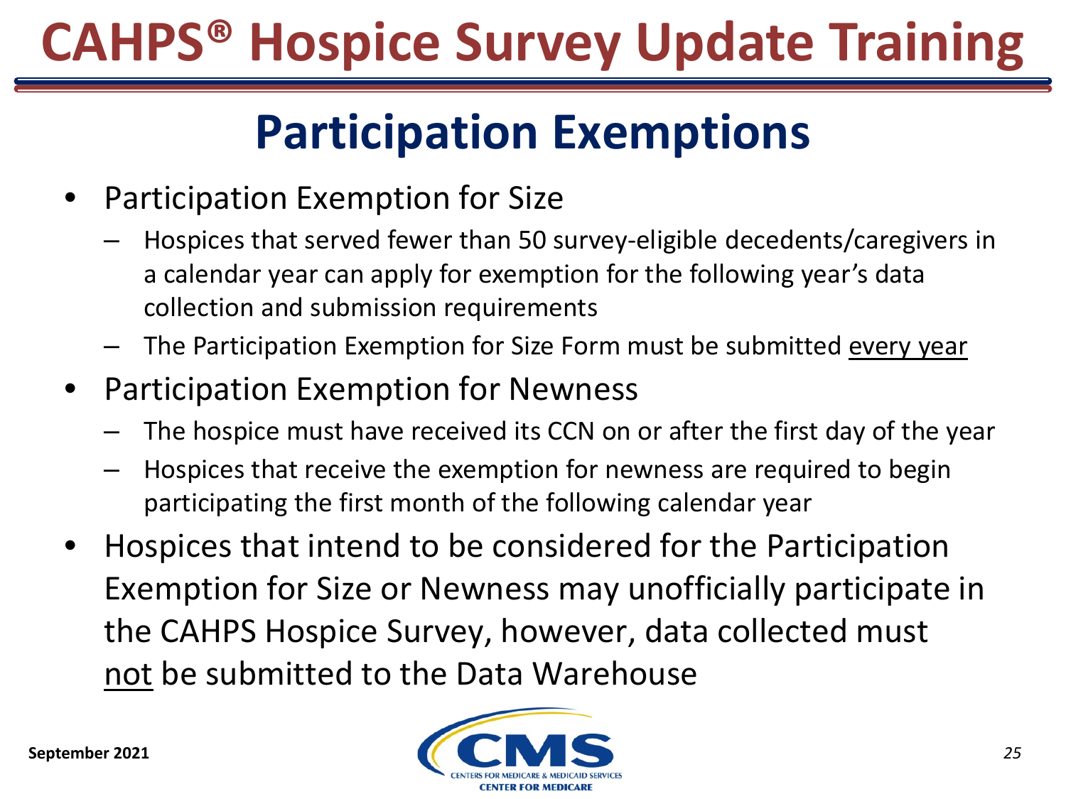# CAHPS® Hospice Survey Update Training

## Participation Exemptions

- Participation Exemption for Size
  - Hospices that served fewer than 50 survey-eligible decedents/caregivers in a calendar year can apply for exemption for the following year's data collection and submission requirements
  - The Participation Exemption for Size Form must be submitted <u>every year</u>
- Participation Exemption for Newness
  - The hospice must have received its CCN on or after the first day of the year
  - Hospices that receive the exemption for newness are required to begin participating the first month of the following calendar year
- Hospices that intend to be considered for the Participation Exemption for Size or Newness may unofficially participate in the CAHPS Hospice Survey, however, data collected must <u>not</u> be submitted to the Data Warehouse

September 2021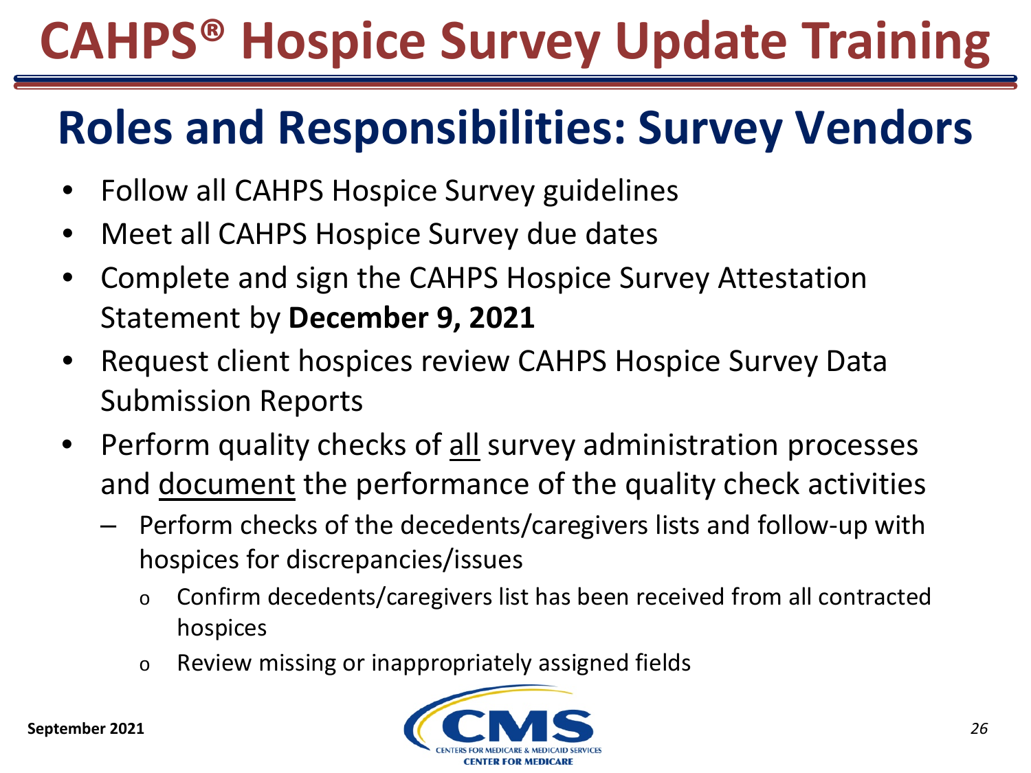# CAHPS® Hospice Survey Update Training

## Roles and Responsibilities: Survey Vendors

- Follow all CAHPS Hospice Survey guidelines
- Meet all CAHPS Hospice Survey due dates
- Complete and sign the CAHPS Hospice Survey Attestation Statement by **December 9, 2021**
- Request client hospices review CAHPS Hospice Survey Data Submission Reports
- Perform quality checks of <u>all</u> survey administration processes and <u>document</u> the performance of the quality check activities
  - Perform checks of the decedents/caregivers lists and follow-up with hospices for discrepancies/issues
    - Confirm decedents/caregivers list has been received from all contracted hospices
    - Review missing or inappropriately assigned fields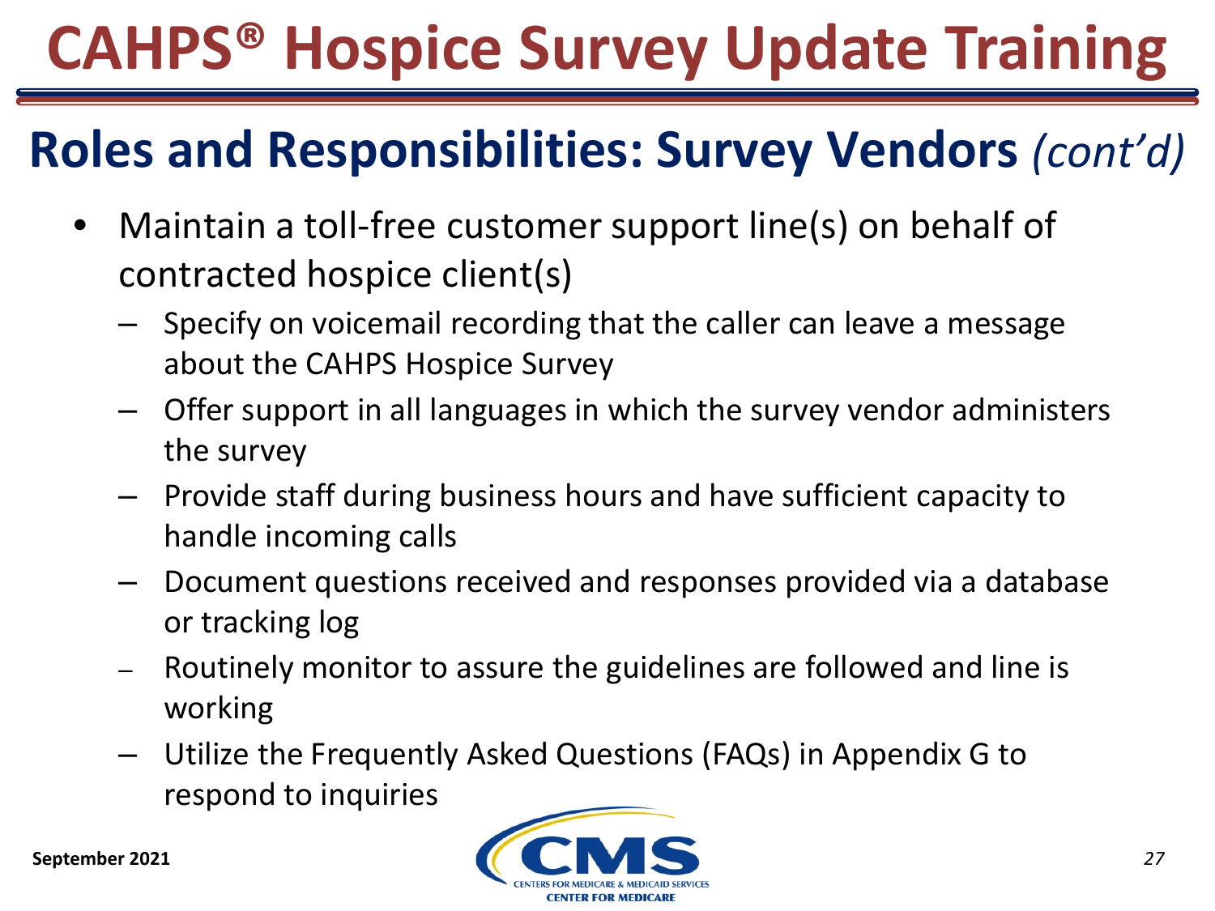# CAHPS® Hospice Survey Update Training

## Roles and Responsibilities: Survey Vendors *(cont'd)*

- Maintain a toll-free customer support line(s) on behalf of contracted hospice client(s)
  - Specify on voicemail recording that the caller can leave a message about the CAHPS Hospice Survey
  - Offer support in all languages in which the survey vendor administers the survey
  - Provide staff during business hours and have sufficient capacity to handle incoming calls
  - Document questions received and responses provided via a database or tracking log
  - Routinely monitor to assure the guidelines are followed and line is working
  - Utilize the Frequently Asked Questions (FAQs) in Appendix G to respond to inquiries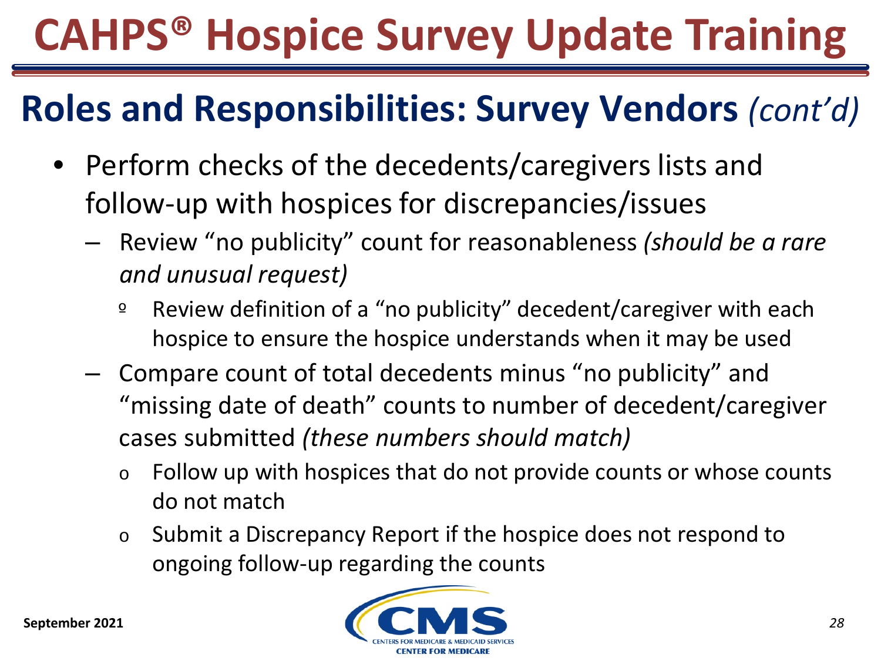# CAHPS® Hospice Survey Update Training

## Roles and Responsibilities: Survey Vendors *(cont'd)*

- Perform checks of the decedents/caregivers lists and follow-up with hospices for discrepancies/issues
  - Review "no publicity" count for reasonableness *(should be a rare and unusual request)*
    - Review definition of a "no publicity" decedent/caregiver with each hospice to ensure the hospice understands when it may be used
  - Compare count of total decedents minus "no publicity" and "missing date of death" counts to number of decedent/caregiver cases submitted *(these numbers should match)*
    - Follow up with hospices that do not provide counts or whose counts do not match
    - Submit a Discrepancy Report if the hospice does not respond to ongoing follow-up regarding the counts

September 2021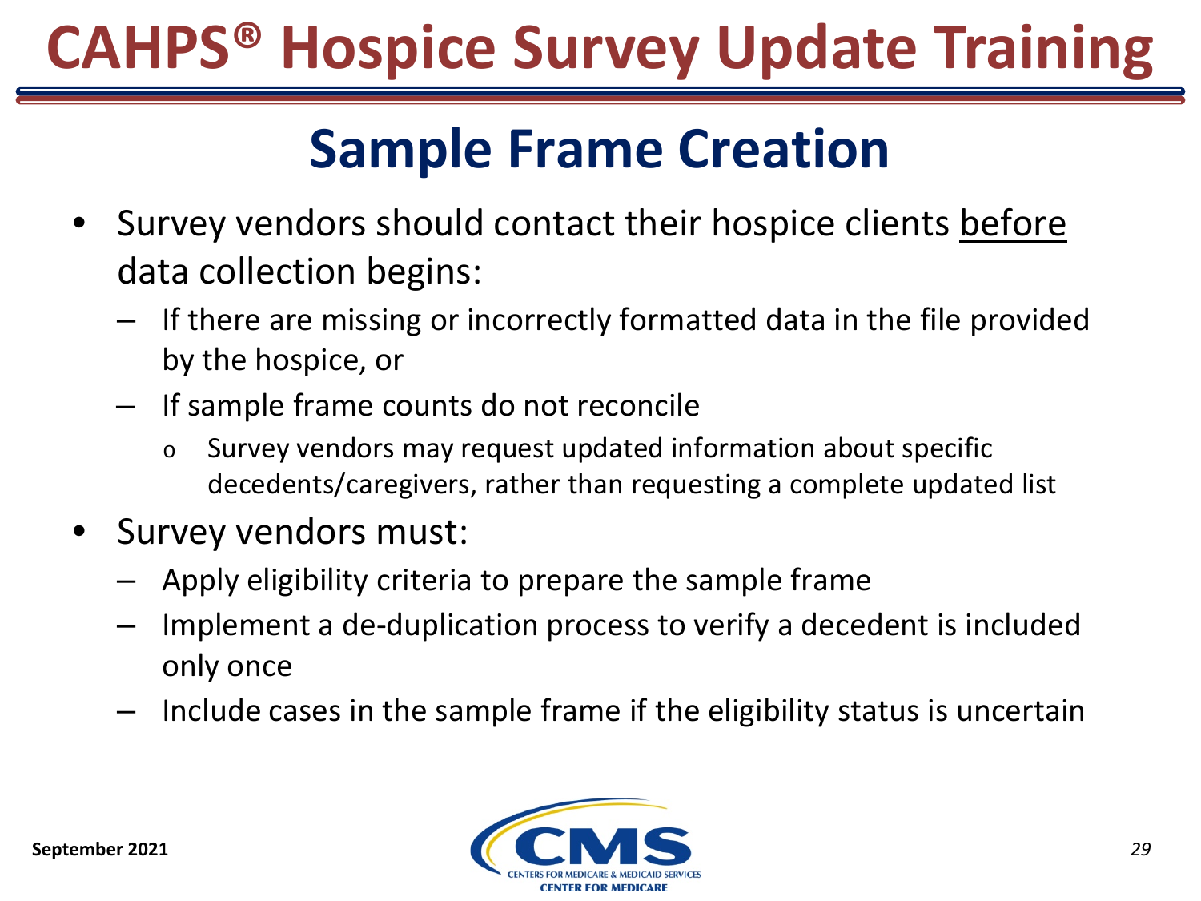# CAHPS® Hospice Survey Update Training

## Sample Frame Creation

- Survey vendors should contact their hospice clients <u>before</u> data collection begins:
  - If there are missing or incorrectly formatted data in the file provided by the hospice, or
  - If sample frame counts do not reconcile
    - Survey vendors may request updated information about specific decedents/caregivers, rather than requesting a complete updated list
- Survey vendors must:
  - Apply eligibility criteria to prepare the sample frame
  - Implement a de-duplication process to verify a decedent is included only once
  - Include cases in the sample frame if the eligibility status is uncertain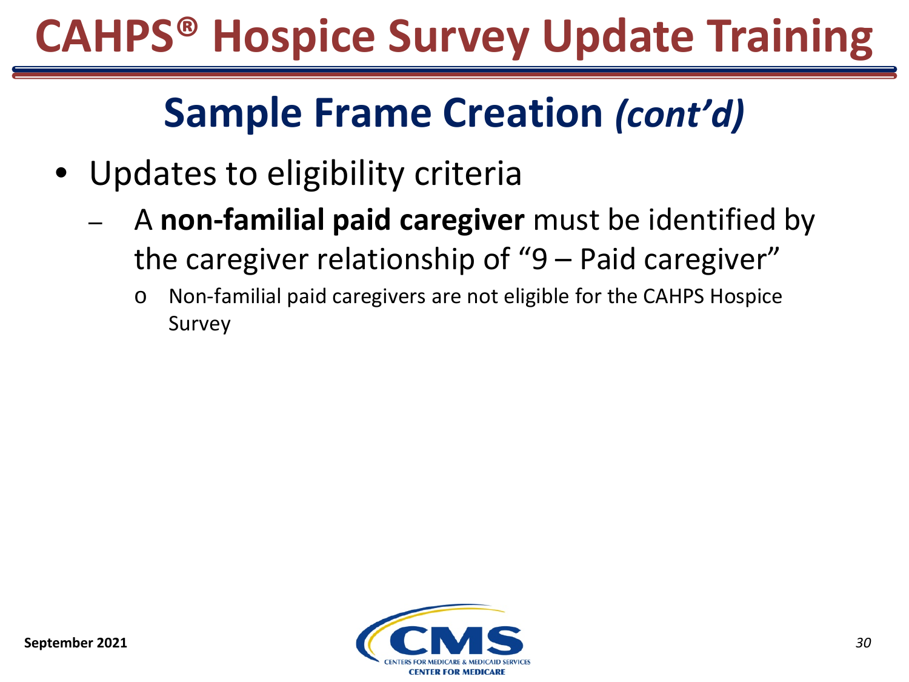## Sample Frame Creation *(cont'd)*

- Updates to eligibility criteria
  - A **non-familial paid caregiver** must be identified by the caregiver relationship of "9 – Paid caregiver"
    - Non-familial paid caregivers are not eligible for the CAHPS Hospice Survey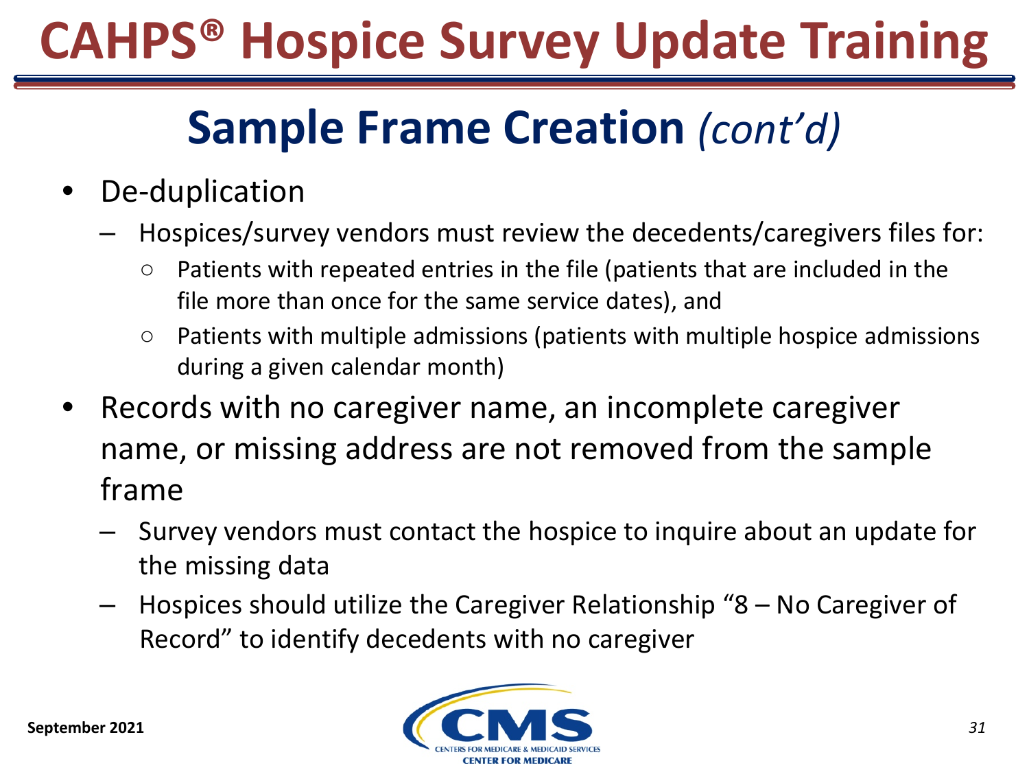## Sample Frame Creation *(cont'd)*

- De-duplication
  - Hospices/survey vendors must review the decedents/caregivers files for:
    - Patients with repeated entries in the file (patients that are included in the file more than once for the same service dates), and
    - Patients with multiple admissions (patients with multiple hospice admissions during a given calendar month)
- Records with no caregiver name, an incomplete caregiver name, or missing address are not removed from the sample frame
  - Survey vendors must contact the hospice to inquire about an update for the missing data
  - Hospices should utilize the Caregiver Relationship "8 – No Caregiver of Record" to identify decedents with no caregiver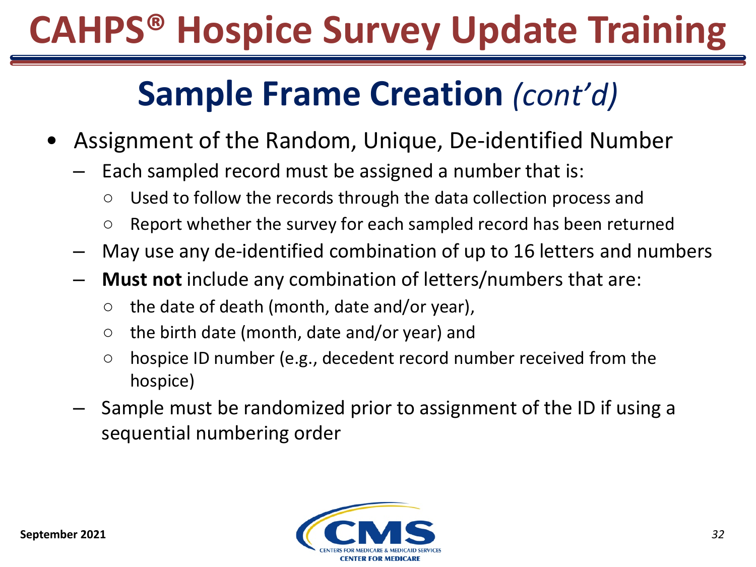# CAHPS® Hospice Survey Update Training

## Sample Frame Creation *(cont'd)*

- Assignment of the Random, Unique, De-identified Number
  - Each sampled record must be assigned a number that is:
    - Used to follow the records through the data collection process and
    - Report whether the survey for each sampled record has been returned
  - May use any de-identified combination of up to 16 letters and numbers
  - **Must not** include any combination of letters/numbers that are:
    - the date of death (month, date and/or year),
    - the birth date (month, date and/or year) and
    - hospice ID number (e.g., decedent record number received from the hospice)
  - Sample must be randomized prior to assignment of the ID if using a sequential numbering order

September 2021

CMS
CENTERS FOR MEDICARE & MEDICAID SERVICES
CENTER FOR MEDICARE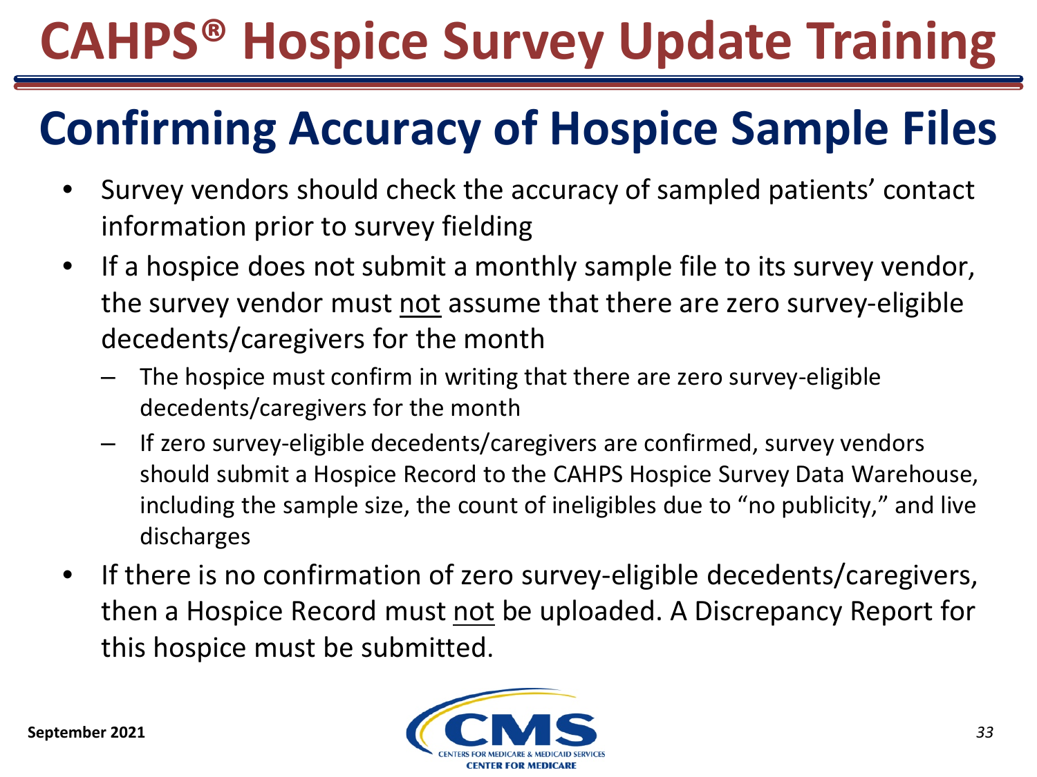# CAHPS® Hospice Survey Update Training

## Confirming Accuracy of Hospice Sample Files

- Survey vendors should check the accuracy of sampled patients' contact information prior to survey fielding
- If a hospice does not submit a monthly sample file to its survey vendor, the survey vendor must not assume that there are zero survey-eligible decedents/caregivers for the month
  - The hospice must confirm in writing that there are zero survey-eligible decedents/caregivers for the month
  - If zero survey-eligible decedents/caregivers are confirmed, survey vendors should submit a Hospice Record to the CAHPS Hospice Survey Data Warehouse, including the sample size, the count of ineligibles due to "no publicity," and live discharges
- If there is no confirmation of zero survey-eligible decedents/caregivers, then a Hospice Record must not be uploaded. A Discrepancy Report for this hospice must be submitted.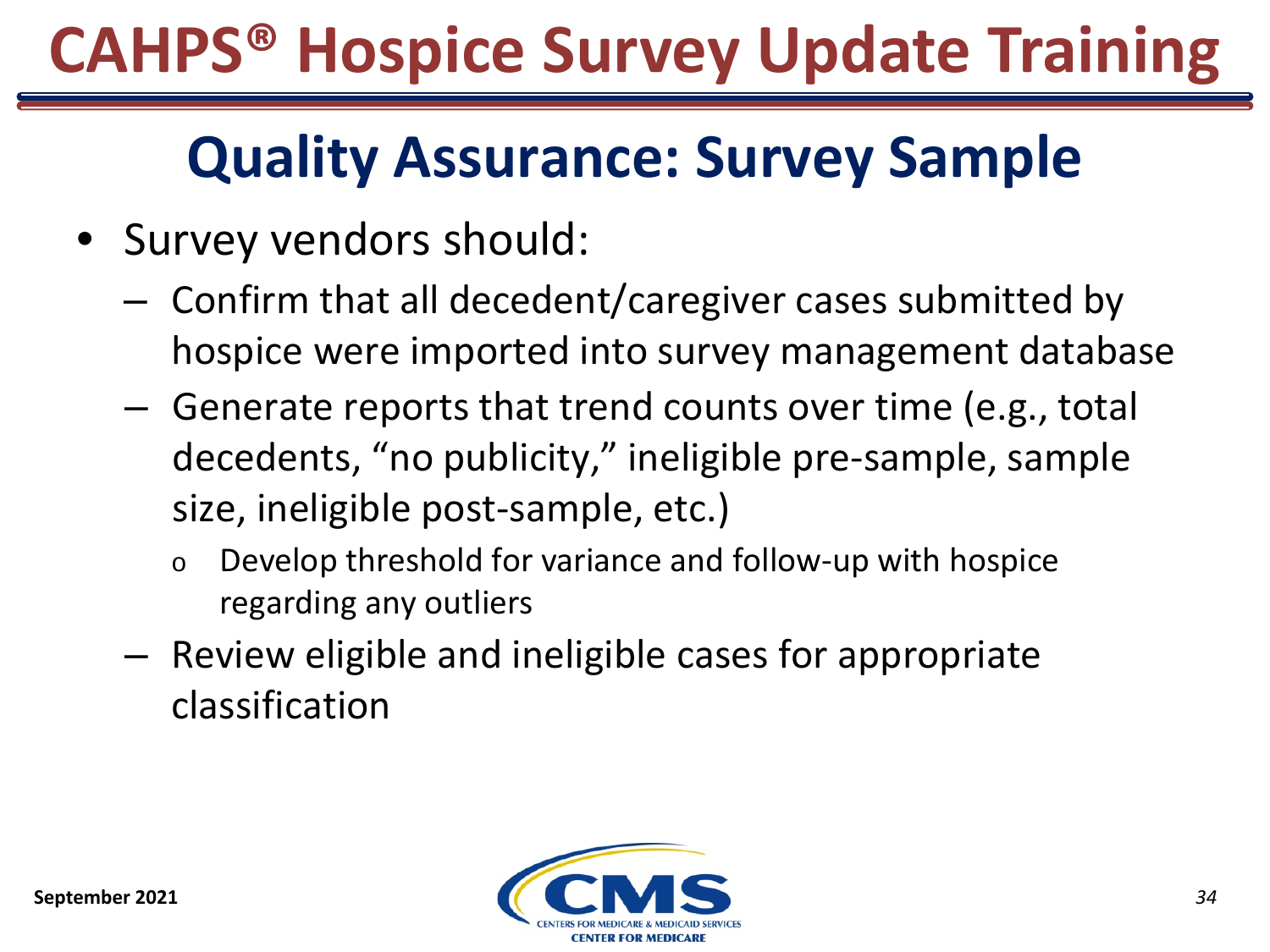# CAHPS® Hospice Survey Update Training

## Quality Assurance: Survey Sample

- Survey vendors should:
  - Confirm that all decedent/caregiver cases submitted by hospice were imported into survey management database
  - Generate reports that trend counts over time (e.g., total decedents, “no publicity,” ineligible pre-sample, sample size, ineligible post-sample, etc.)
    - Develop threshold for variance and follow-up with hospice regarding any outliers
  - Review eligible and ineligible cases for appropriate classification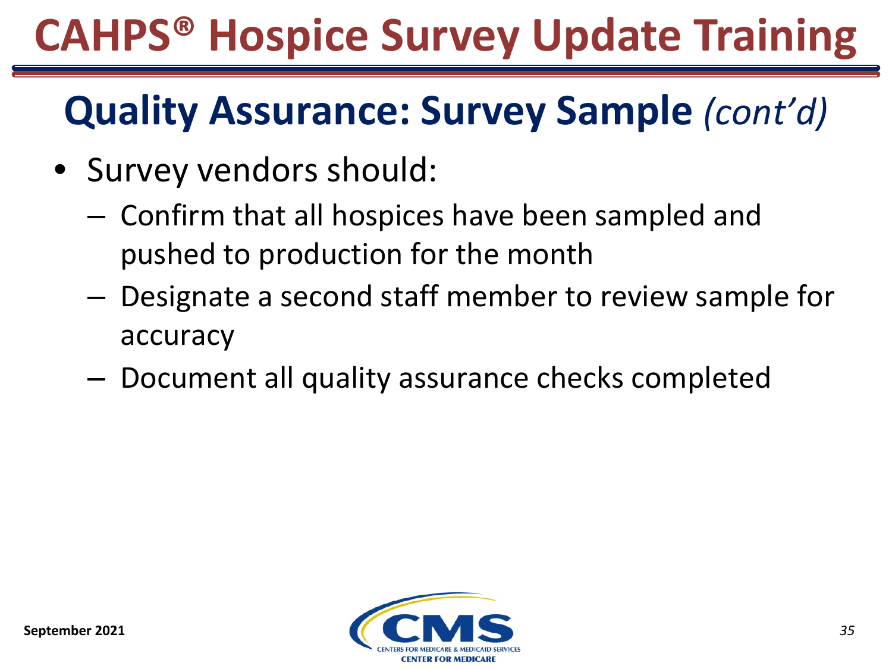# CAHPS® Hospice Survey Update Training

## Quality Assurance: Survey Sample *(cont'd)*

- Survey vendors should:
  - Confirm that all hospices have been sampled and pushed to production for the month
  - Designate a second staff member to review sample for accuracy
  - Document all quality assurance checks completed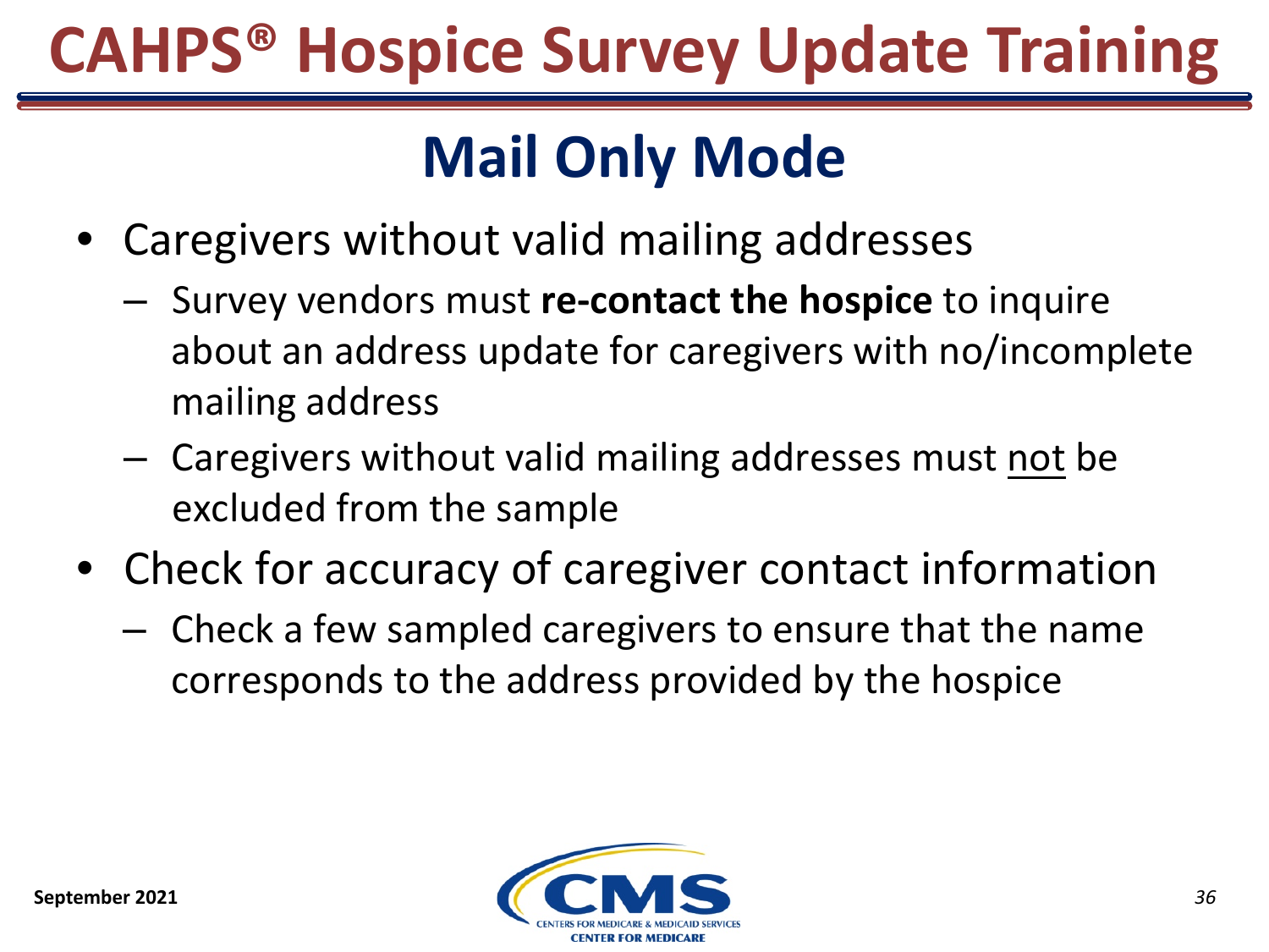## Mail Only Mode

- Caregivers without valid mailing addresses
  - Survey vendors must **re-contact the hospice** to inquire about an address update for caregivers with no/incomplete mailing address
  - Caregivers without valid mailing addresses must <u>not</u> be excluded from the sample
- Check for accuracy of caregiver contact information
  - Check a few sampled caregivers to ensure that the name corresponds to the address provided by the hospice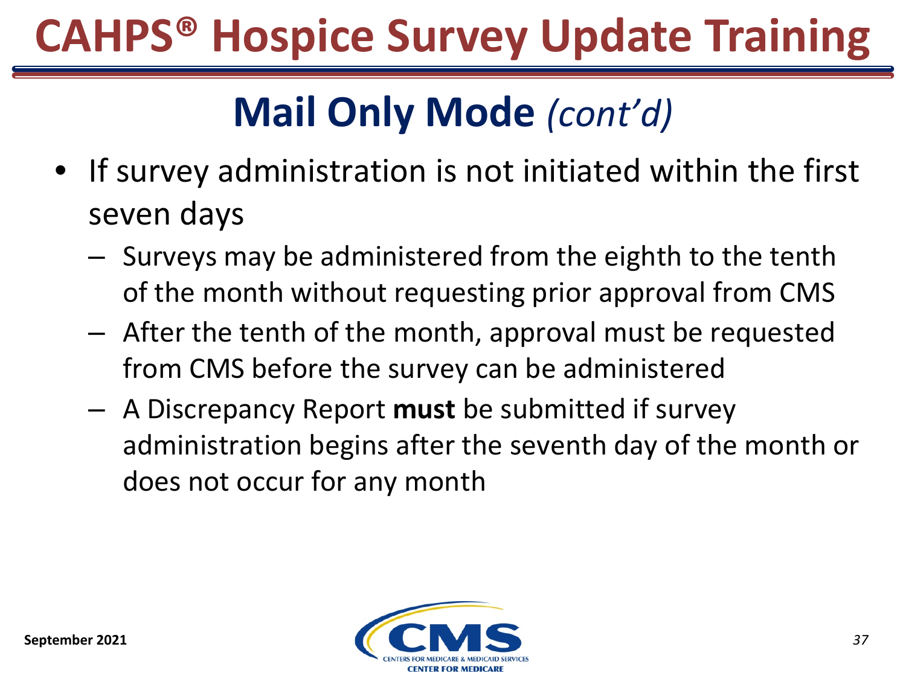# CAHPS® Hospice Survey Update Training

## Mail Only Mode *(cont'd)*

- If survey administration is not initiated within the first seven days
  - Surveys may be administered from the eighth to the tenth of the month without requesting prior approval from CMS
  - After the tenth of the month, approval must be requested from CMS before the survey can be administered
  - A Discrepancy Report **must** be submitted if survey administration begins after the seventh day of the month or does not occur for any month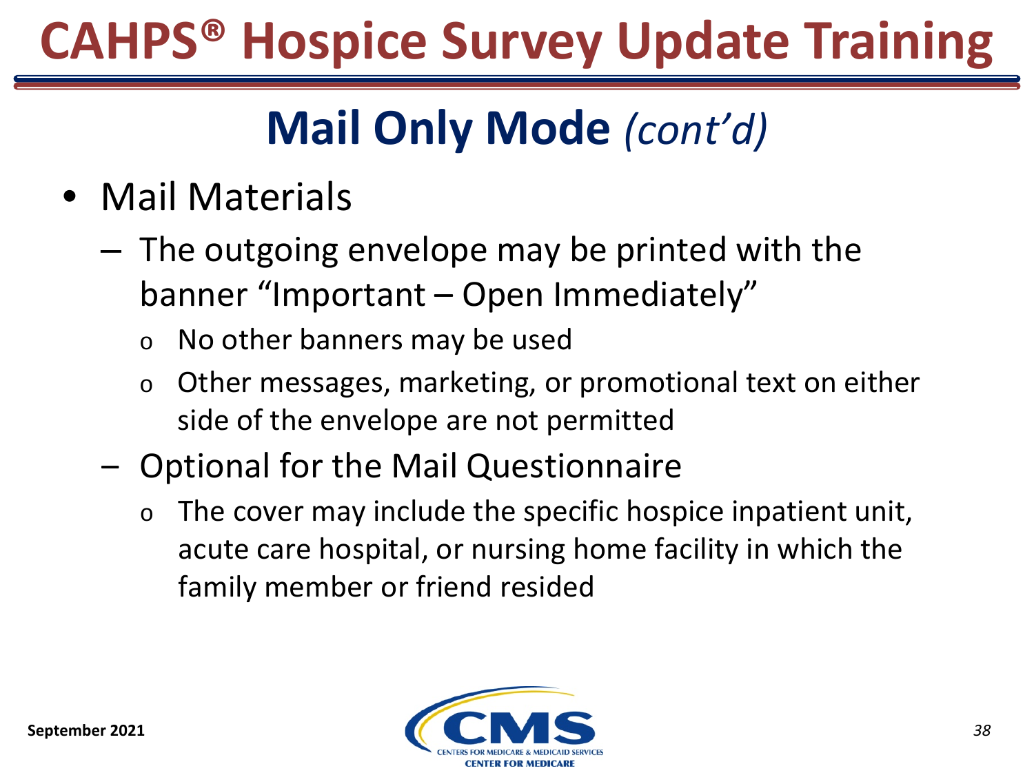# CAHPS® Hospice Survey Update Training

## Mail Only Mode *(cont'd)*

- Mail Materials
  - The outgoing envelope may be printed with the banner "Important – Open Immediately"
    - No other banners may be used
    - Other messages, marketing, or promotional text on either side of the envelope are not permitted
  - Optional for the Mail Questionnaire
    - The cover may include the specific hospice inpatient unit, acute care hospital, or nursing home facility in which the family member or friend resided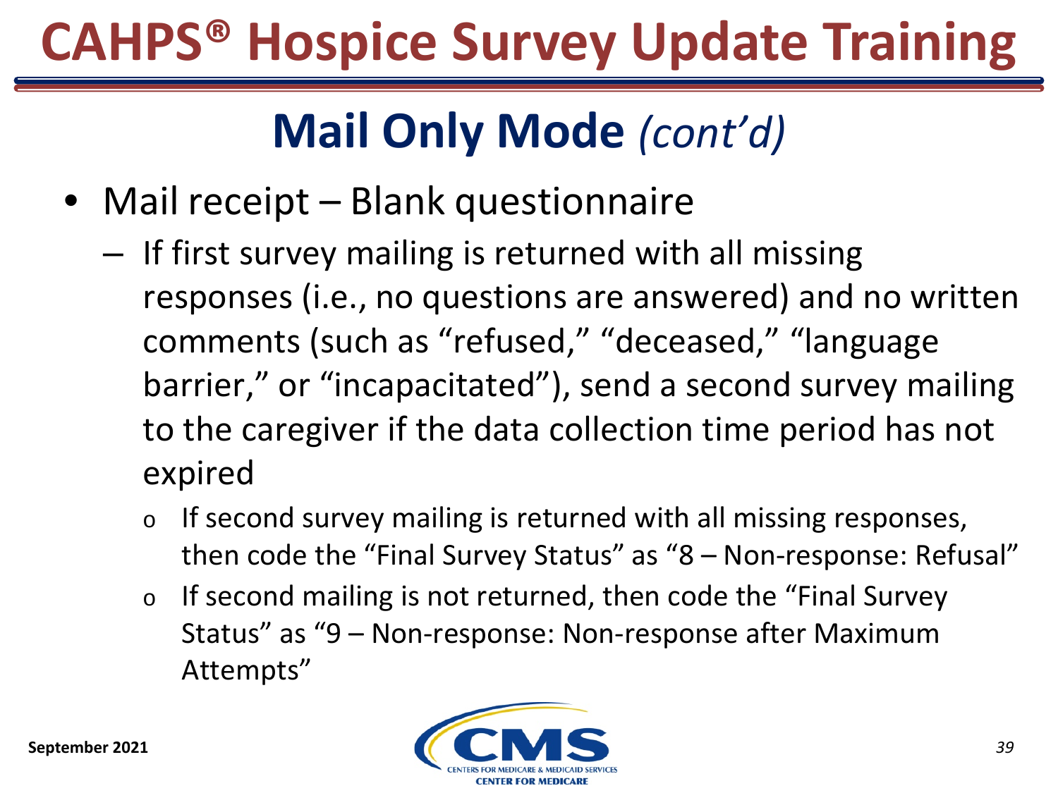# CAHPS® Hospice Survey Update Training

## Mail Only Mode *(cont'd)*

- Mail receipt – Blank questionnaire
  - If first survey mailing is returned with all missing responses (i.e., no questions are answered) and no written comments (such as "refused," "deceased," "language barrier," or "incapacitated"), send a second survey mailing to the caregiver if the data collection time period has not expired
    - If second survey mailing is returned with all missing responses, then code the "Final Survey Status" as "8 – Non-response: Refusal"
    - If second mailing is not returned, then code the "Final Survey Status" as "9 – Non-response: Non-response after Maximum Attempts"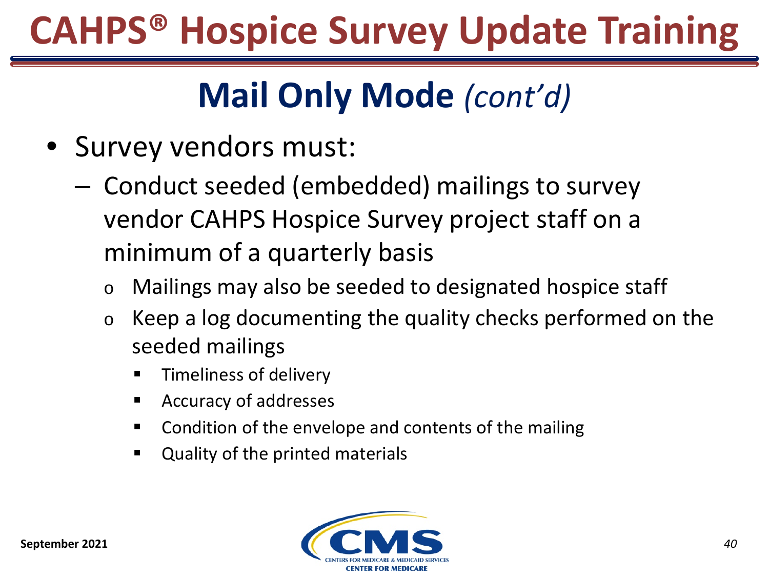# CAHPS® Hospice Survey Update Training

## Mail Only Mode *(cont'd)*

- Survey vendors must:
  - Conduct seeded (embedded) mailings to survey vendor CAHPS Hospice Survey project staff on a minimum of a quarterly basis
    - Mailings may also be seeded to designated hospice staff
    - Keep a log documenting the quality checks performed on the seeded mailings
      - Timeliness of delivery
      - Accuracy of addresses
      - Condition of the envelope and contents of the mailing
      - Quality of the printed materials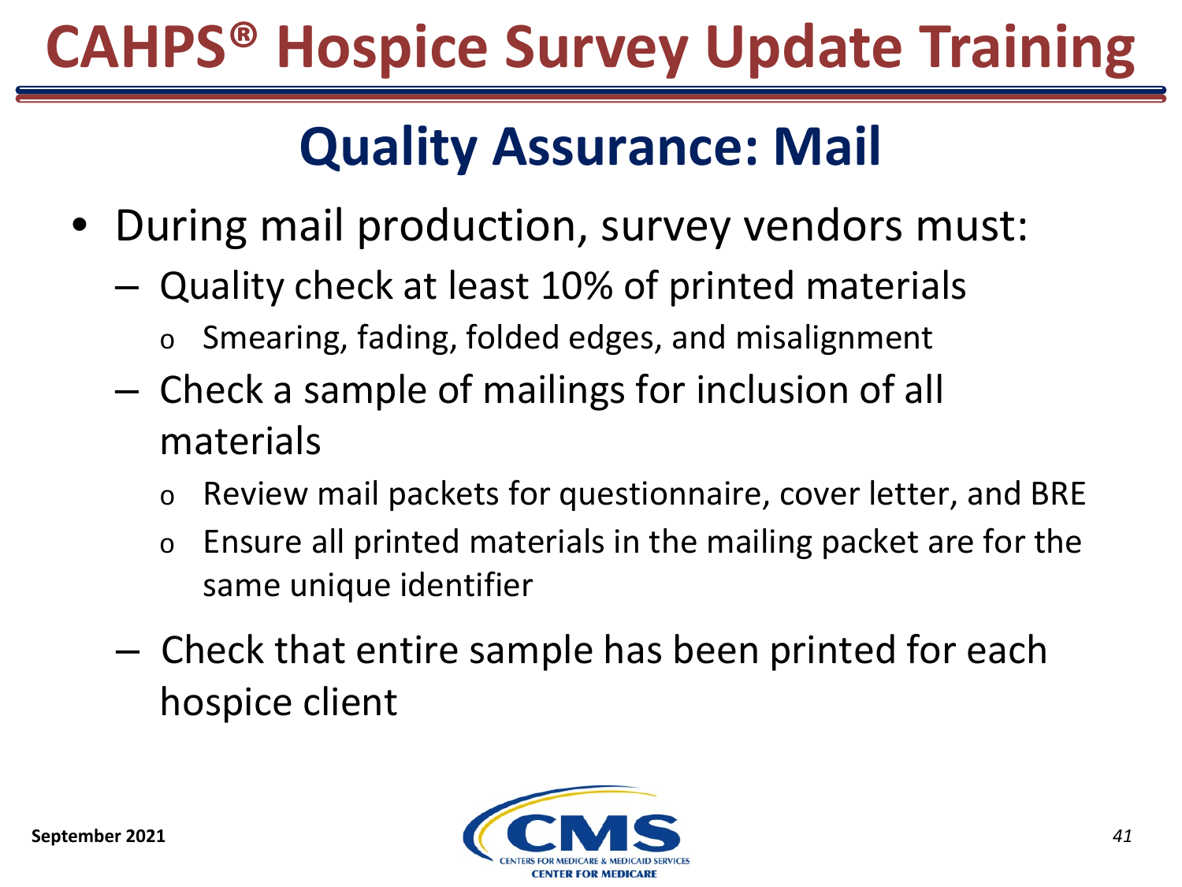# CAHPS® Hospice Survey Update Training

## Quality Assurance: Mail

- During mail production, survey vendors must:
  - Quality check at least 10% of printed materials
    - Smearing, fading, folded edges, and misalignment
  - Check a sample of mailings for inclusion of all materials
    - Review mail packets for questionnaire, cover letter, and BRE
    - Ensure all printed materials in the mailing packet are for the same unique identifier
  - Check that entire sample has been printed for each hospice client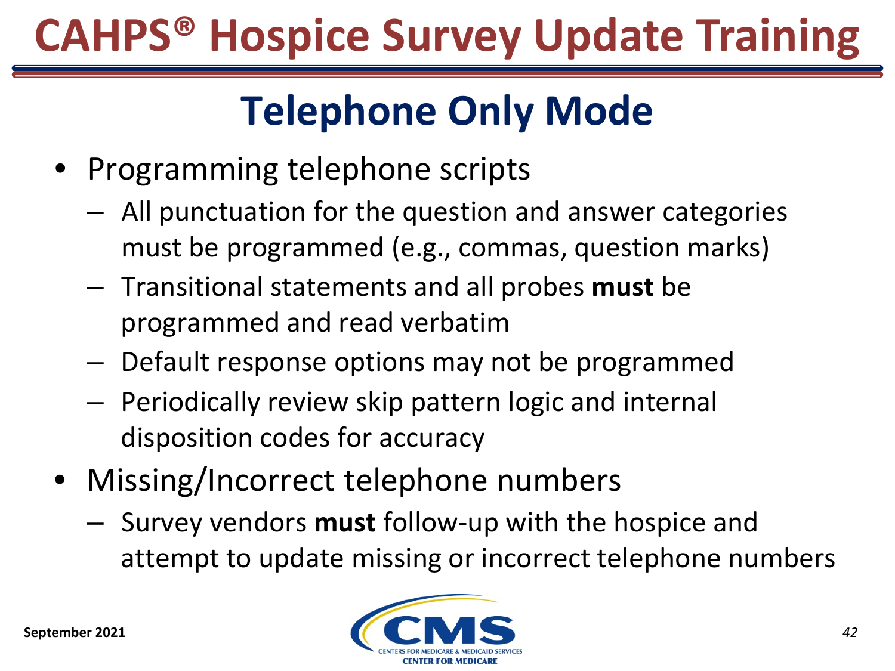## Telephone Only Mode

- Programming telephone scripts
  - All punctuation for the question and answer categories must be programmed (e.g., commas, question marks)
  - Transitional statements and all probes **must** be programmed and read verbatim
  - Default response options may not be programmed
  - Periodically review skip pattern logic and internal disposition codes for accuracy
- Missing/Incorrect telephone numbers
  - Survey vendors **must** follow-up with the hospice and attempt to update missing or incorrect telephone numbers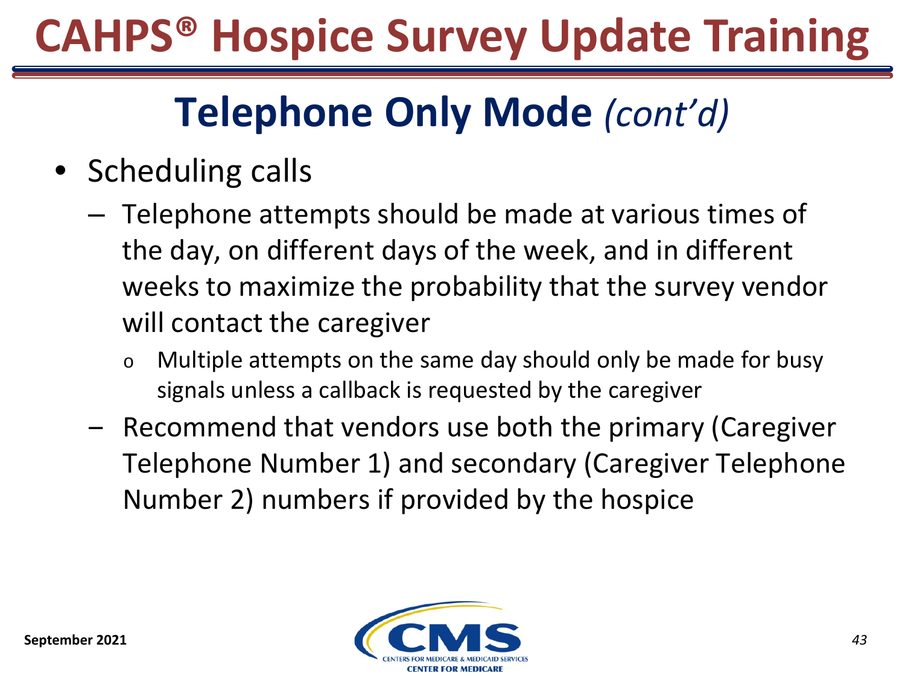# CAHPS® Hospice Survey Update Training

## Telephone Only Mode *(cont'd)*

- Scheduling calls
  - Telephone attempts should be made at various times of the day, on different days of the week, and in different weeks to maximize the probability that the survey vendor will contact the caregiver
    - Multiple attempts on the same day should only be made for busy signals unless a callback is requested by the caregiver
  - Recommend that vendors use both the primary (Caregiver Telephone Number 1) and secondary (Caregiver Telephone Number 2) numbers if provided by the hospice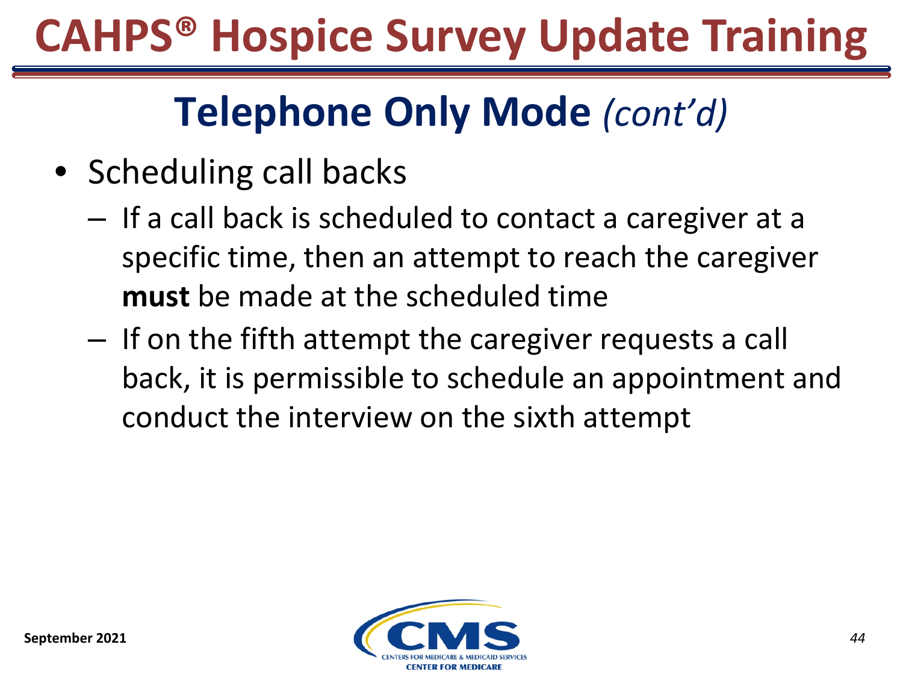# CAHPS® Hospice Survey Update Training

## Telephone Only Mode *(cont'd)*

- Scheduling call backs
  - If a call back is scheduled to contact a caregiver at a specific time, then an attempt to reach the caregiver **must** be made at the scheduled time
  - If on the fifth attempt the caregiver requests a call back, it is permissible to schedule an appointment and conduct the interview on the sixth attempt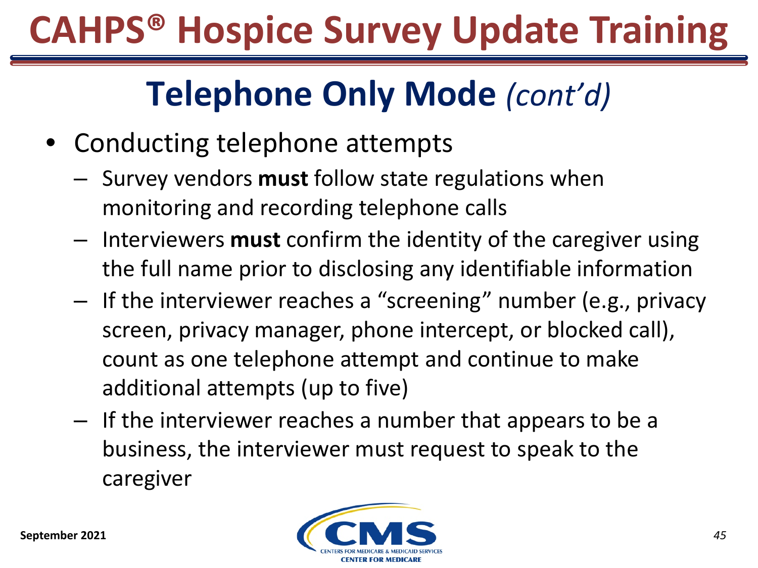# CAHPS® Hospice Survey Update Training

## Telephone Only Mode *(cont'd)*

- Conducting telephone attempts
  - Survey vendors **must** follow state regulations when monitoring and recording telephone calls
  - Interviewers **must** confirm the identity of the caregiver using the full name prior to disclosing any identifiable information
  - If the interviewer reaches a "screening" number (e.g., privacy screen, privacy manager, phone intercept, or blocked call), count as one telephone attempt and continue to make additional attempts (up to five)
  - If the interviewer reaches a number that appears to be a business, the interviewer must request to speak to the caregiver

September 2021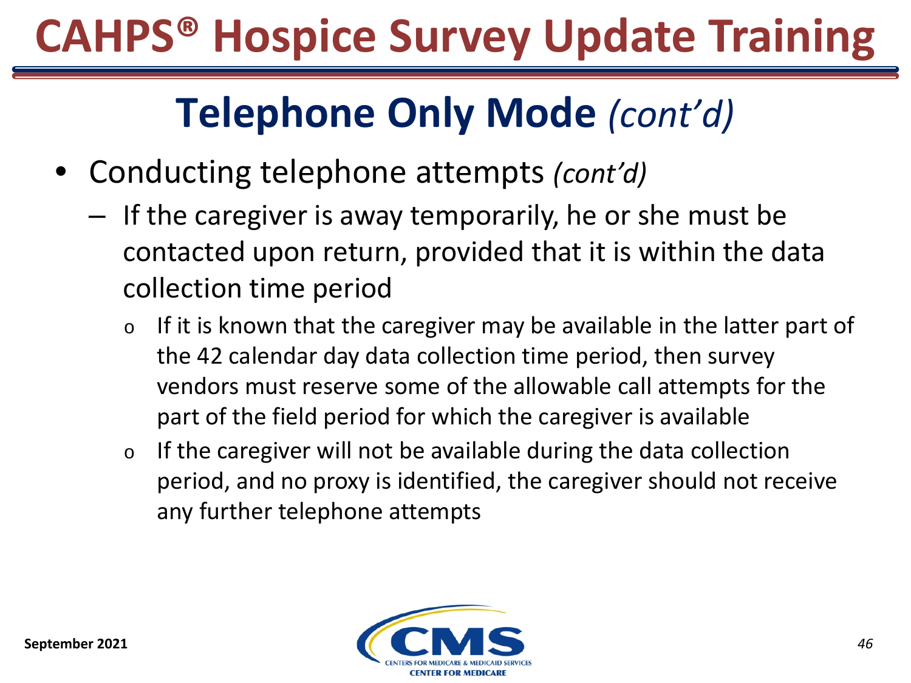# CAHPS® Hospice Survey Update Training

## Telephone Only Mode *(cont'd)*

- Conducting telephone attempts *(cont'd)*
  - If the caregiver is away temporarily, he or she must be contacted upon return, provided that it is within the data collection time period
    - If it is known that the caregiver may be available in the latter part of the 42 calendar day data collection time period, then survey vendors must reserve some of the allowable call attempts for the part of the field period for which the caregiver is available
    - If the caregiver will not be available during the data collection period, and no proxy is identified, the caregiver should not receive any further telephone attempts

September 2021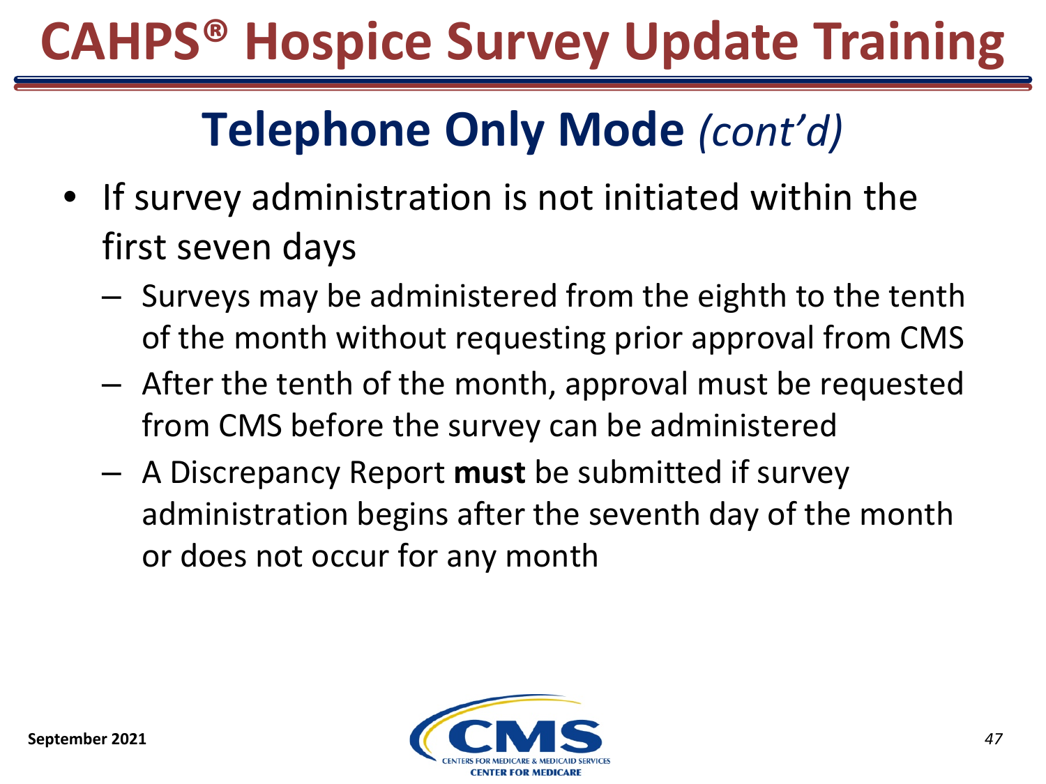# CAHPS® Hospice Survey Update Training

## Telephone Only Mode *(cont'd)*

- If survey administration is not initiated within the first seven days
  - Surveys may be administered from the eighth to the tenth of the month without requesting prior approval from CMS
  - After the tenth of the month, approval must be requested from CMS before the survey can be administered
  - A Discrepancy Report **must** be submitted if survey administration begins after the seventh day of the month or does not occur for any month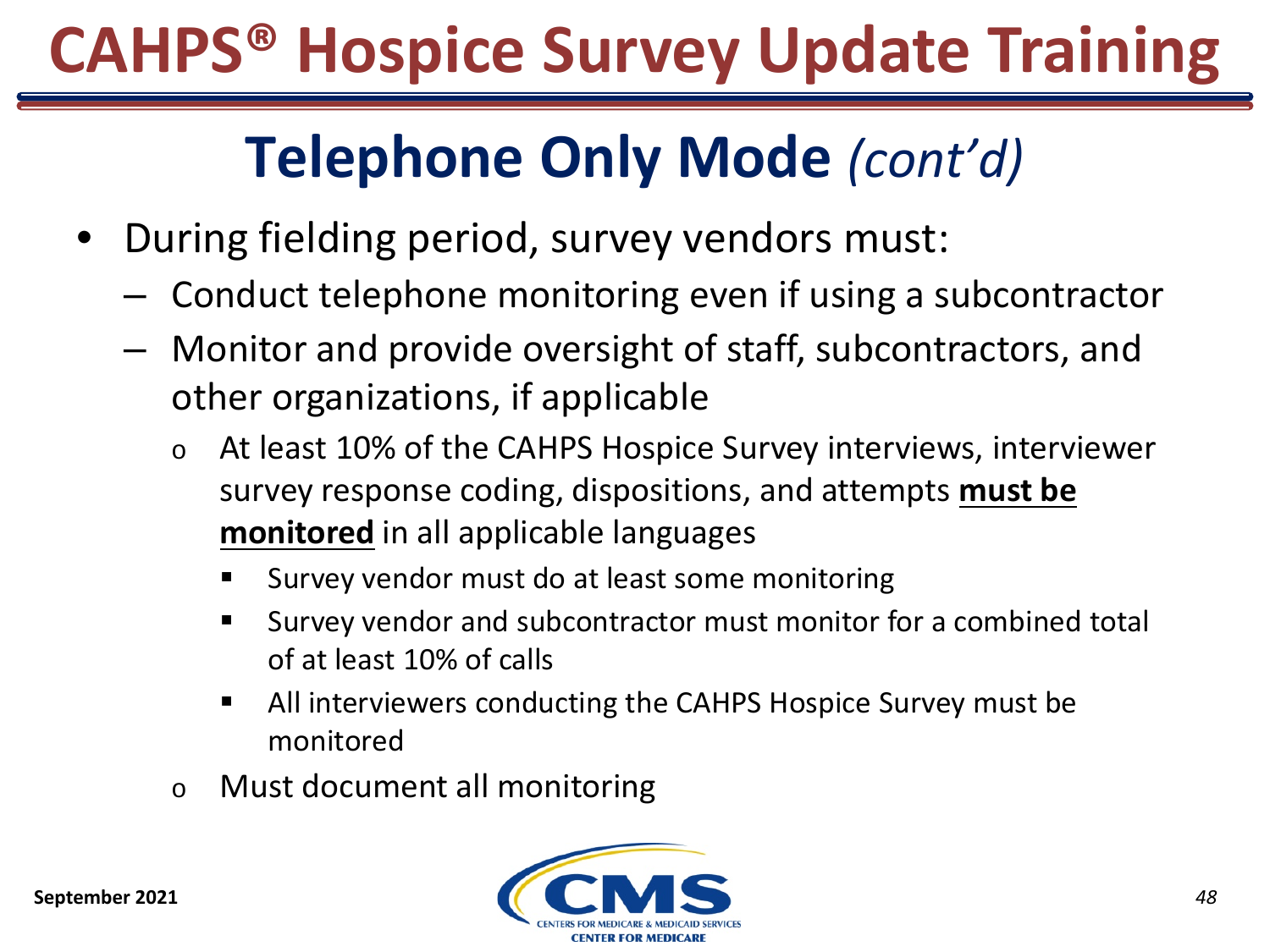# CAHPS® Hospice Survey Update Training

## Telephone Only Mode *(cont'd)*

- During fielding period, survey vendors must:
  - Conduct telephone monitoring even if using a subcontractor
  - Monitor and provide oversight of staff, subcontractors, and other organizations, if applicable
    - At least 10% of the CAHPS Hospice Survey interviews, interviewer survey response coding, dispositions, and attempts **must be monitored** in all applicable languages
      - Survey vendor must do at least some monitoring
      - Survey vendor and subcontractor must monitor for a combined total of at least 10% of calls
      - All interviewers conducting the CAHPS Hospice Survey must be monitored
    - Must document all monitoring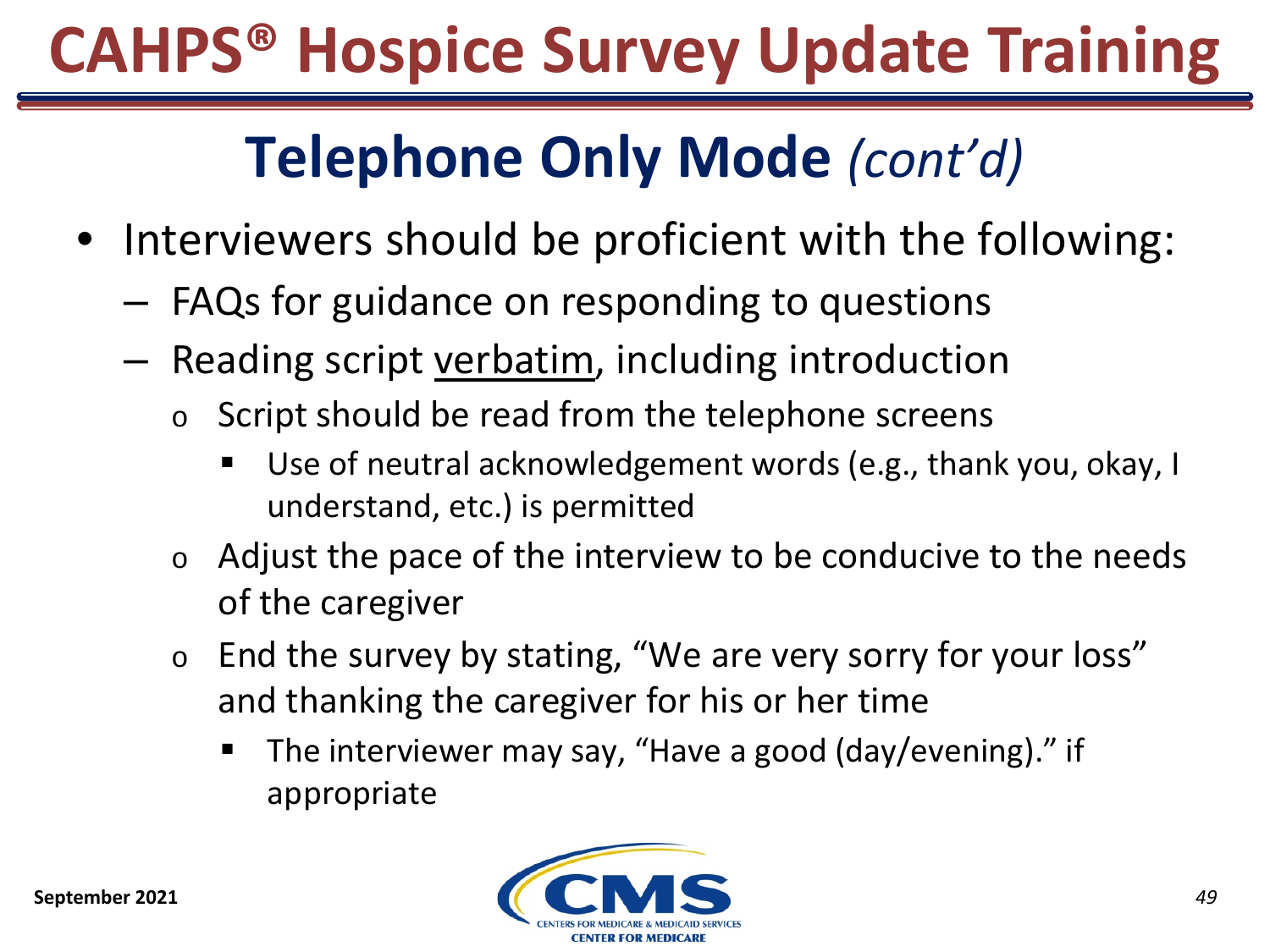# CAHPS® Hospice Survey Update Training

## Telephone Only Mode *(cont'd)*

- Interviewers should be proficient with the following:
  - FAQs for guidance on responding to questions
  - Reading script <u>verbatim</u>, including introduction
    - Script should be read from the telephone screens
      - Use of neutral acknowledgement words (e.g., thank you, okay, I understand, etc.) is permitted
    - Adjust the pace of the interview to be conducive to the needs of the caregiver
    - End the survey by stating, "We are very sorry for your loss" and thanking the caregiver for his or her time
      - The interviewer may say, "Have a good (day/evening)." if appropriate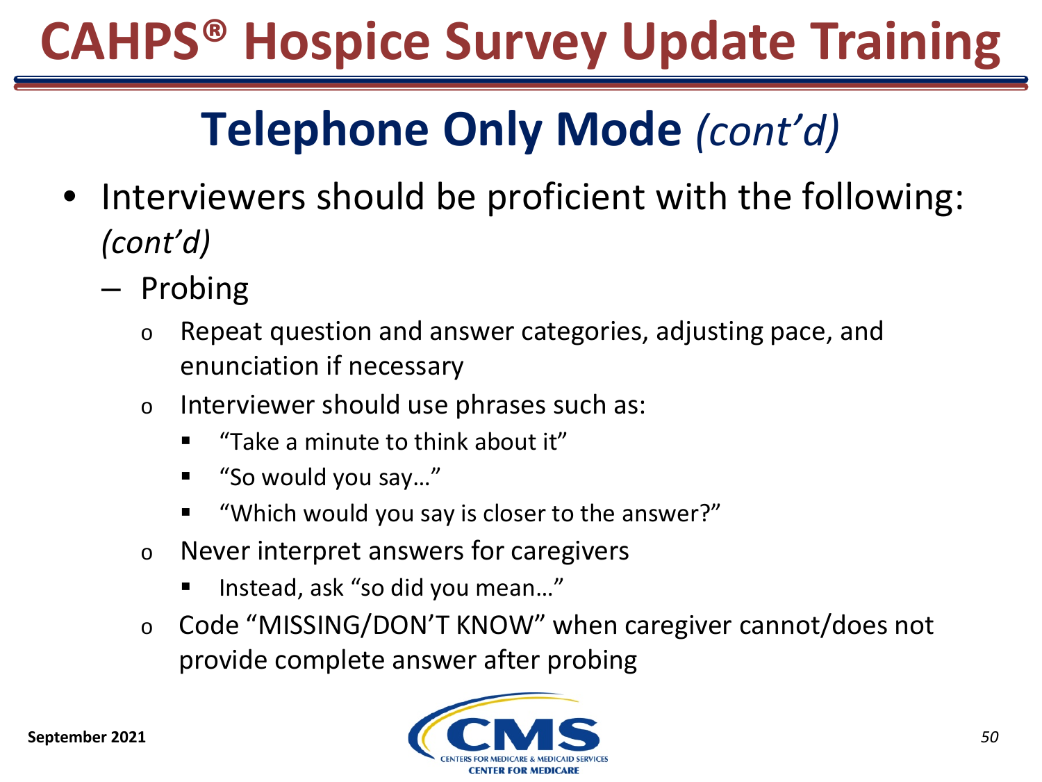# CAHPS® Hospice Survey Update Training

## Telephone Only Mode *(cont'd)*

- Interviewers should be proficient with the following: *(cont'd)*
  - Probing
    - Repeat question and answer categories, adjusting pace, and enunciation if necessary
    - Interviewer should use phrases such as:
      - "Take a minute to think about it"
      - "So would you say…"
      - "Which would you say is closer to the answer?"
    - Never interpret answers for caregivers
      - Instead, ask "so did you mean…"
    - Code "MISSING/DON'T KNOW" when caregiver cannot/does not provide complete answer after probing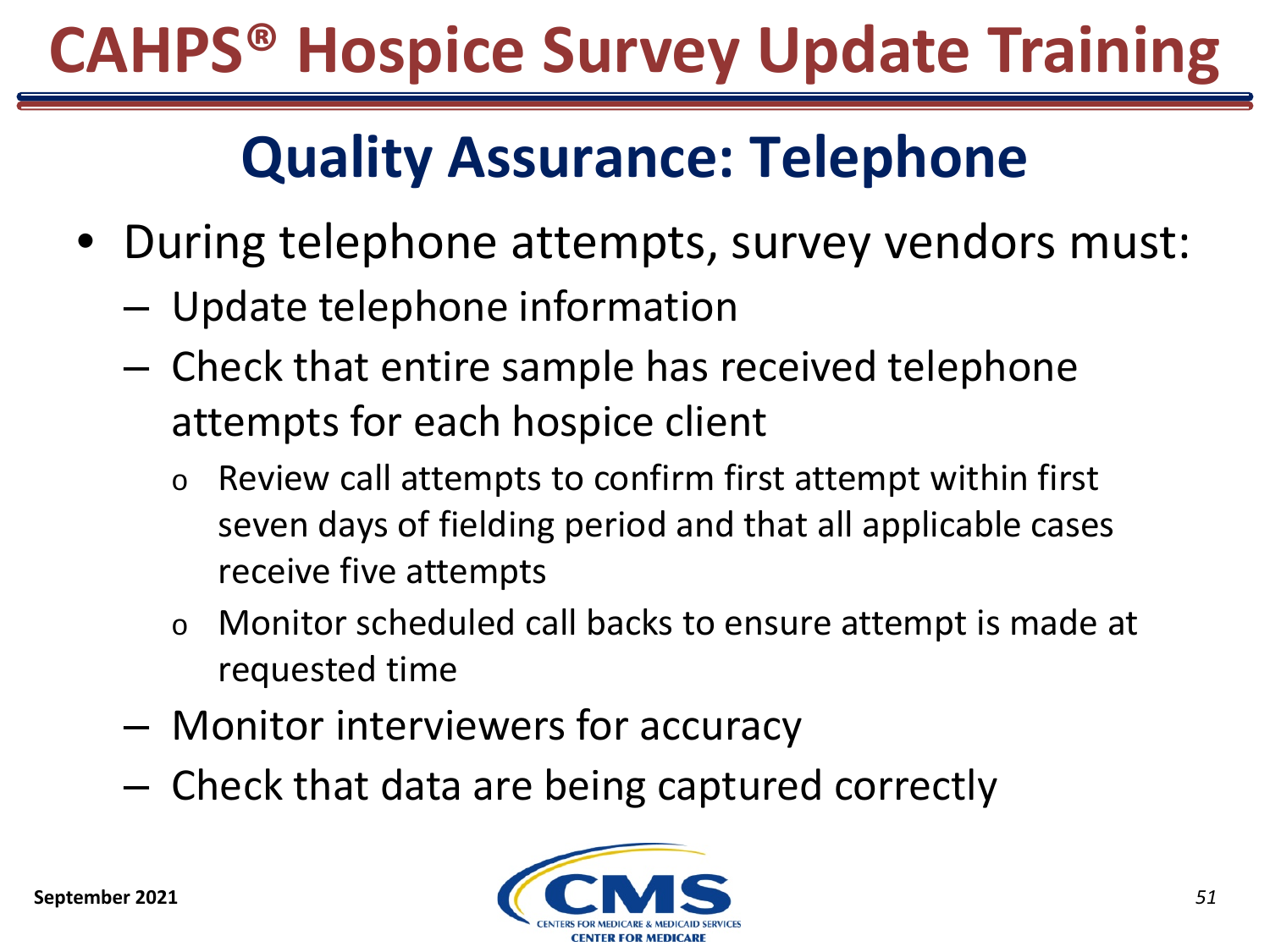# CAHPS® Hospice Survey Update Training

## Quality Assurance: Telephone

- During telephone attempts, survey vendors must:
  - Update telephone information
  - Check that entire sample has received telephone attempts for each hospice client
    - Review call attempts to confirm first attempt within first seven days of fielding period and that all applicable cases receive five attempts
    - Monitor scheduled call backs to ensure attempt is made at requested time
  - Monitor interviewers for accuracy
  - Check that data are being captured correctly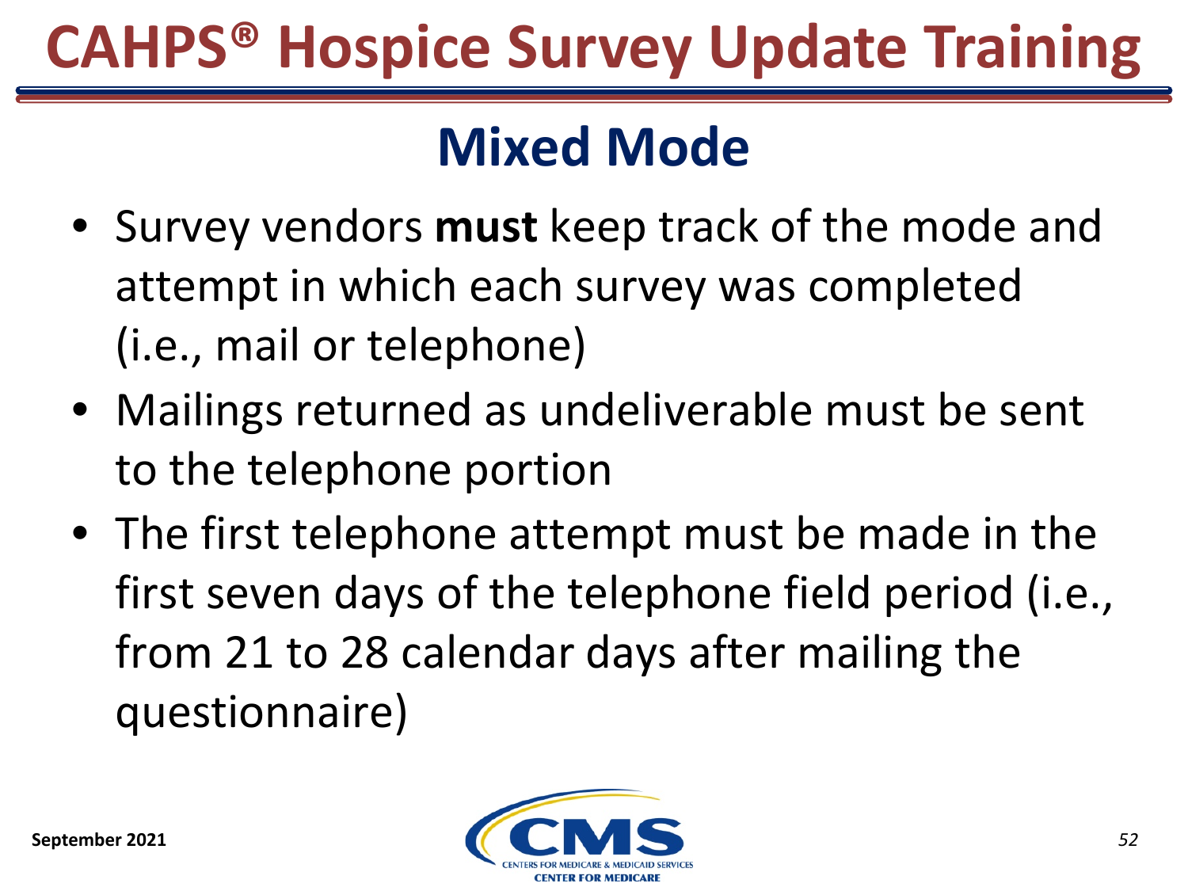# CAHPS® Hospice Survey Update Training

## Mixed Mode

- Survey vendors **must** keep track of the mode and attempt in which each survey was completed (i.e., mail or telephone)
- Mailings returned as undeliverable must be sent to the telephone portion
- The first telephone attempt must be made in the first seven days of the telephone field period (i.e., from 21 to 28 calendar days after mailing the questionnaire)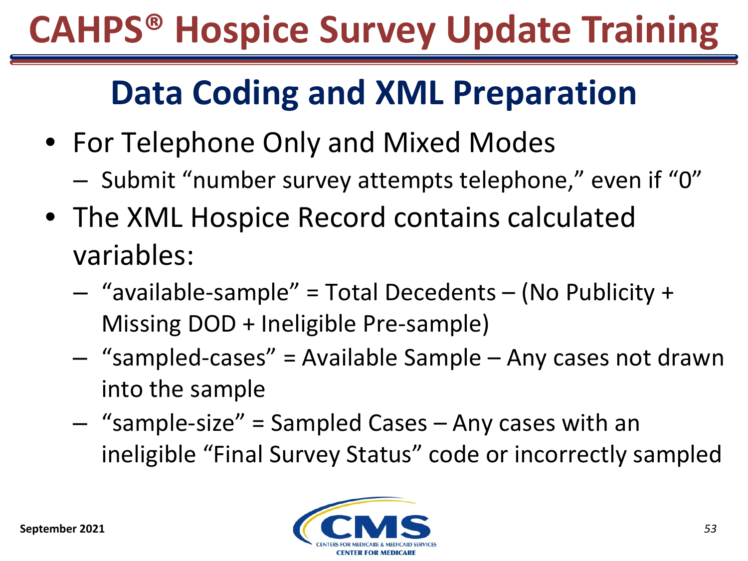# CAHPS® Hospice Survey Update Training

## Data Coding and XML Preparation

- For Telephone Only and Mixed Modes
  - Submit “number survey attempts telephone,” even if “0”
- The XML Hospice Record contains calculated variables:
  - “available-sample” = Total Decedents – (No Publicity + Missing DOD + Ineligible Pre-sample)
  - “sampled-cases” = Available Sample – Any cases not drawn into the sample
  - “sample-size” = Sampled Cases – Any cases with an ineligible “Final Survey Status” code or incorrectly sampled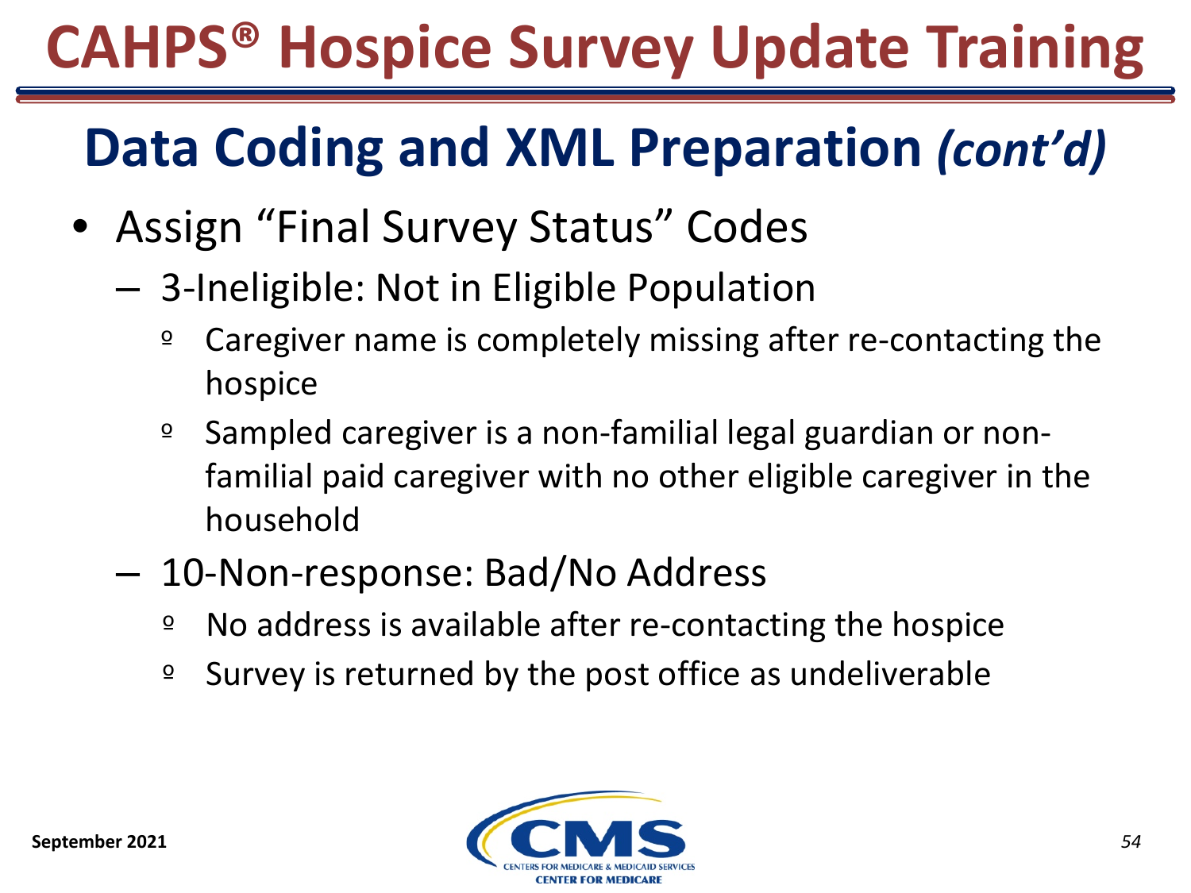# CAHPS® Hospice Survey Update Training

## Data Coding and XML Preparation *(cont'd)*

- Assign "Final Survey Status" Codes
  - 3-Ineligible: Not in Eligible Population
    - Caregiver name is completely missing after re-contacting the hospice
    - Sampled caregiver is a non-familial legal guardian or non-familial paid caregiver with no other eligible caregiver in the household
  - 10-Non-response: Bad/No Address
    - No address is available after re-contacting the hospice
    - Survey is returned by the post office as undeliverable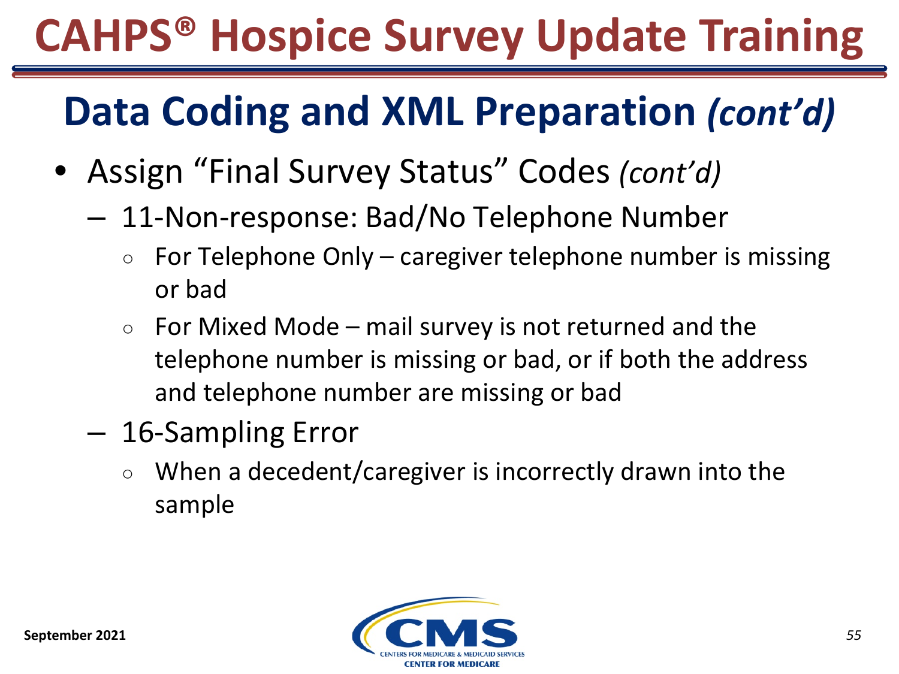# CAHPS® Hospice Survey Update Training

## Data Coding and XML Preparation *(cont'd)*

- Assign "Final Survey Status" Codes *(cont'd)*
  - 11-Non-response: Bad/No Telephone Number
    - For Telephone Only – caregiver telephone number is missing or bad
    - For Mixed Mode – mail survey is not returned and the telephone number is missing or bad, or if both the address and telephone number are missing or bad
  - 16-Sampling Error
    - When a decedent/caregiver is incorrectly drawn into the sample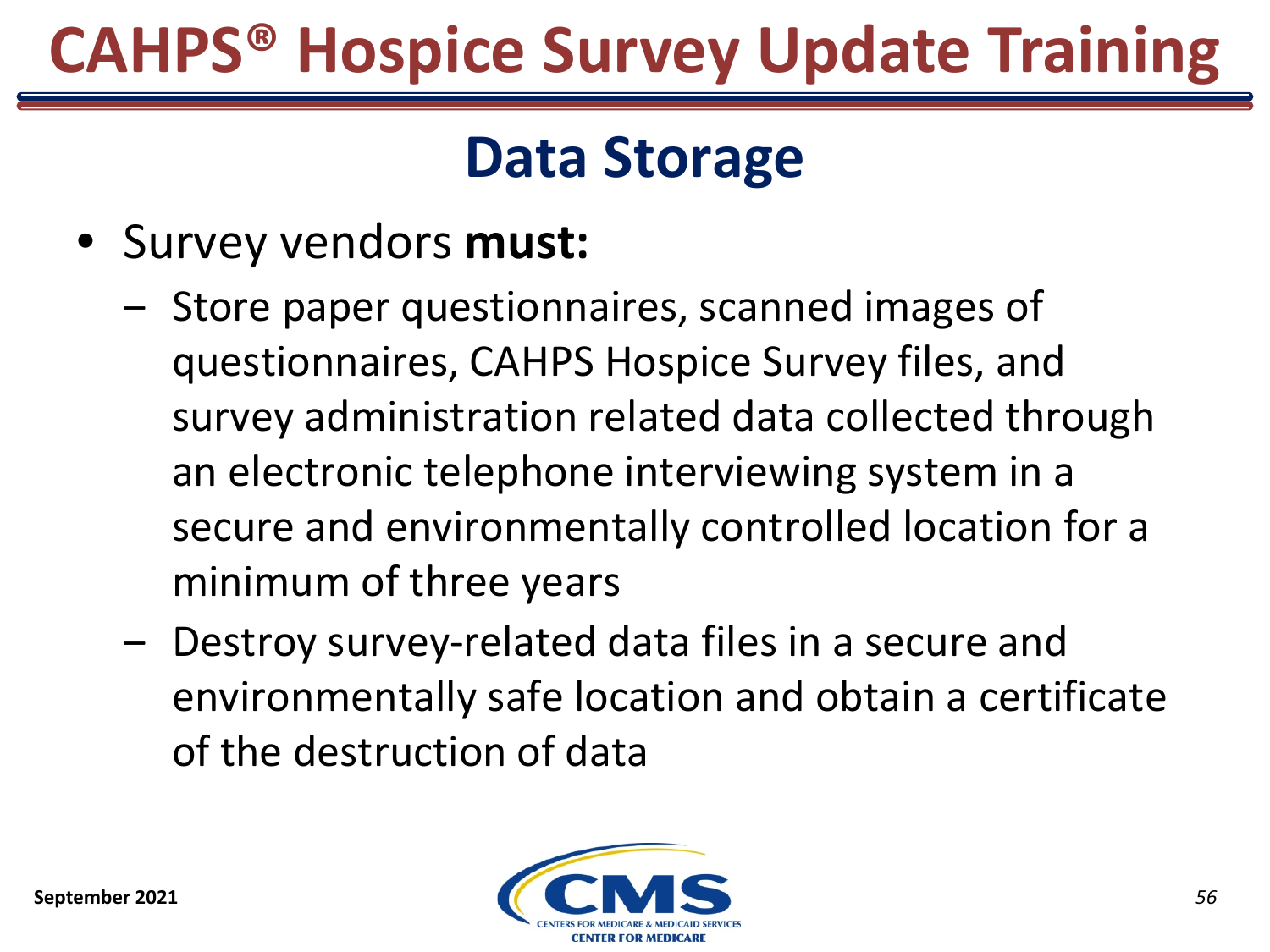# CAHPS® Hospice Survey Update Training

## Data Storage

- Survey vendors **must:**
  - Store paper questionnaires, scanned images of questionnaires, CAHPS Hospice Survey files, and survey administration related data collected through an electronic telephone interviewing system in a secure and environmentally controlled location for a minimum of three years
  - Destroy survey-related data files in a secure and environmentally safe location and obtain a certificate of the destruction of data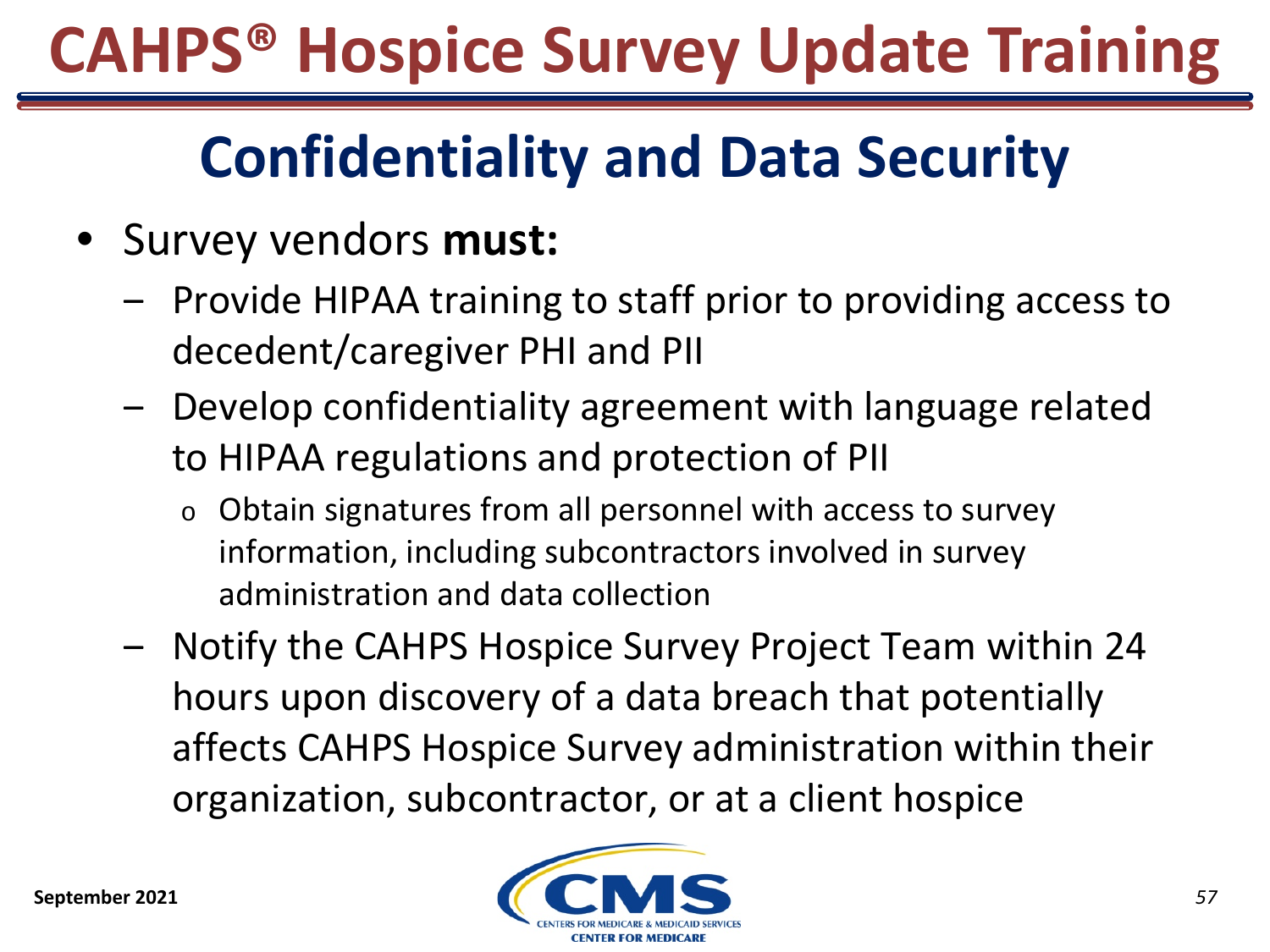# CAHPS® Hospice Survey Update Training

## Confidentiality and Data Security

- Survey vendors **must:**
  - Provide HIPAA training to staff prior to providing access to decedent/caregiver PHI and PII
  - Develop confidentiality agreement with language related to HIPAA regulations and protection of PII
    - Obtain signatures from all personnel with access to survey information, including subcontractors involved in survey administration and data collection
  - Notify the CAHPS Hospice Survey Project Team within 24 hours upon discovery of a data breach that potentially affects CAHPS Hospice Survey administration within their organization, subcontractor, or at a client hospice

September 2021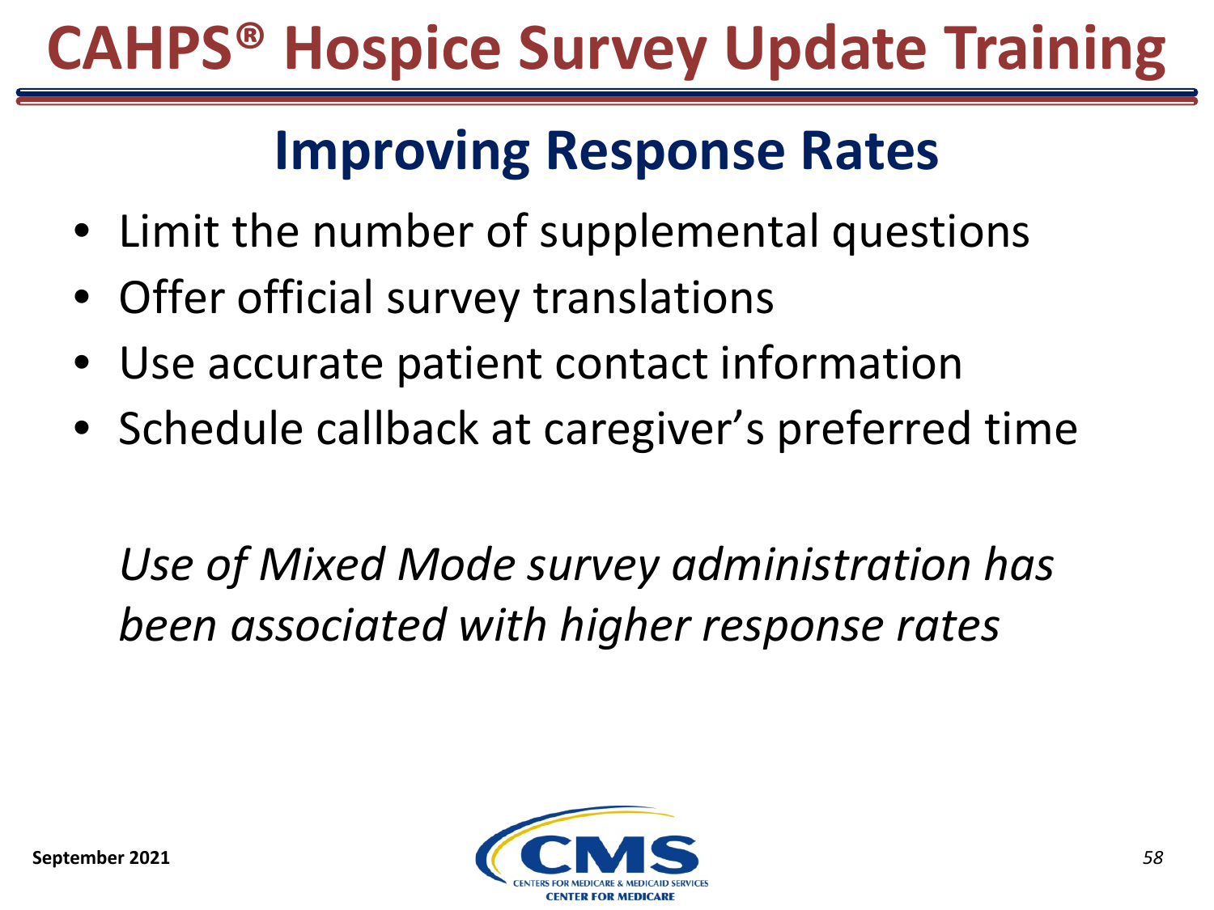# CAHPS® Hospice Survey Update Training

## Improving Response Rates

- Limit the number of supplemental questions
- Offer official survey translations
- Use accurate patient contact information
- Schedule callback at caregiver's preferred time

*Use of Mixed Mode survey administration has been associated with higher response rates*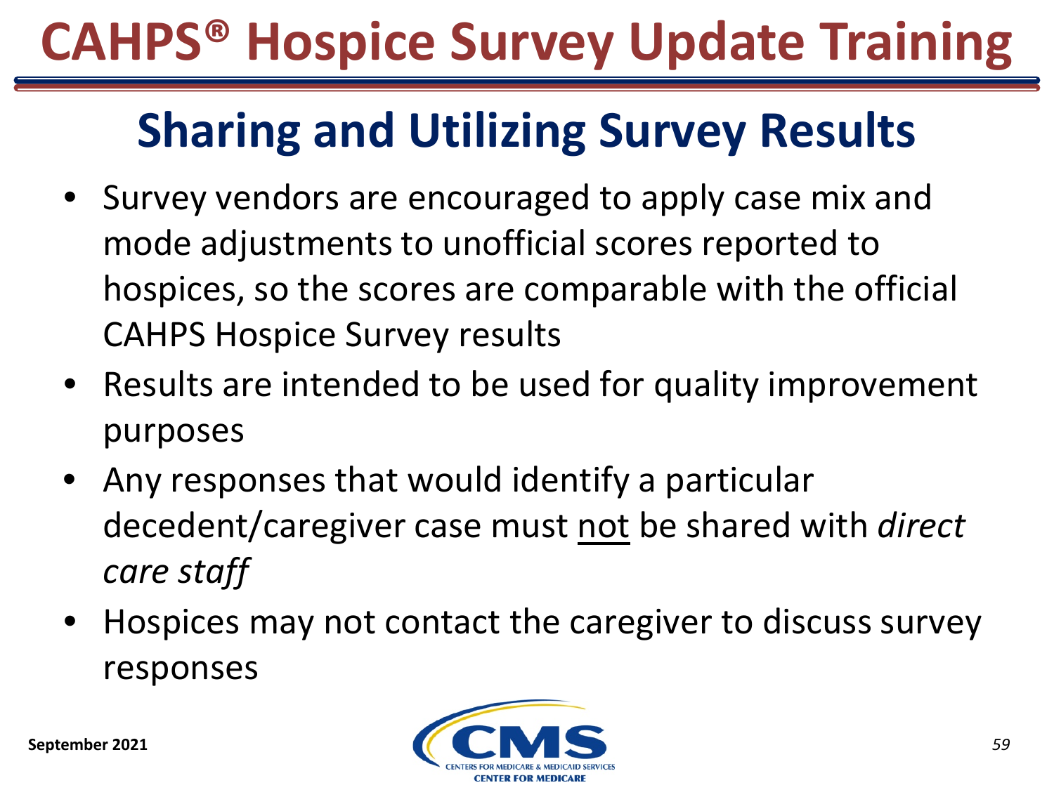# CAHPS® Hospice Survey Update Training

## Sharing and Utilizing Survey Results

- Survey vendors are encouraged to apply case mix and mode adjustments to unofficial scores reported to hospices, so the scores are comparable with the official CAHPS Hospice Survey results
- Results are intended to be used for quality improvement purposes
- Any responses that would identify a particular decedent/caregiver case must <u>not</u> be shared with *direct care staff*
- Hospices may not contact the caregiver to discuss survey responses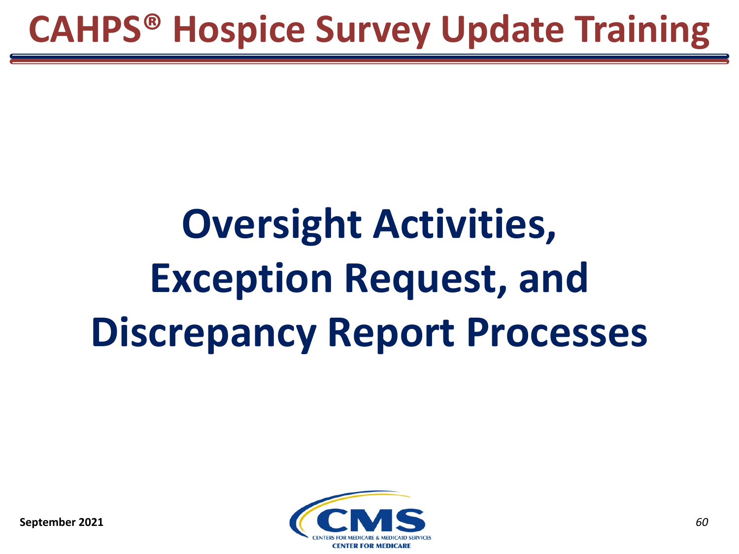# Oversight Activities, Exception Request, and Discrepancy Report Processes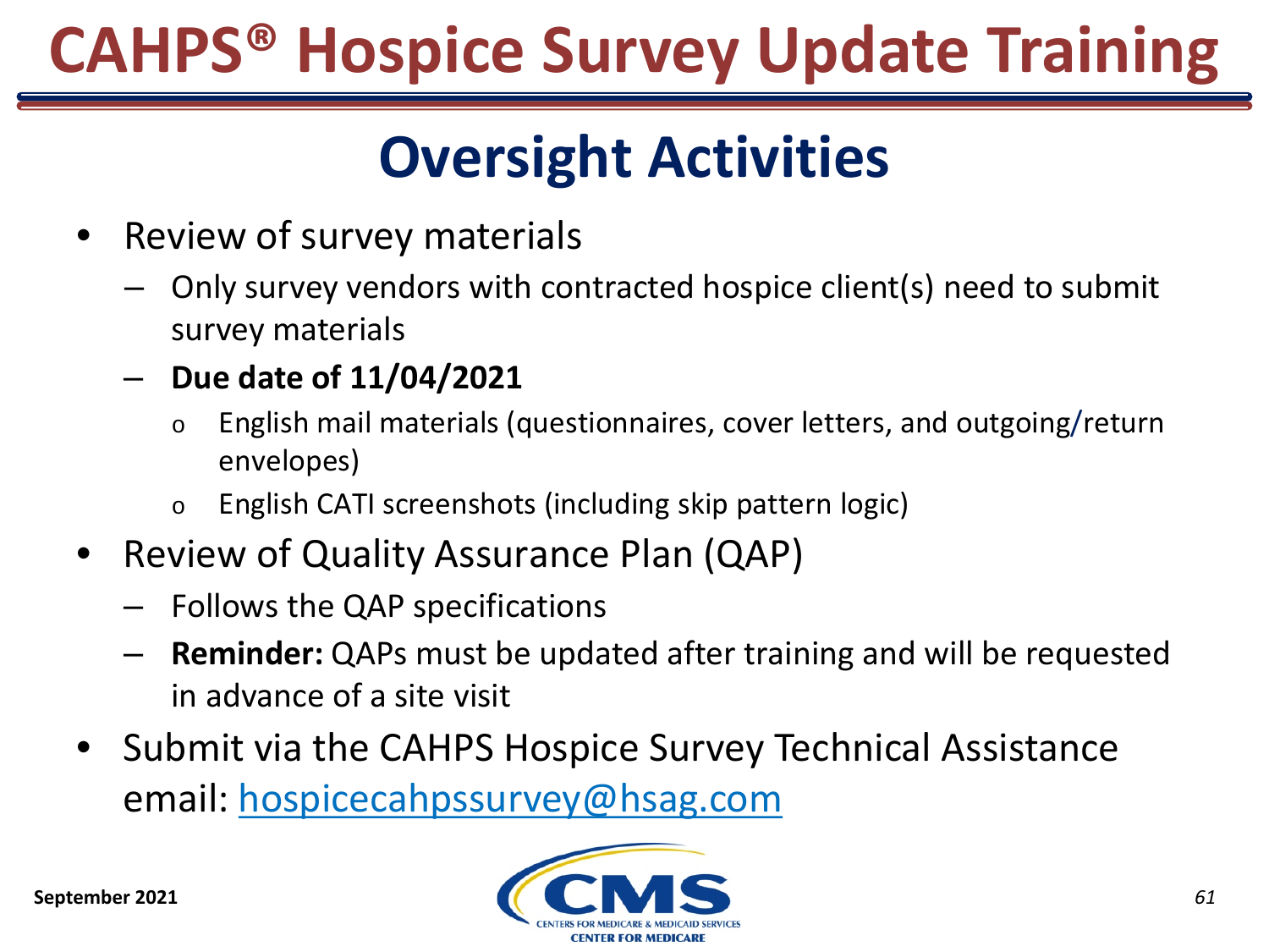# Oversight Activities

- Review of survey materials
  - Only survey vendors with contracted hospice client(s) need to submit survey materials
  - **Due date of 11/04/2021**
    - English mail materials (questionnaires, cover letters, and outgoing/return envelopes)
    - English CATI screenshots (including skip pattern logic)
- Review of Quality Assurance Plan (QAP)
  - Follows the QAP specifications
  - **Reminder:** QAPs must be updated after training and will be requested in advance of a site visit
- Submit via the CAHPS Hospice Survey Technical Assistance email: hospicecahpssurvey@hsag.com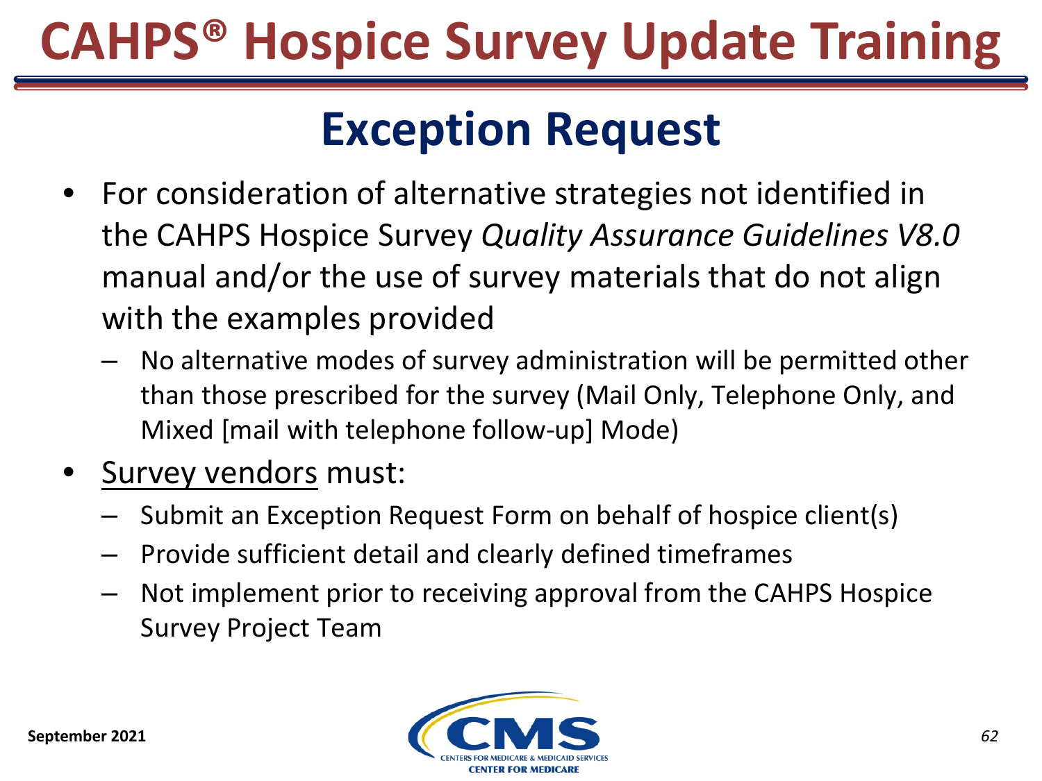# CAHPS® Hospice Survey Update Training

## Exception Request

- For consideration of alternative strategies not identified in the CAHPS Hospice Survey *Quality Assurance Guidelines V8.0* manual and/or the use of survey materials that do not align with the examples provided
  - No alternative modes of survey administration will be permitted other than those prescribed for the survey (Mail Only, Telephone Only, and Mixed [mail with telephone follow-up] Mode)
- <u>Survey vendors</u> must:
  - Submit an Exception Request Form on behalf of hospice client(s)
  - Provide sufficient detail and clearly defined timeframes
  - Not implement prior to receiving approval from the CAHPS Hospice Survey Project Team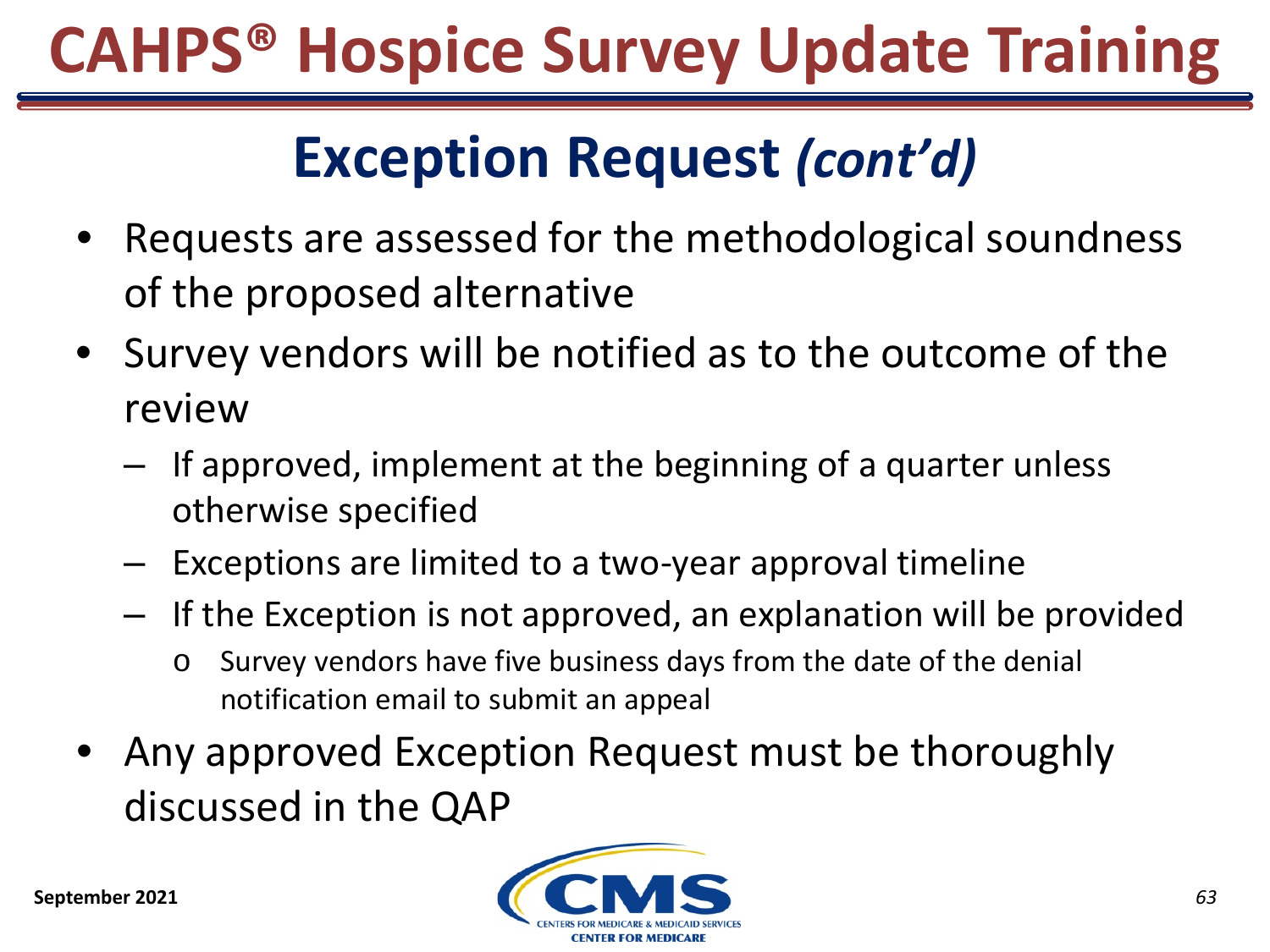# CAHPS® Hospice Survey Update Training

## Exception Request *(cont'd)*

- Requests are assessed for the methodological soundness of the proposed alternative
- Survey vendors will be notified as to the outcome of the review
  - If approved, implement at the beginning of a quarter unless otherwise specified
  - Exceptions are limited to a two-year approval timeline
  - If the Exception is not approved, an explanation will be provided
    - Survey vendors have five business days from the date of the denial notification email to submit an appeal
- Any approved Exception Request must be thoroughly discussed in the QAP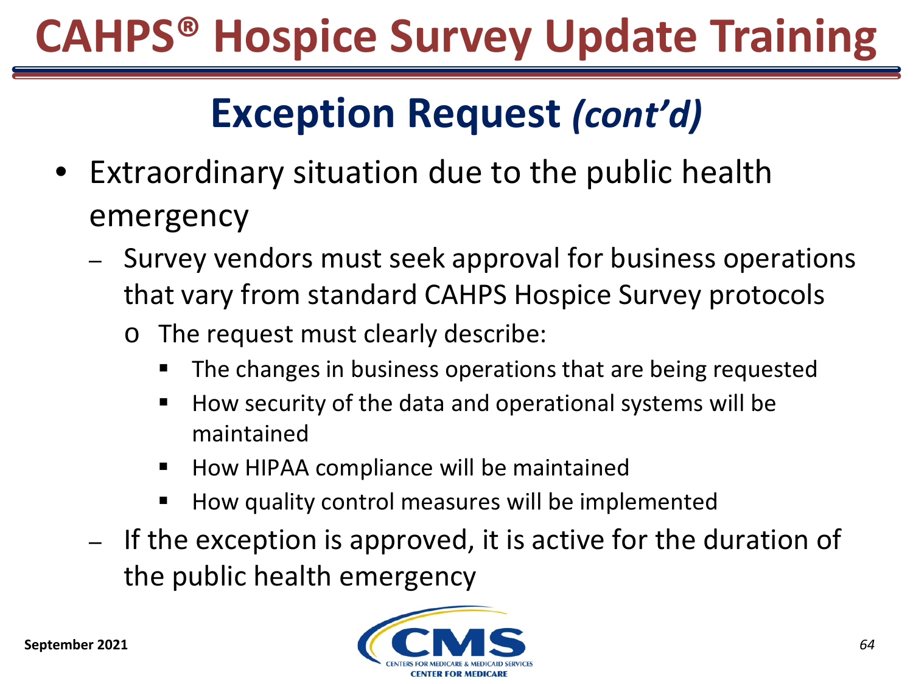# CAHPS® Hospice Survey Update Training

## Exception Request *(cont'd)*

- Extraordinary situation due to the public health emergency
  - Survey vendors must seek approval for business operations that vary from standard CAHPS Hospice Survey protocols
    - The request must clearly describe:
      - The changes in business operations that are being requested
      - How security of the data and operational systems will be maintained
      - How HIPAA compliance will be maintained
      - How quality control measures will be implemented
  - If the exception is approved, it is active for the duration of the public health emergency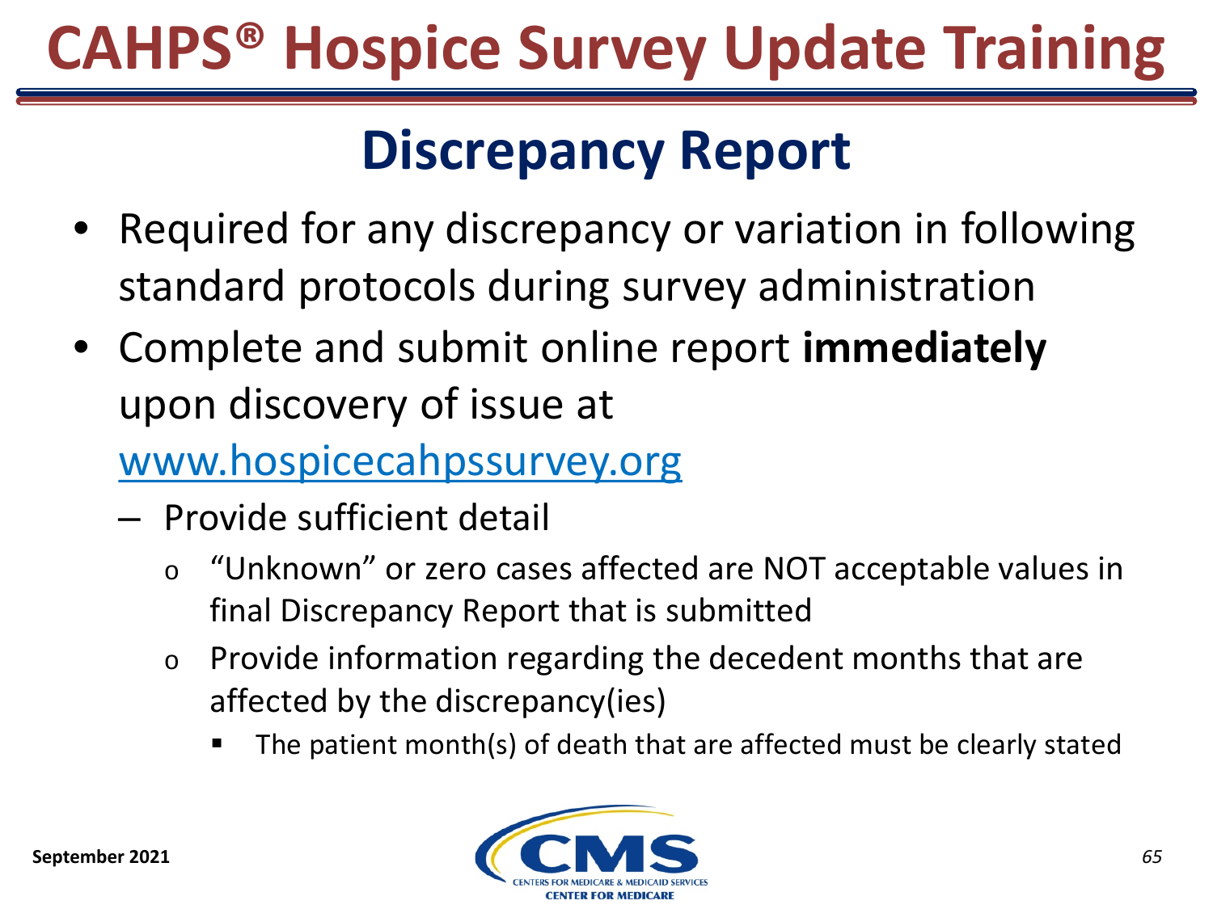# CAHPS® Hospice Survey Update Training

## Discrepancy Report

- Required for any discrepancy or variation in following standard protocols during survey administration
- Complete and submit online report **immediately** upon discovery of issue at www.hospicecahpssurvey.org
  - Provide sufficient detail
    - "Unknown" or zero cases affected are NOT acceptable values in final Discrepancy Report that is submitted
    - Provide information regarding the decedent months that are affected by the discrepancy(ies)
      - The patient month(s) of death that are affected must be clearly stated

September 2021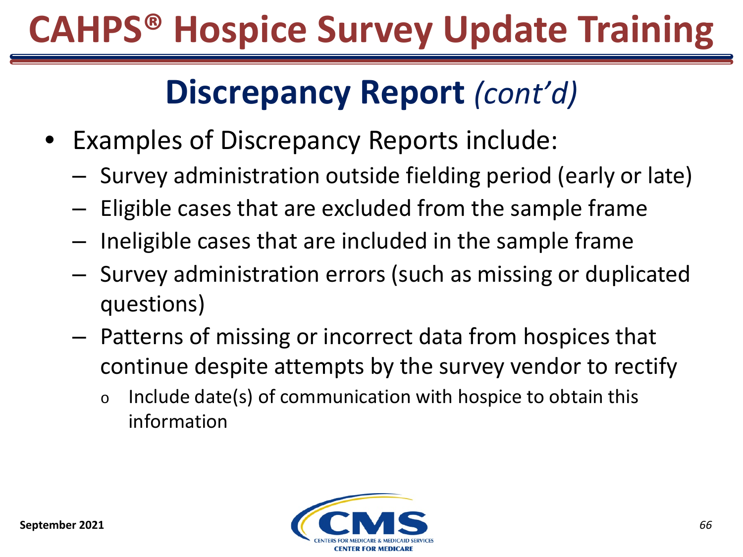# CAHPS® Hospice Survey Update Training

## Discrepancy Report *(cont'd)*

- Examples of Discrepancy Reports include:
  - Survey administration outside fielding period (early or late)
  - Eligible cases that are excluded from the sample frame
  - Ineligible cases that are included in the sample frame
  - Survey administration errors (such as missing or duplicated questions)
  - Patterns of missing or incorrect data from hospices that continue despite attempts by the survey vendor to rectify
    - Include date(s) of communication with hospice to obtain this information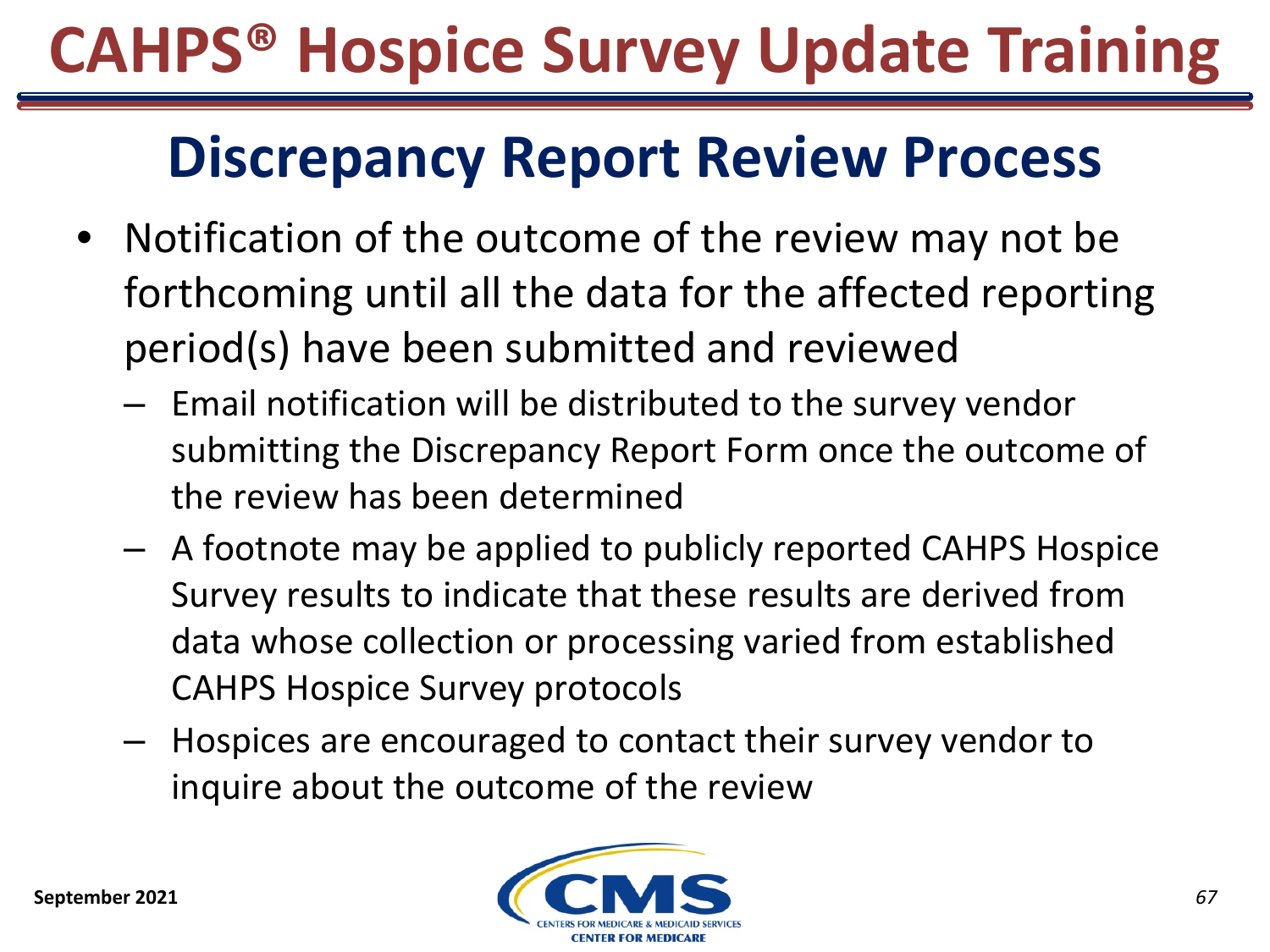# CAHPS® Hospice Survey Update Training

## Discrepancy Report Review Process

- Notification of the outcome of the review may not be forthcoming until all the data for the affected reporting period(s) have been submitted and reviewed
  - Email notification will be distributed to the survey vendor submitting the Discrepancy Report Form once the outcome of the review has been determined
  - A footnote may be applied to publicly reported CAHPS Hospice Survey results to indicate that these results are derived from data whose collection or processing varied from established CAHPS Hospice Survey protocols
  - Hospices are encouraged to contact their survey vendor to inquire about the outcome of the review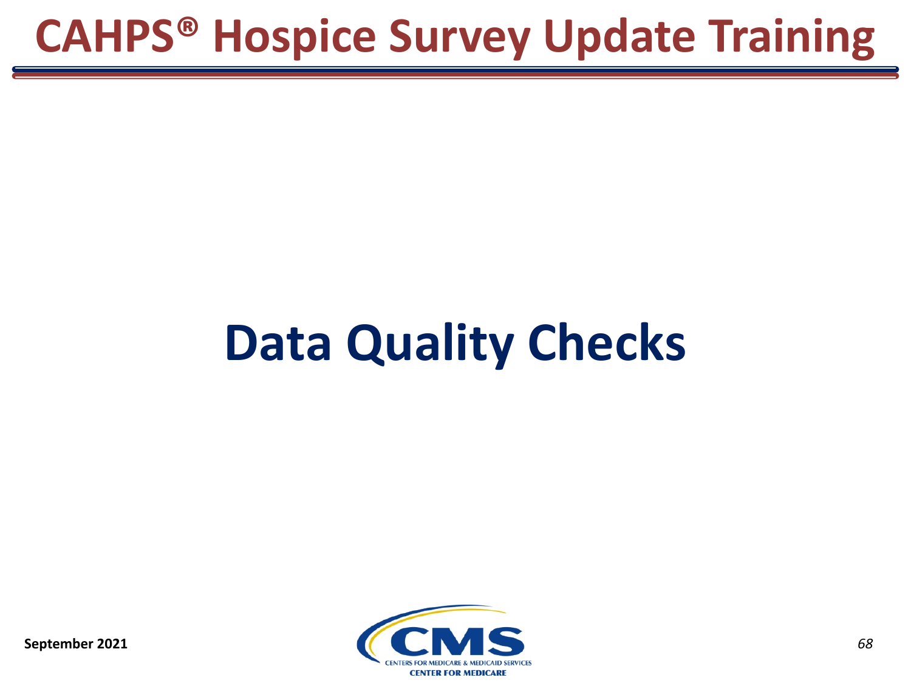# Data Quality Checks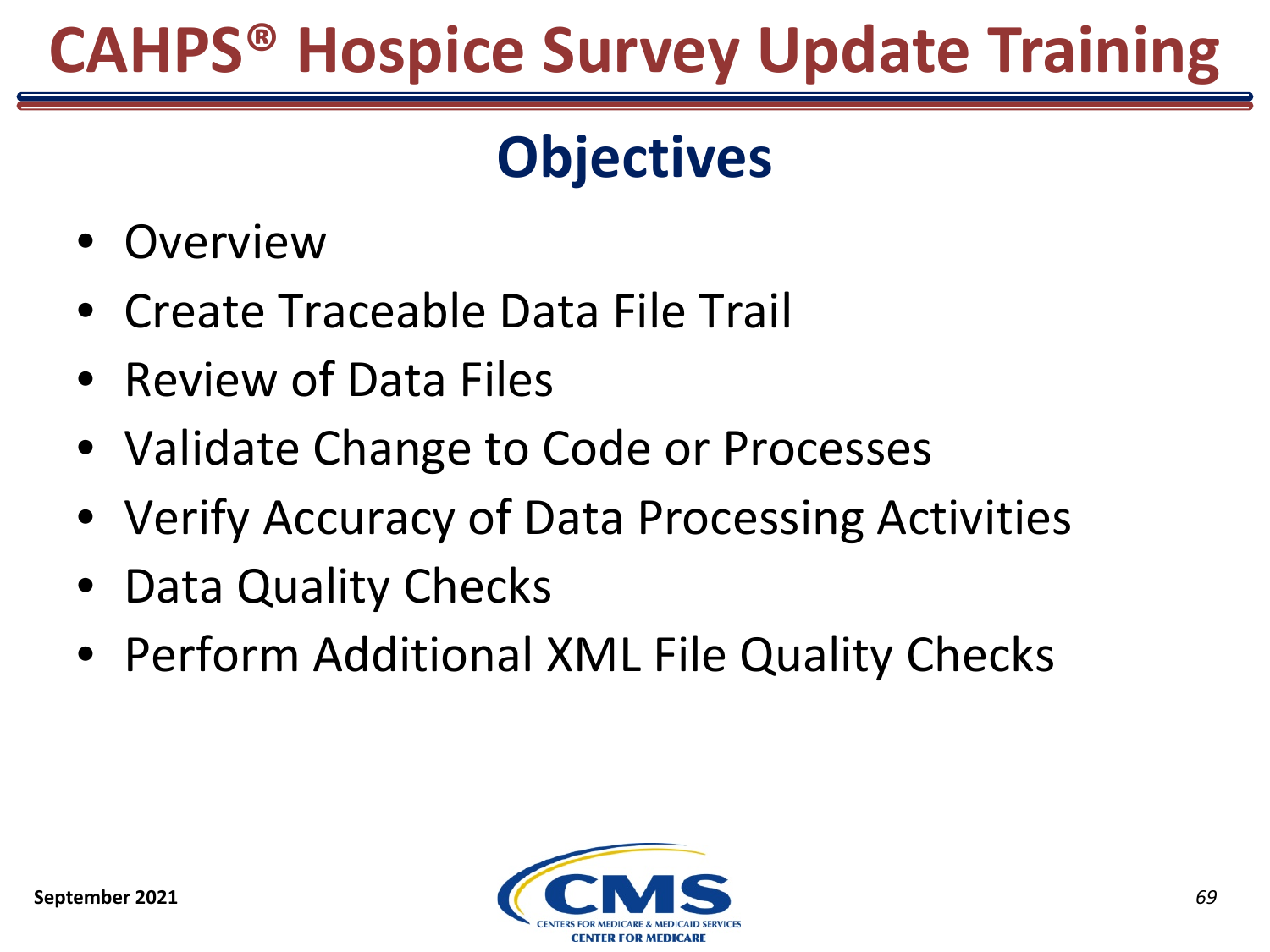# CAHPS® Hospice Survey Update Training

## Objectives

- Overview
- Create Traceable Data File Trail
- Review of Data Files
- Validate Change to Code or Processes
- Verify Accuracy of Data Processing Activities
- Data Quality Checks
- Perform Additional XML File Quality Checks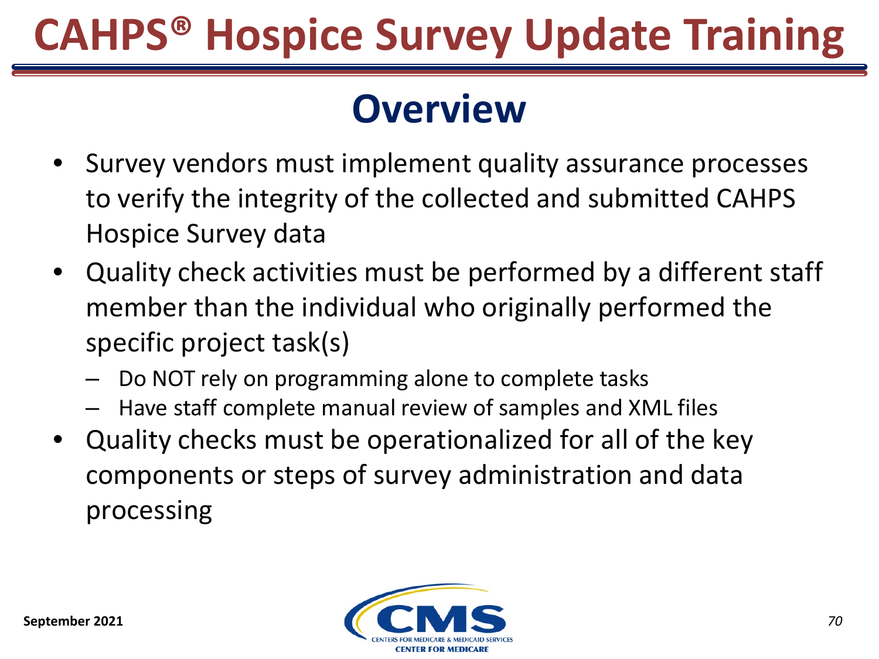# CAHPS® Hospice Survey Update Training

## Overview

- Survey vendors must implement quality assurance processes to verify the integrity of the collected and submitted CAHPS Hospice Survey data
- Quality check activities must be performed by a different staff member than the individual who originally performed the specific project task(s)
  - Do NOT rely on programming alone to complete tasks
  - Have staff complete manual review of samples and XML files
- Quality checks must be operationalized for all of the key components or steps of survey administration and data processing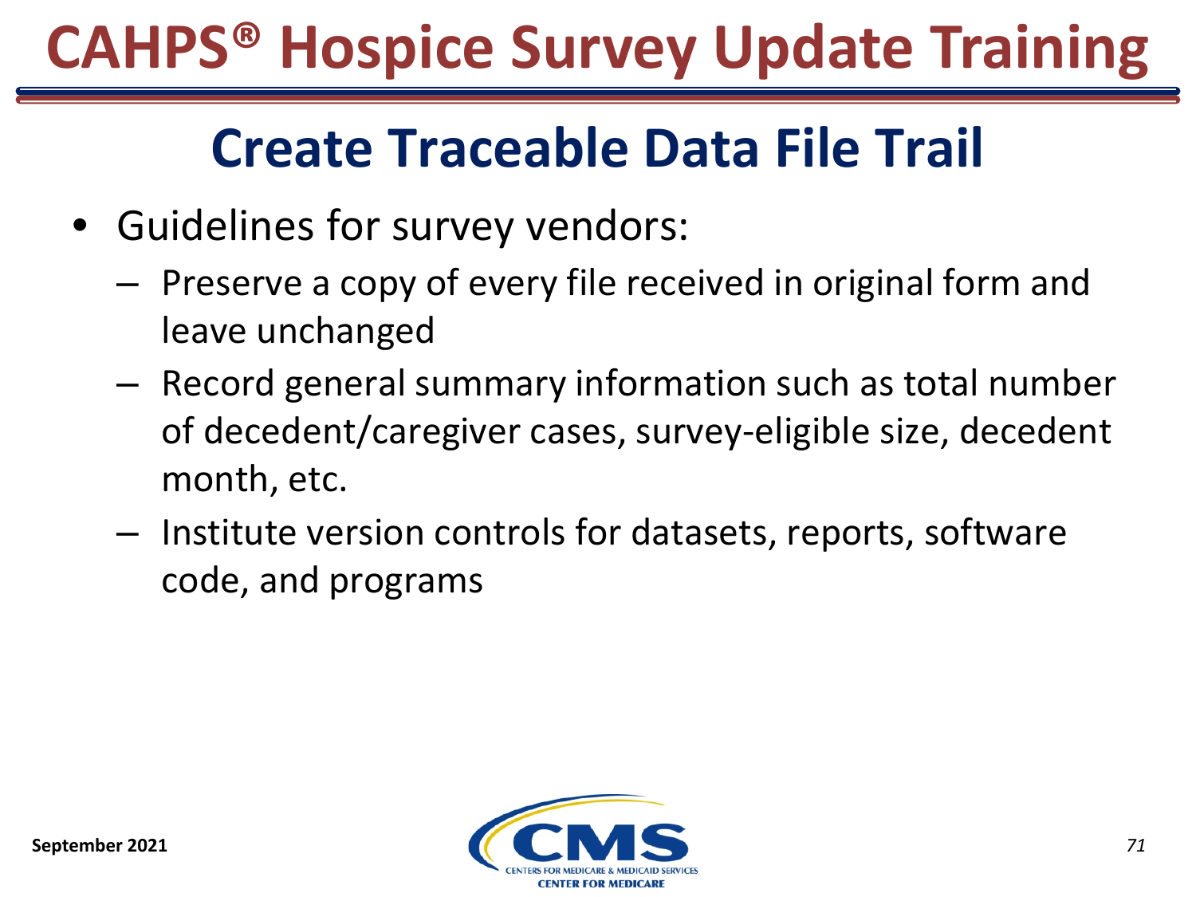# CAHPS® Hospice Survey Update Training

## Create Traceable Data File Trail

- Guidelines for survey vendors:
  - Preserve a copy of every file received in original form and leave unchanged
  - Record general summary information such as total number of decedent/caregiver cases, survey-eligible size, decedent month, etc.
  - Institute version controls for datasets, reports, software code, and programs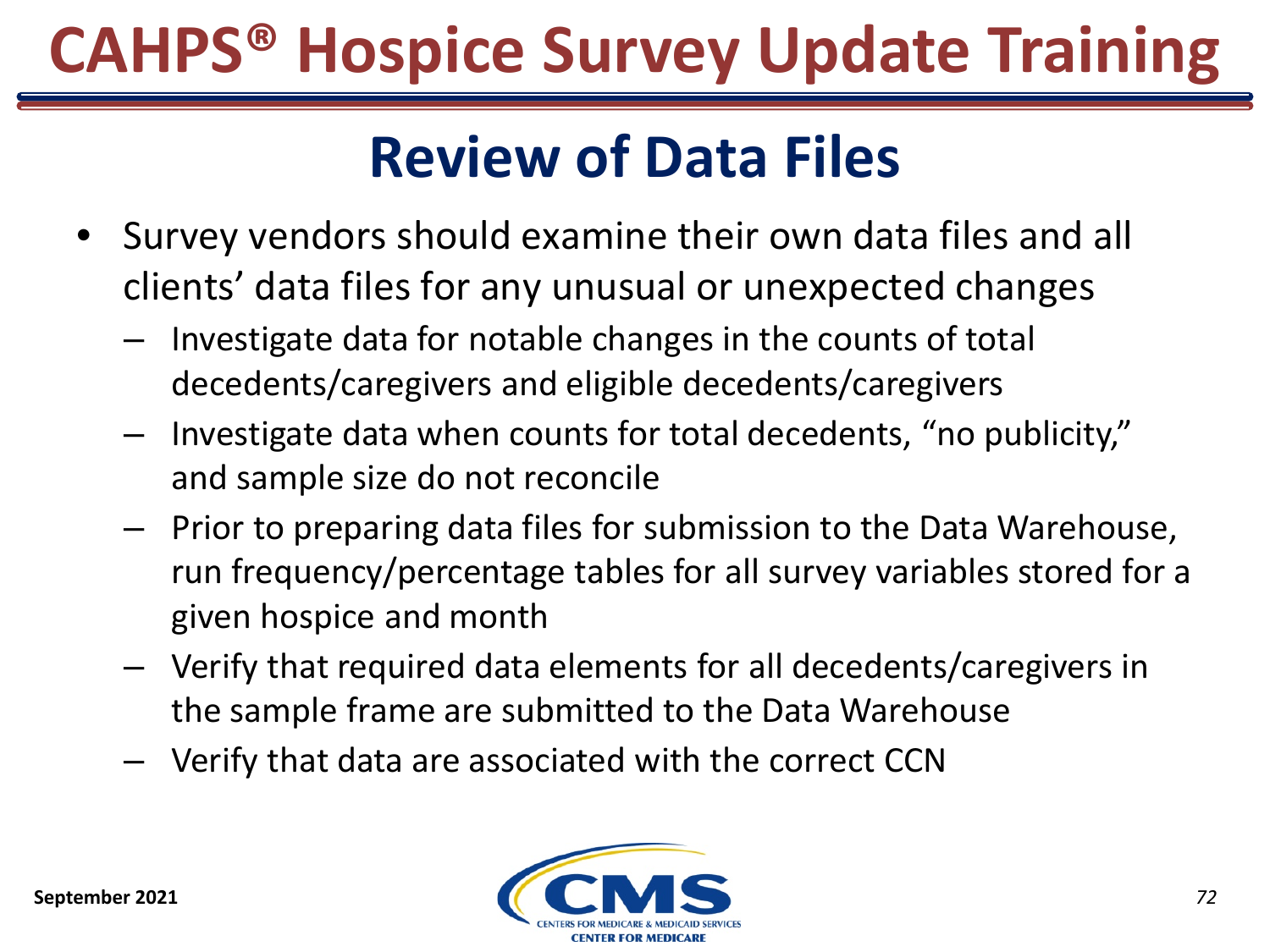# CAHPS® Hospice Survey Update Training

## Review of Data Files

- Survey vendors should examine their own data files and all clients' data files for any unusual or unexpected changes
  - Investigate data for notable changes in the counts of total decedents/caregivers and eligible decedents/caregivers
  - Investigate data when counts for total decedents, "no publicity," and sample size do not reconcile
  - Prior to preparing data files for submission to the Data Warehouse, run frequency/percentage tables for all survey variables stored for a given hospice and month
  - Verify that required data elements for all decedents/caregivers in the sample frame are submitted to the Data Warehouse
  - Verify that data are associated with the correct CCN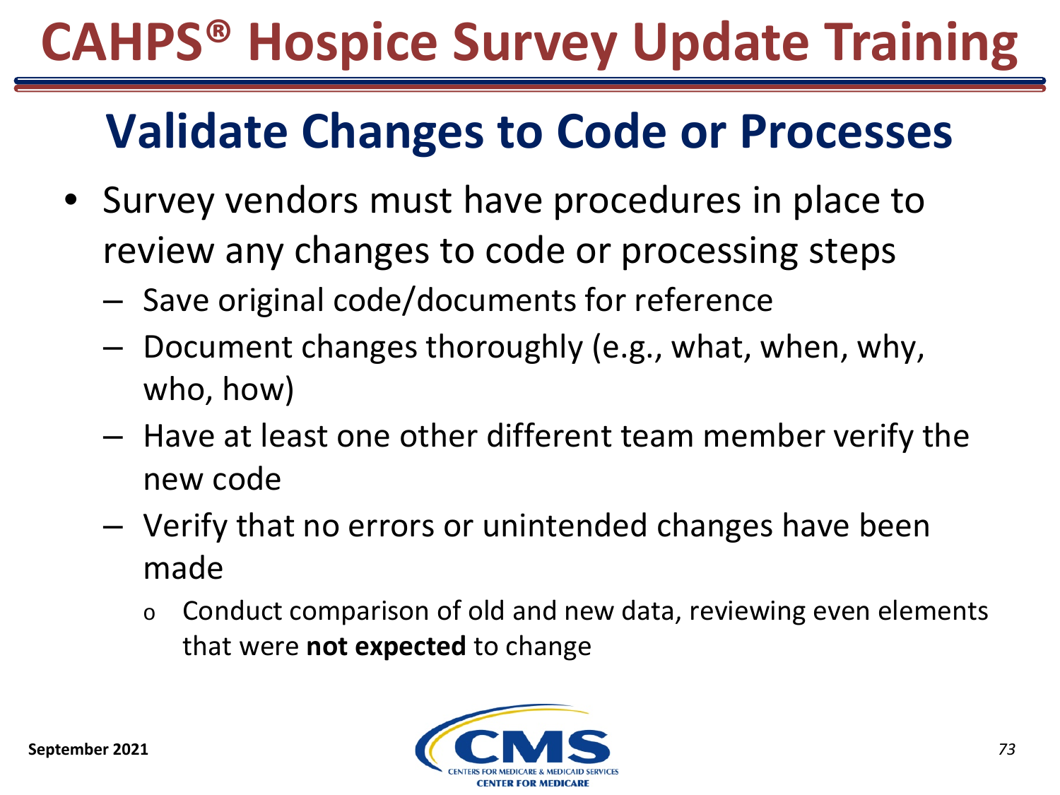# CAHPS® Hospice Survey Update Training

## Validate Changes to Code or Processes

- Survey vendors must have procedures in place to review any changes to code or processing steps
  - Save original code/documents for reference
  - Document changes thoroughly (e.g., what, when, why, who, how)
  - Have at least one other different team member verify the new code
  - Verify that no errors or unintended changes have been made
    - Conduct comparison of old and new data, reviewing even elements that were **not expected** to change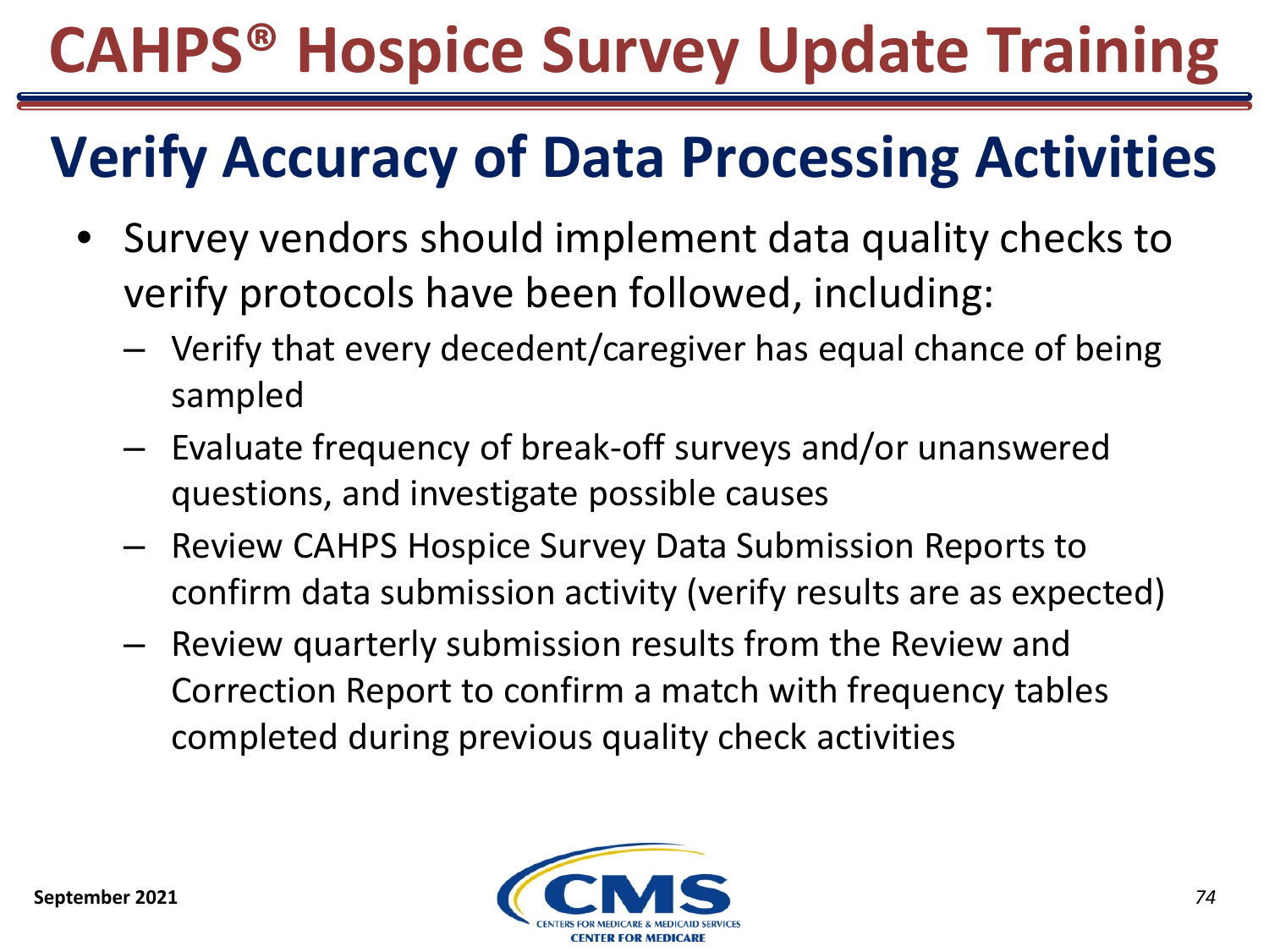# CAHPS® Hospice Survey Update Training

## Verify Accuracy of Data Processing Activities

- Survey vendors should implement data quality checks to verify protocols have been followed, including:
  - Verify that every decedent/caregiver has equal chance of being sampled
  - Evaluate frequency of break-off surveys and/or unanswered questions, and investigate possible causes
  - Review CAHPS Hospice Survey Data Submission Reports to confirm data submission activity (verify results are as expected)
  - Review quarterly submission results from the Review and Correction Report to confirm a match with frequency tables completed during previous quality check activities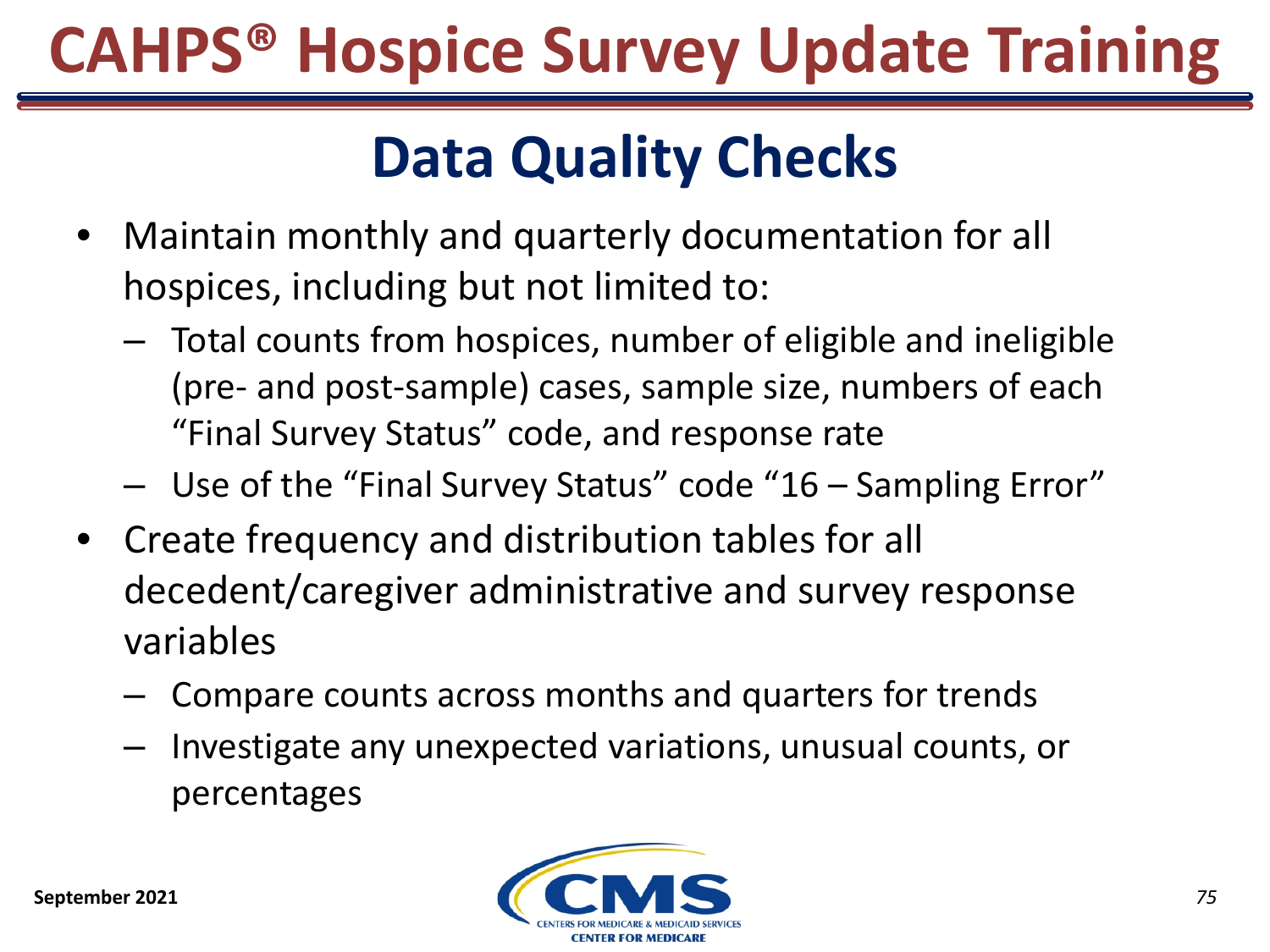# CAHPS® Hospice Survey Update Training

## Data Quality Checks

- Maintain monthly and quarterly documentation for all hospices, including but not limited to:
  - Total counts from hospices, number of eligible and ineligible (pre- and post-sample) cases, sample size, numbers of each "Final Survey Status" code, and response rate
  - Use of the "Final Survey Status" code "16 – Sampling Error"
- Create frequency and distribution tables for all decedent/caregiver administrative and survey response variables
  - Compare counts across months and quarters for trends
  - Investigate any unexpected variations, unusual counts, or percentages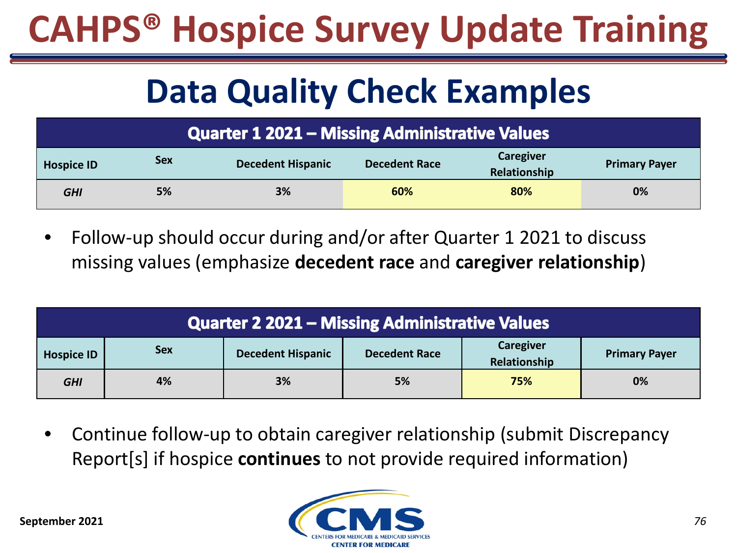# CAHPS® Hospice Survey Update Training

## Data Quality Check Examples

| Quarter 1 2021 – Missing Administrative Values | | | | | |
|---|---|---|---|---|---|
| **Hospice ID** | **Sex** | **Decedent Hispanic** | **Decedent Race** | **Caregiver Relationship** | **Primary Payer** |
| ***GHI*** | **5%** | **3%** | **60%** | **80%** | **0%** |

- Follow-up should occur during and/or after Quarter 1 2021 to discuss missing values (emphasize **decedent race** and **caregiver relationship**)

| Quarter 2 2021 – Missing Administrative Values | | | | | |
|---|---|---|---|---|---|
| **Hospice ID** | **Sex** | **Decedent Hispanic** | **Decedent Race** | **Caregiver Relationship** | **Primary Payer** |
| ***GHI*** | **4%** | **3%** | **5%** | **75%** | **0%** |

- Continue follow-up to obtain caregiver relationship (submit Discrepancy Report[s] if hospice **continues** to not provide required information)

September 2021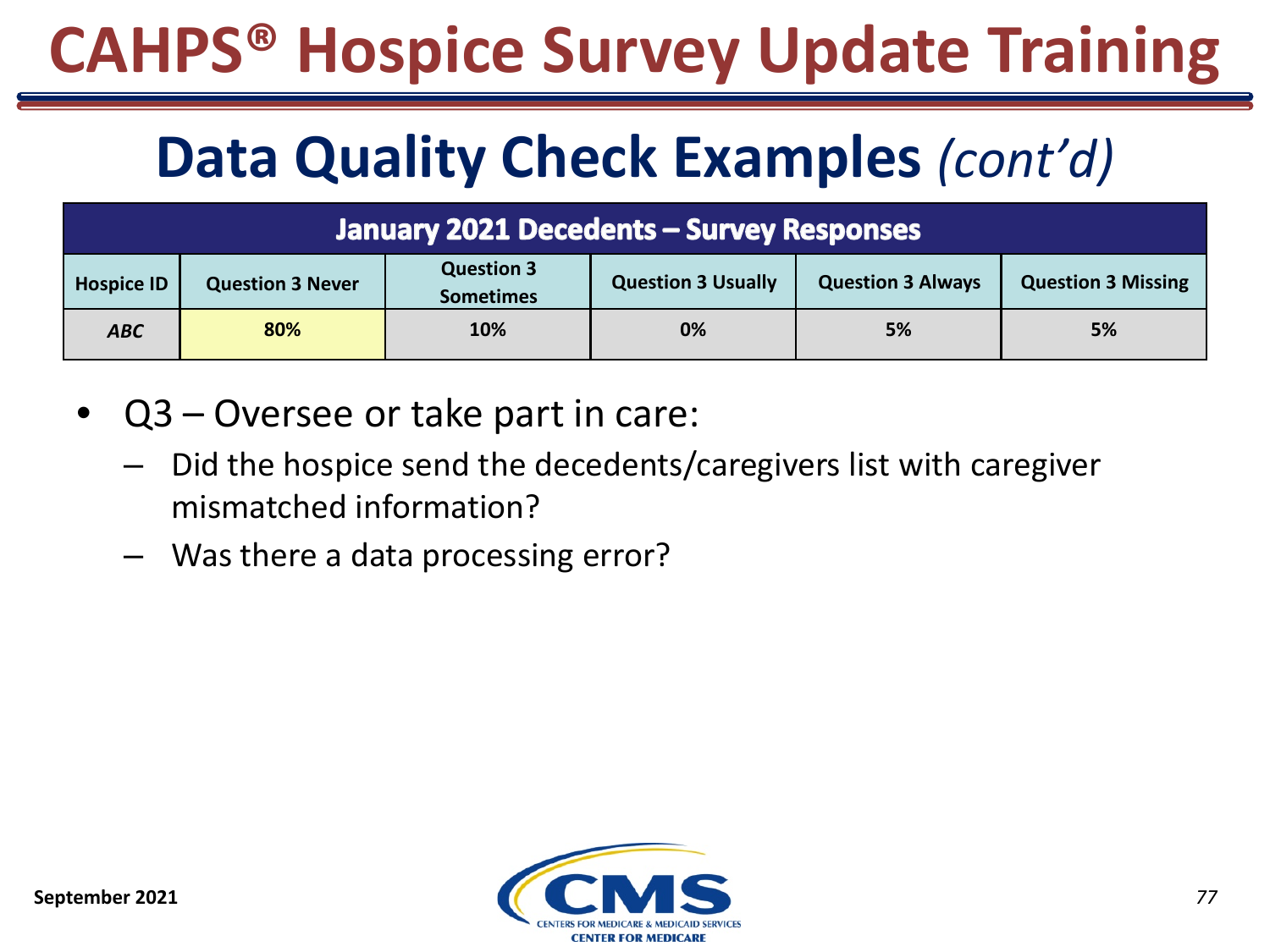# CAHPS® Hospice Survey Update Training

## Data Quality Check Examples *(cont'd)*

| January 2021 Decedents – Survey Responses | | | | | |
|---|---|---|---|---|---|
| **Hospice ID** | **Question 3 Never** | **Question 3 Sometimes** | **Question 3 Usually** | **Question 3 Always** | **Question 3 Missing** |
| ***ABC*** | **80%** | **10%** | **0%** | **5%** | **5%** |

- Q3 – Oversee or take part in care:
  - Did the hospice send the decedents/caregivers list with caregiver mismatched information?
  - Was there a data processing error?

**September 2021**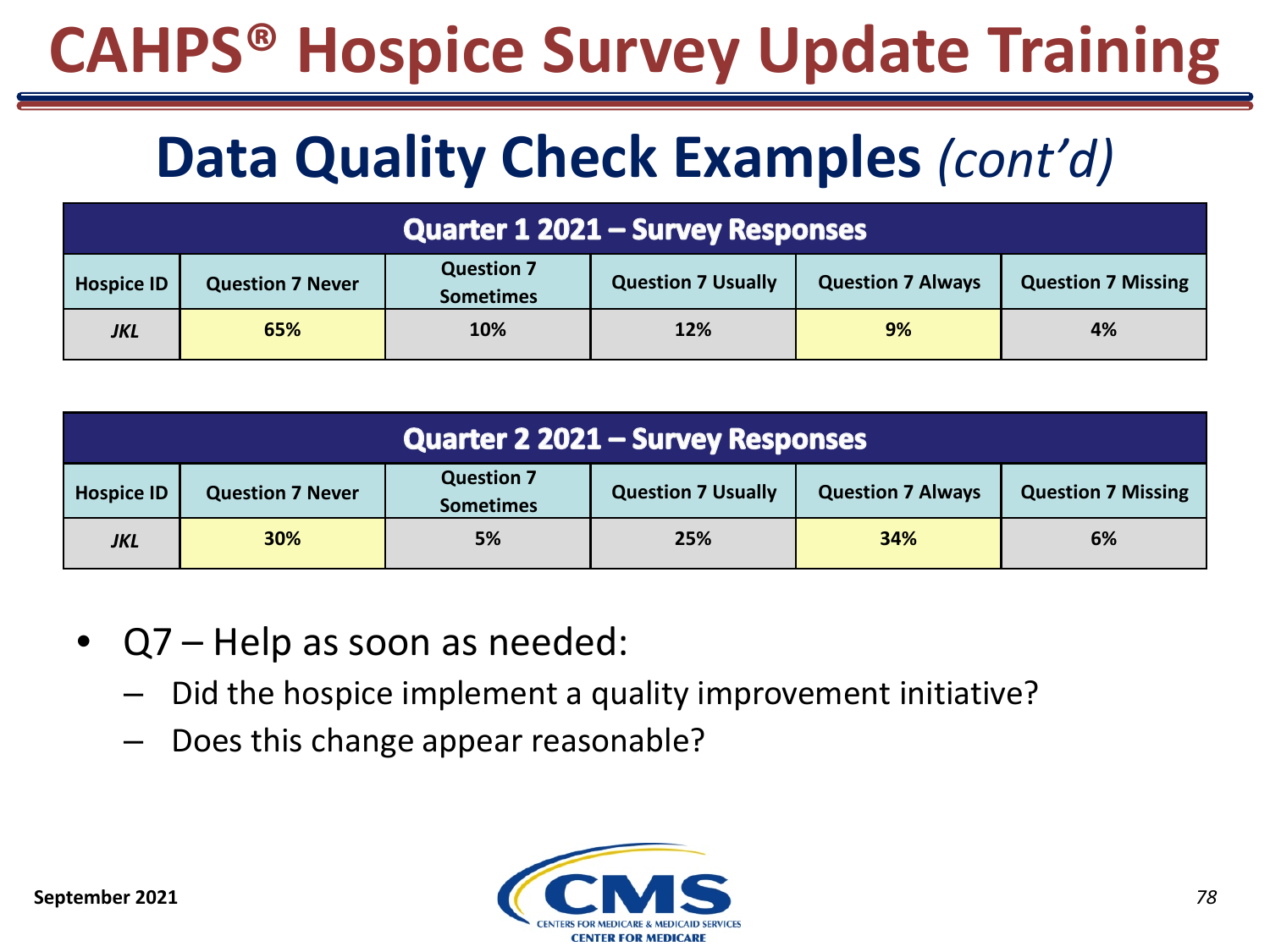# CAHPS® Hospice Survey Update Training

## Data Quality Check Examples *(cont'd)*

| Quarter 1 2021 – Survey Responses | | | | | |
|---|---|---|---|---|---|
| Hospice ID | Question 7 Never | Question 7 Sometimes | Question 7 Usually | Question 7 Always | Question 7 Missing |
| *JKL* | 65% | 10% | 12% | 9% | 4% |

| Quarter 2 2021 – Survey Responses | | | | | |
|---|---|---|---|---|---|
| Hospice ID | Question 7 Never | Question 7 Sometimes | Question 7 Usually | Question 7 Always | Question 7 Missing |
| *JKL* | 30% | 5% | 25% | 34% | 6% |

- Q7 – Help as soon as needed:
  - Did the hospice implement a quality improvement initiative?
  - Does this change appear reasonable?

September 2021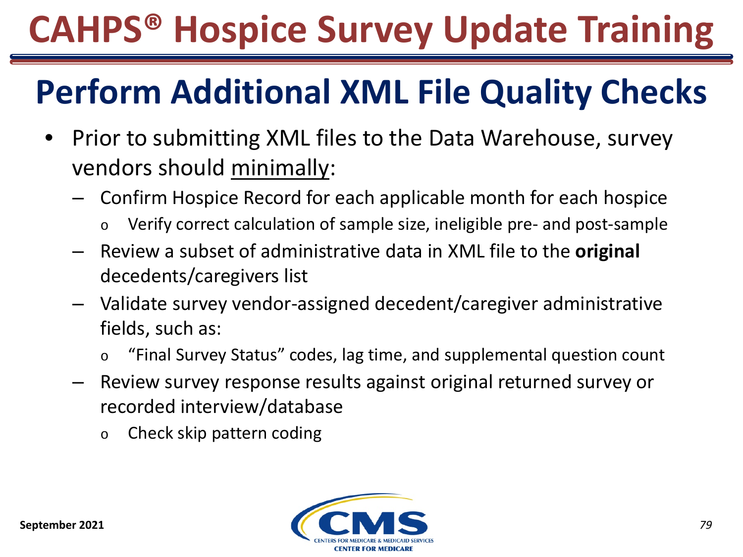# CAHPS® Hospice Survey Update Training

## Perform Additional XML File Quality Checks

- Prior to submitting XML files to the Data Warehouse, survey vendors should <u>minimally</u>:
  - Confirm Hospice Record for each applicable month for each hospice
    - Verify correct calculation of sample size, ineligible pre- and post-sample
  - Review a subset of administrative data in XML file to the **original** decedents/caregivers list
  - Validate survey vendor-assigned decedent/caregiver administrative fields, such as:
    - "Final Survey Status" codes, lag time, and supplemental question count
  - Review survey response results against original returned survey or recorded interview/database
    - Check skip pattern coding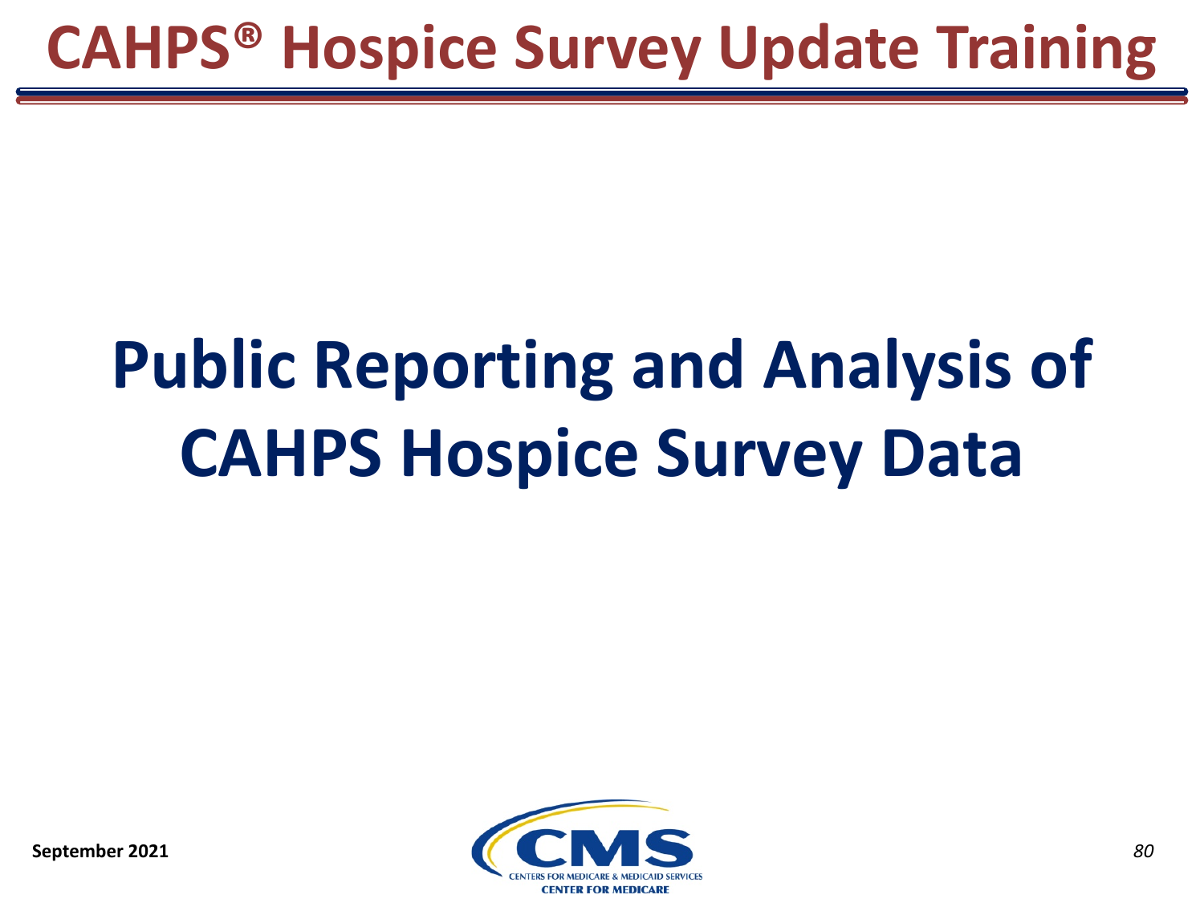# Public Reporting and Analysis of CAHPS Hospice Survey Data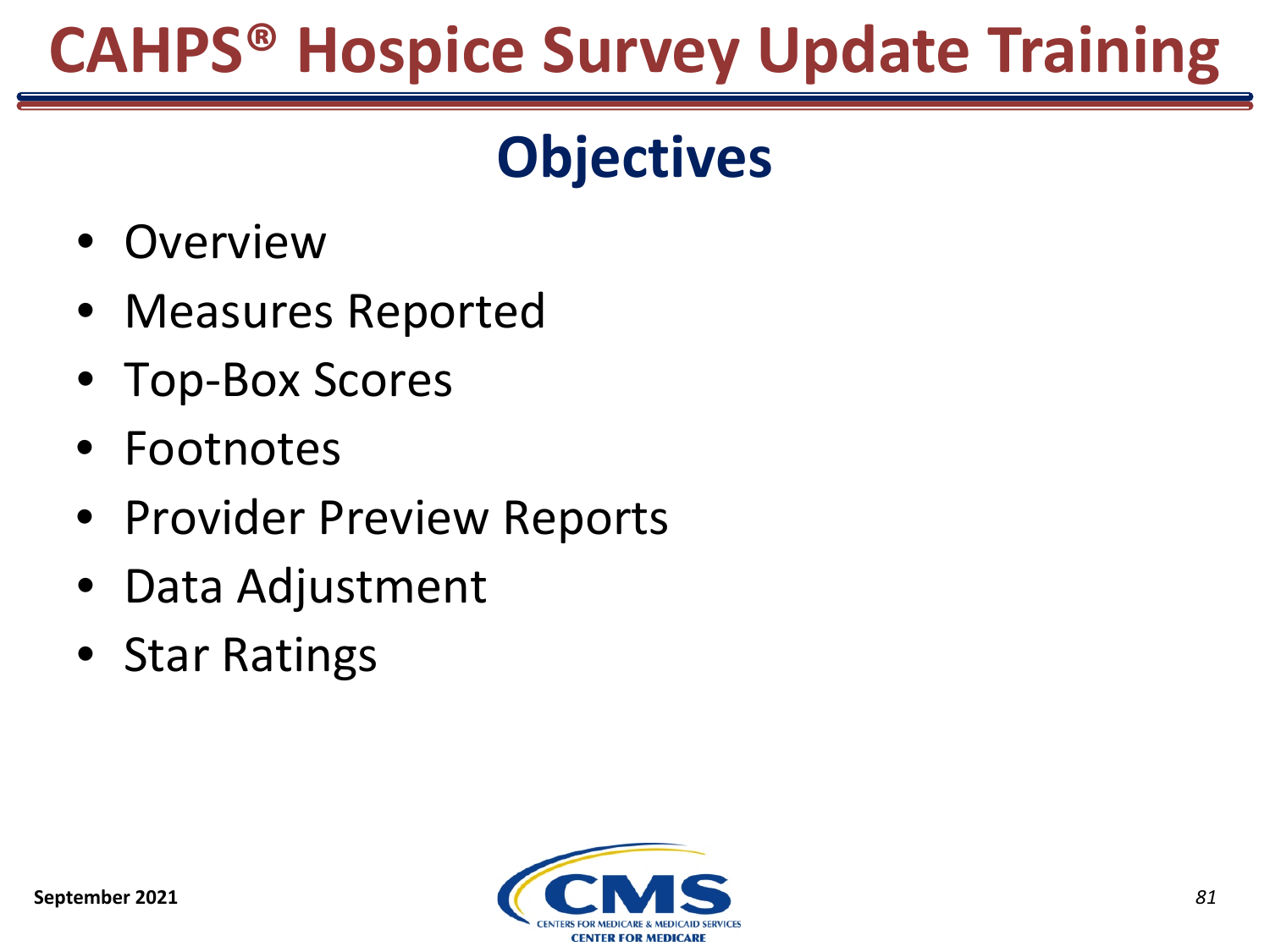# CAHPS® Hospice Survey Update Training

## Objectives

- Overview
- Measures Reported
- Top-Box Scores
- Footnotes
- Provider Preview Reports
- Data Adjustment
- Star Ratings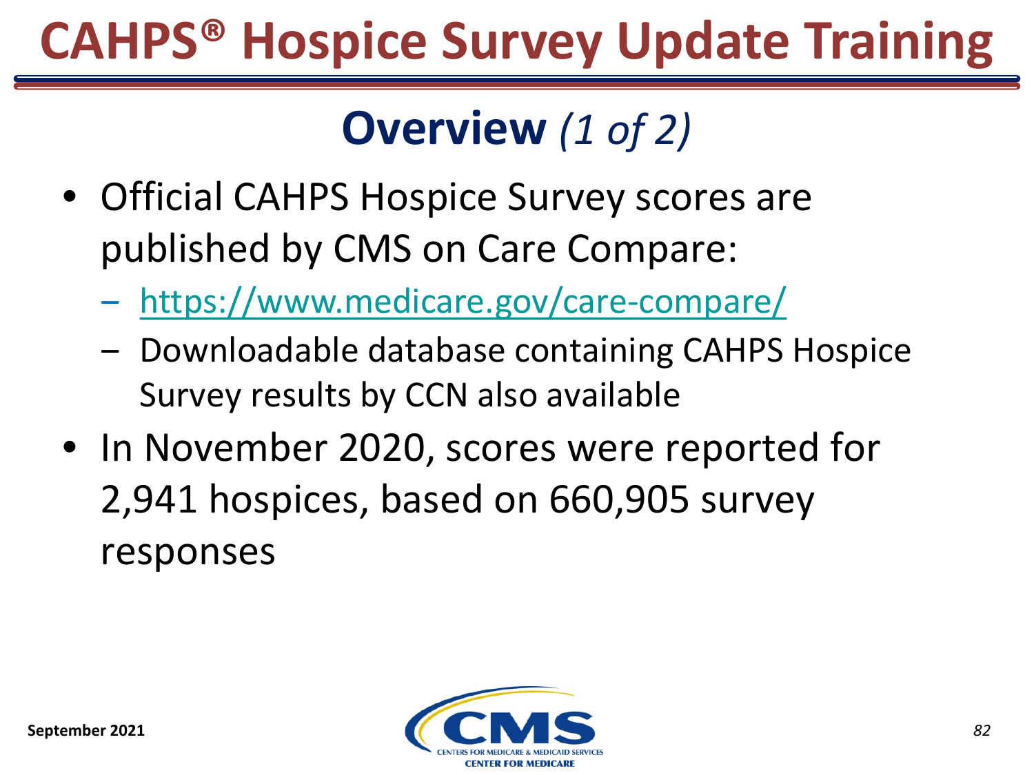# CAHPS® Hospice Survey Update Training

## Overview *(1 of 2)*

- Official CAHPS Hospice Survey scores are published by CMS on Care Compare:
  - https://www.medicare.gov/care-compare/
  - Downloadable database containing CAHPS Hospice Survey results by CCN also available
- In November 2020, scores were reported for 2,941 hospices, based on 660,905 survey responses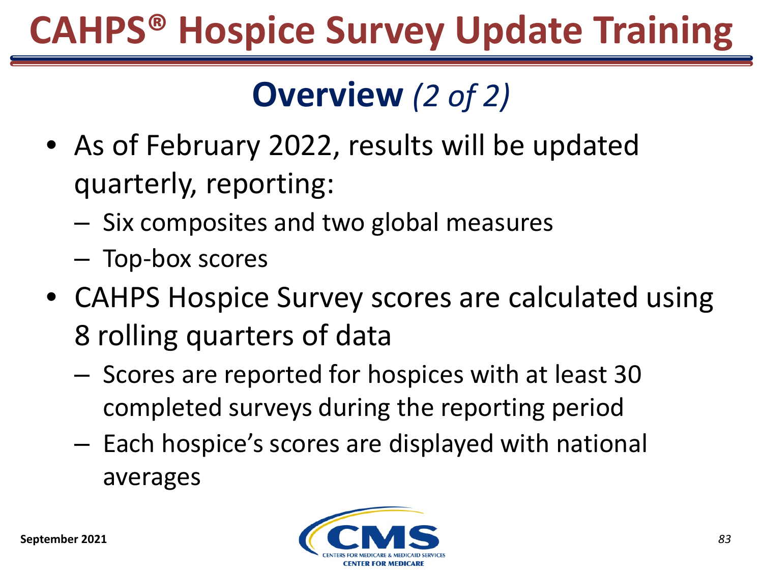# CAHPS® Hospice Survey Update Training

## Overview *(2 of 2)*

- As of February 2022, results will be updated quarterly, reporting:
  - Six composites and two global measures
  - Top-box scores
- CAHPS Hospice Survey scores are calculated using 8 rolling quarters of data
  - Scores are reported for hospices with at least 30 completed surveys during the reporting period
  - Each hospice's scores are displayed with national averages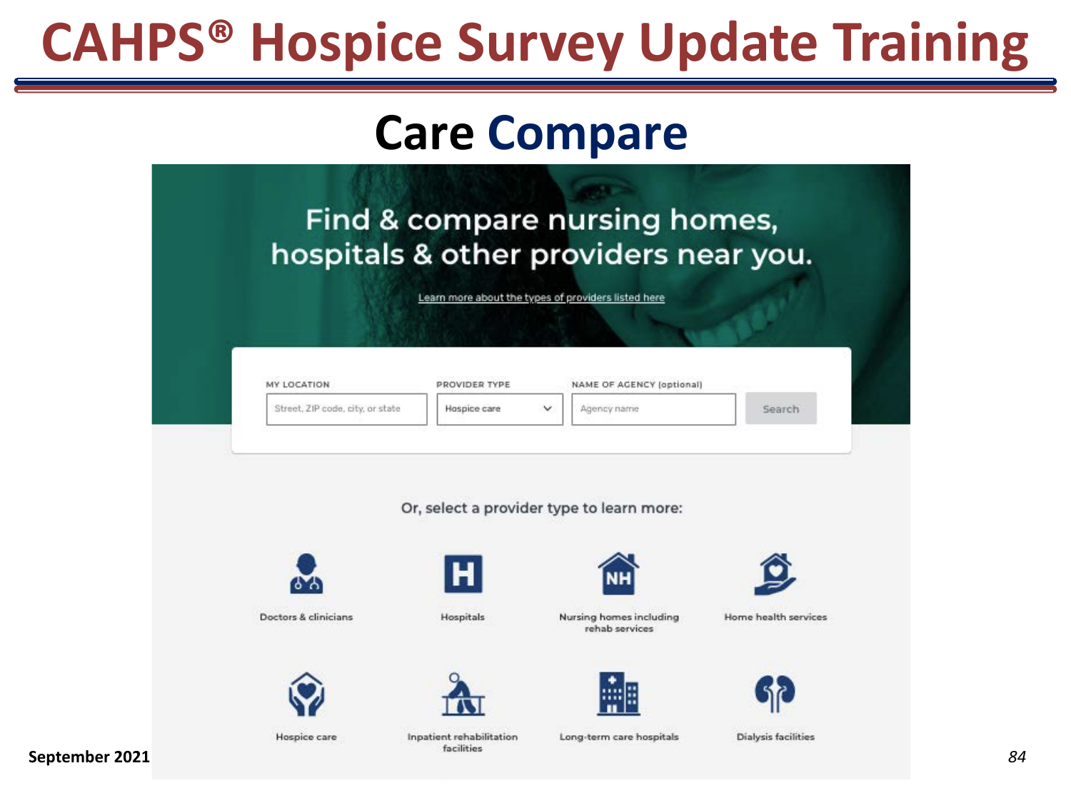# CAHPS® Hospice Survey Update Training

## Care Compare

Find & compare nursing homes, hospitals & other providers near you.

Learn more about the types of providers listed here

MY LOCATION: Street, ZIP code, city, or state

PROVIDER TYPE: Hospice care

NAME OF AGENCY (optional): Agency name

Search

Or, select a provider type to learn more:

- Doctors & clinicians
- Hospitals
- Nursing homes including rehab services
- Home health services
- Hospice care
- Inpatient rehabilitation facilities
- Long-term care hospitals
- Dialysis facilities

September 2021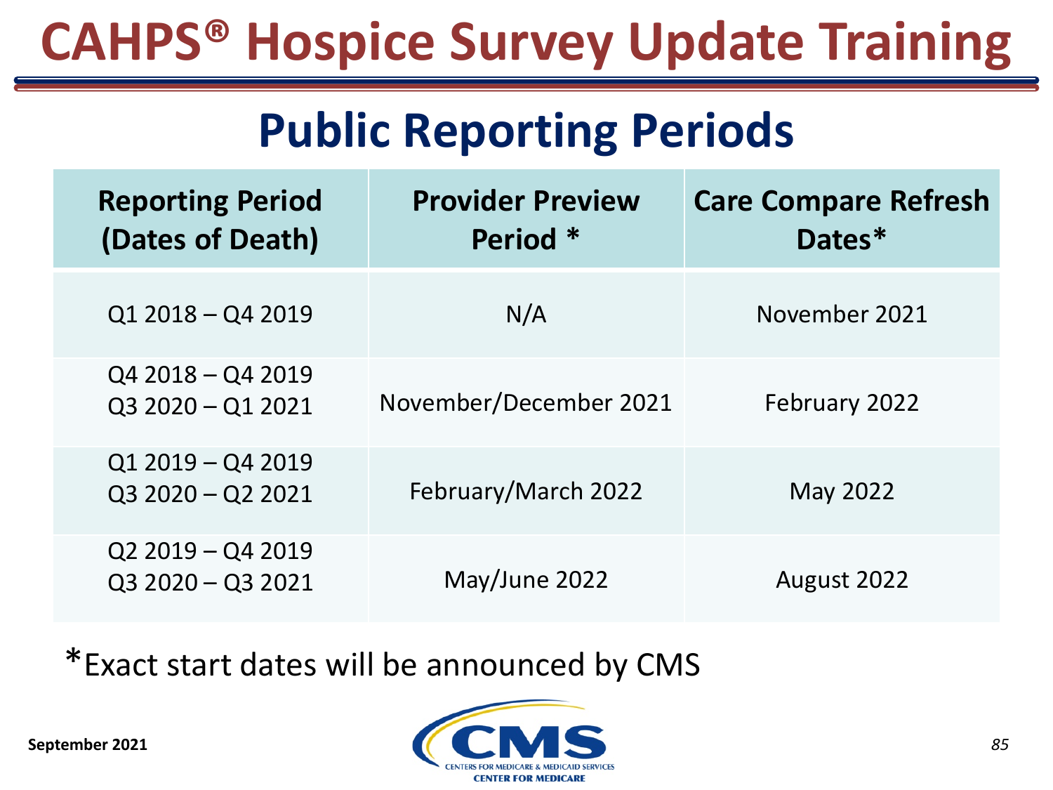# CAHPS® Hospice Survey Update Training

## Public Reporting Periods

| Reporting Period (Dates of Death) | Provider Preview Period * | Care Compare Refresh Dates* |
|---|---|---|
| Q1 2018 – Q4 2019 | N/A | November 2021 |
| Q4 2018 – Q4 2019<br>Q3 2020 – Q1 2021 | November/December 2021 | February 2022 |
| Q1 2019 – Q4 2019<br>Q3 2020 – Q2 2021 | February/March 2022 | May 2022 |
| Q2 2019 – Q4 2019<br>Q3 2020 – Q3 2021 | May/June 2022 | August 2022 |

*Exact start dates will be announced by CMS

September 2021

CMS
CENTERS FOR MEDICARE & MEDICAID SERVICES
CENTER FOR MEDICARE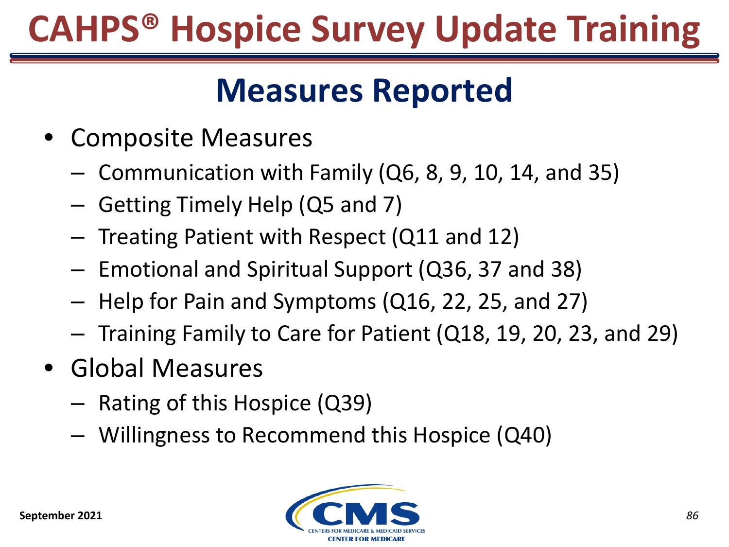## Measures Reported

- Composite Measures
  - Communication with Family (Q6, 8, 9, 10, 14, and 35)
  - Getting Timely Help (Q5 and 7)
  - Treating Patient with Respect (Q11 and 12)
  - Emotional and Spiritual Support (Q36, 37 and 38)
  - Help for Pain and Symptoms (Q16, 22, 25, and 27)
  - Training Family to Care for Patient (Q18, 19, 20, 23, and 29)
- Global Measures
  - Rating of this Hospice (Q39)
  - Willingness to Recommend this Hospice (Q40)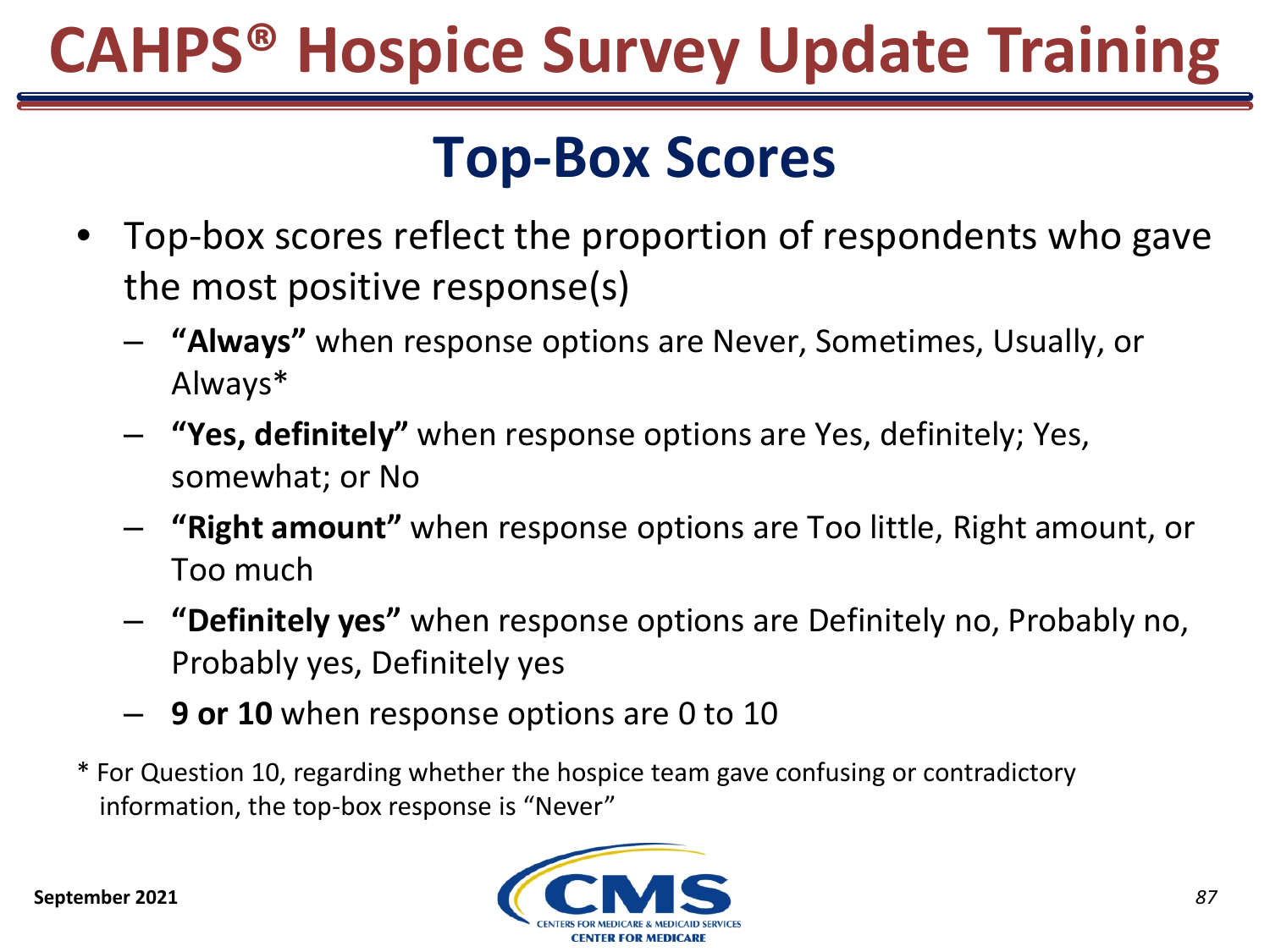# Top-Box Scores

- Top-box scores reflect the proportion of respondents who gave the most positive response(s)
  - **"Always"** when response options are Never, Sometimes, Usually, or Always*
  - **"Yes, definitely"** when response options are Yes, definitely; Yes, somewhat; or No
  - **"Right amount"** when response options are Too little, Right amount, or Too much
  - **"Definitely yes"** when response options are Definitely no, Probably no, Probably yes, Definitely yes
  - **9 or 10** when response options are 0 to 10

* For Question 10, regarding whether the hospice team gave confusing or contradictory information, the top-box response is "Never"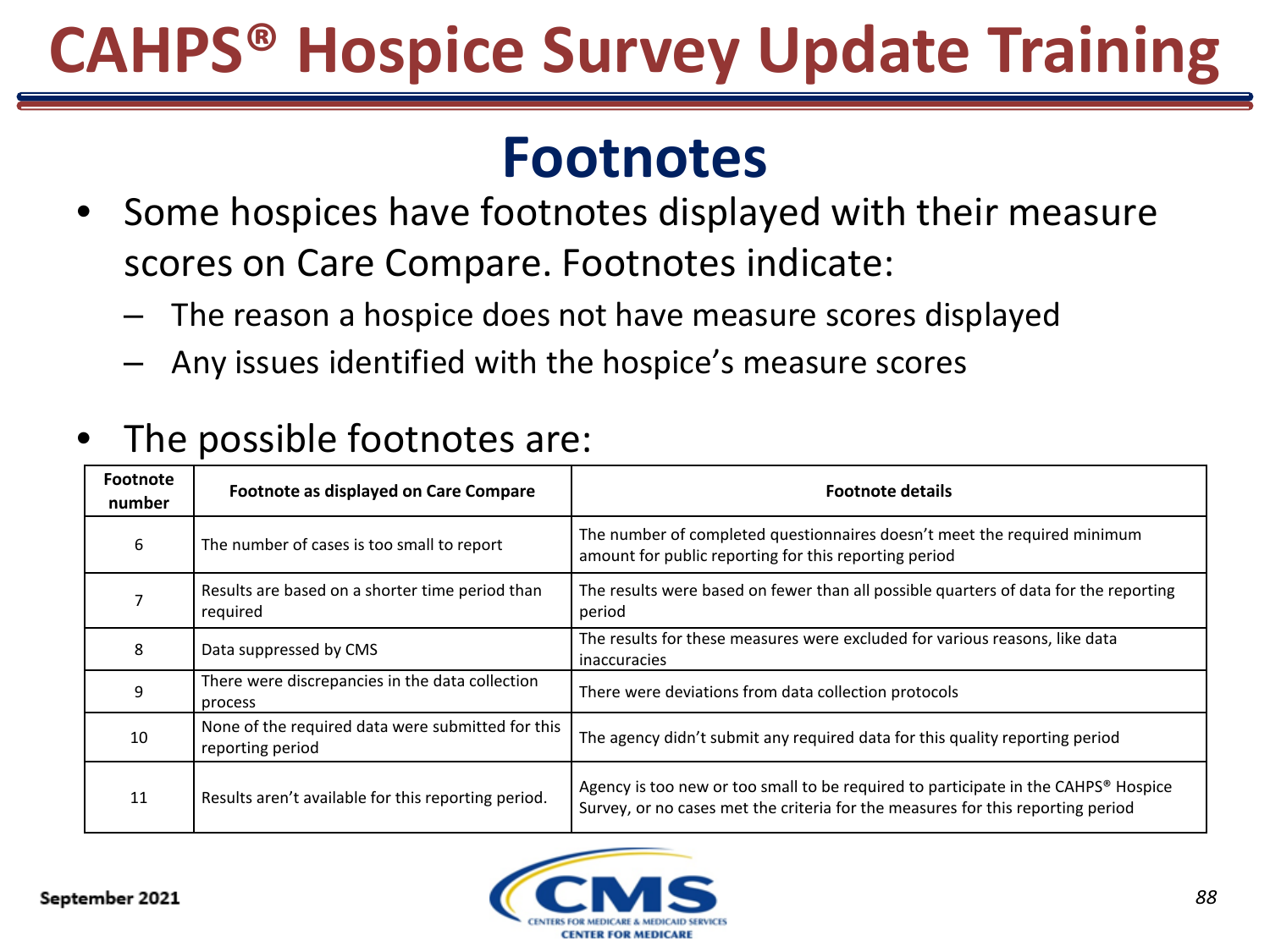# Footnotes

- Some hospices have footnotes displayed with their measure scores on Care Compare. Footnotes indicate:
  - The reason a hospice does not have measure scores displayed
  - Any issues identified with the hospice's measure scores
- The possible footnotes are:

| Footnote number | Footnote as displayed on Care Compare | Footnote details |
|---|---|---|
| 6 | The number of cases is too small to report | The number of completed questionnaires doesn't meet the required minimum amount for public reporting for this reporting period |
| 7 | Results are based on a shorter time period than required | The results were based on fewer than all possible quarters of data for the reporting period |
| 8 | Data suppressed by CMS | The results for these measures were excluded for various reasons, like data inaccuracies |
| 9 | There were discrepancies in the data collection process | There were deviations from data collection protocols |
| 10 | None of the required data were submitted for this reporting period | The agency didn't submit any required data for this quality reporting period |
| 11 | Results aren't available for this reporting period. | Agency is too new or too small to be required to participate in the CAHPS® Hospice Survey, or no cases met the criteria for the measures for this reporting period |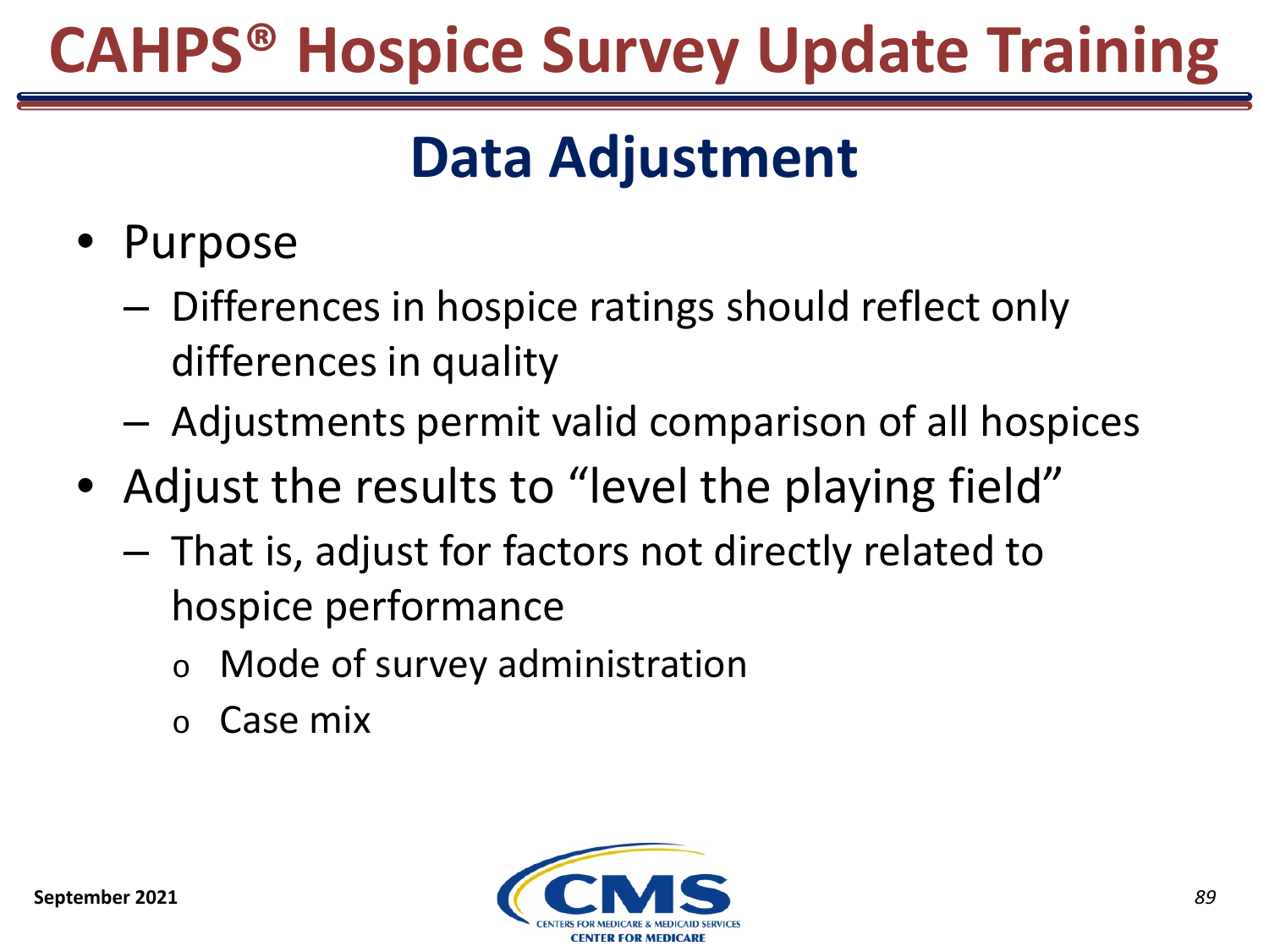# CAHPS® Hospice Survey Update Training

## Data Adjustment

- Purpose
  - Differences in hospice ratings should reflect only differences in quality
  - Adjustments permit valid comparison of all hospices
- Adjust the results to "level the playing field"
  - That is, adjust for factors not directly related to hospice performance
    - Mode of survey administration
    - Case mix

September 2021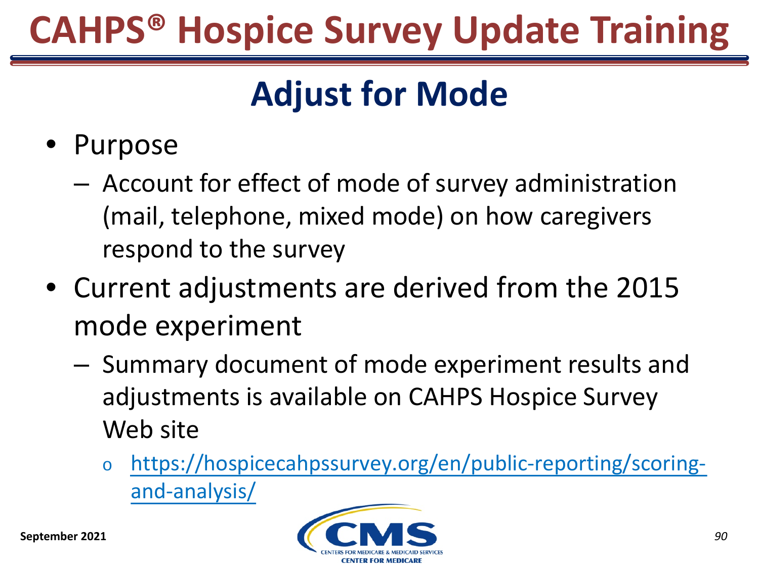# CAHPS® Hospice Survey Update Training

## Adjust for Mode

- Purpose
  - Account for effect of mode of survey administration (mail, telephone, mixed mode) on how caregivers respond to the survey
- Current adjustments are derived from the 2015 mode experiment
  - Summary document of mode experiment results and adjustments is available on CAHPS Hospice Survey Web site
    - https://hospicecahpssurvey.org/en/public-reporting/scoring-and-analysis/

September 2021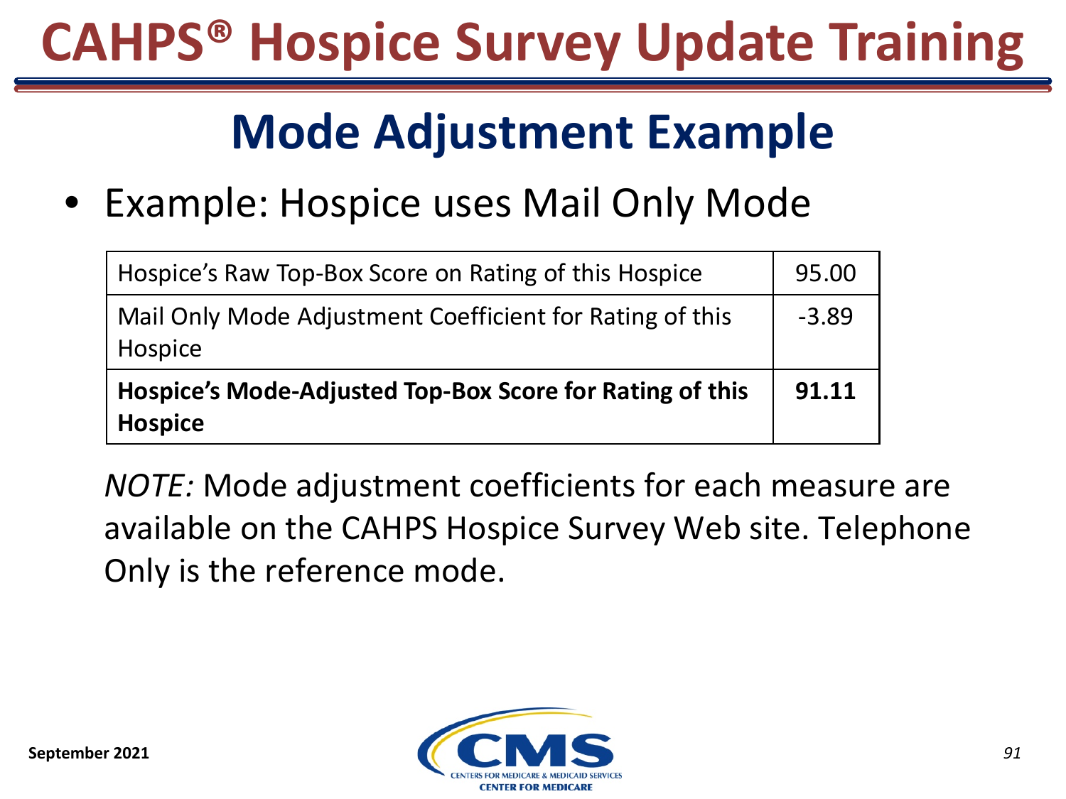# CAHPS® Hospice Survey Update Training

## Mode Adjustment Example

- Example: Hospice uses Mail Only Mode

| | |
|---|---|
| Hospice's Raw Top-Box Score on Rating of this Hospice | 95.00 |
| Mail Only Mode Adjustment Coefficient for Rating of this Hospice | -3.89 |
| **Hospice's Mode-Adjusted Top-Box Score for Rating of this Hospice** | **91.11** |

*NOTE:* Mode adjustment coefficients for each measure are available on the CAHPS Hospice Survey Web site. Telephone Only is the reference mode.

September 2021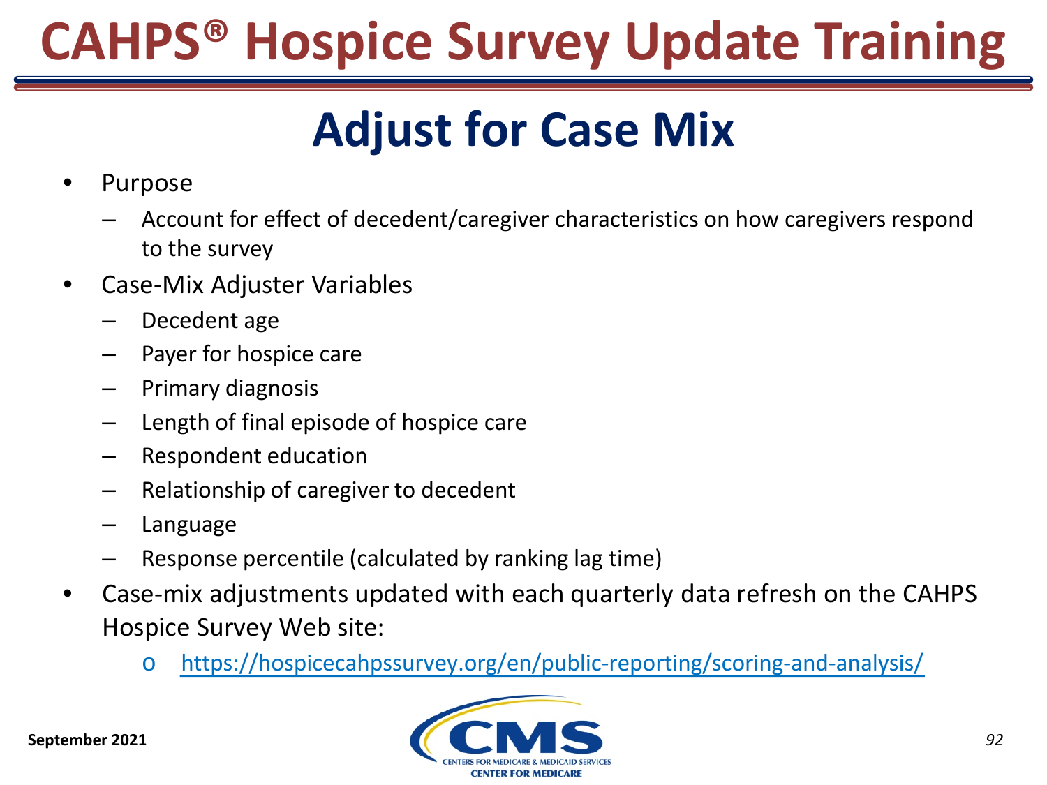# CAHPS® Hospice Survey Update Training

## Adjust for Case Mix

- Purpose
  - Account for effect of decedent/caregiver characteristics on how caregivers respond to the survey
- Case-Mix Adjuster Variables
  - Decedent age
  - Payer for hospice care
  - Primary diagnosis
  - Length of final episode of hospice care
  - Respondent education
  - Relationship of caregiver to decedent
  - Language
  - Response percentile (calculated by ranking lag time)
- Case-mix adjustments updated with each quarterly data refresh on the CAHPS Hospice Survey Web site:
  - https://hospicecahpssurvey.org/en/public-reporting/scoring-and-analysis/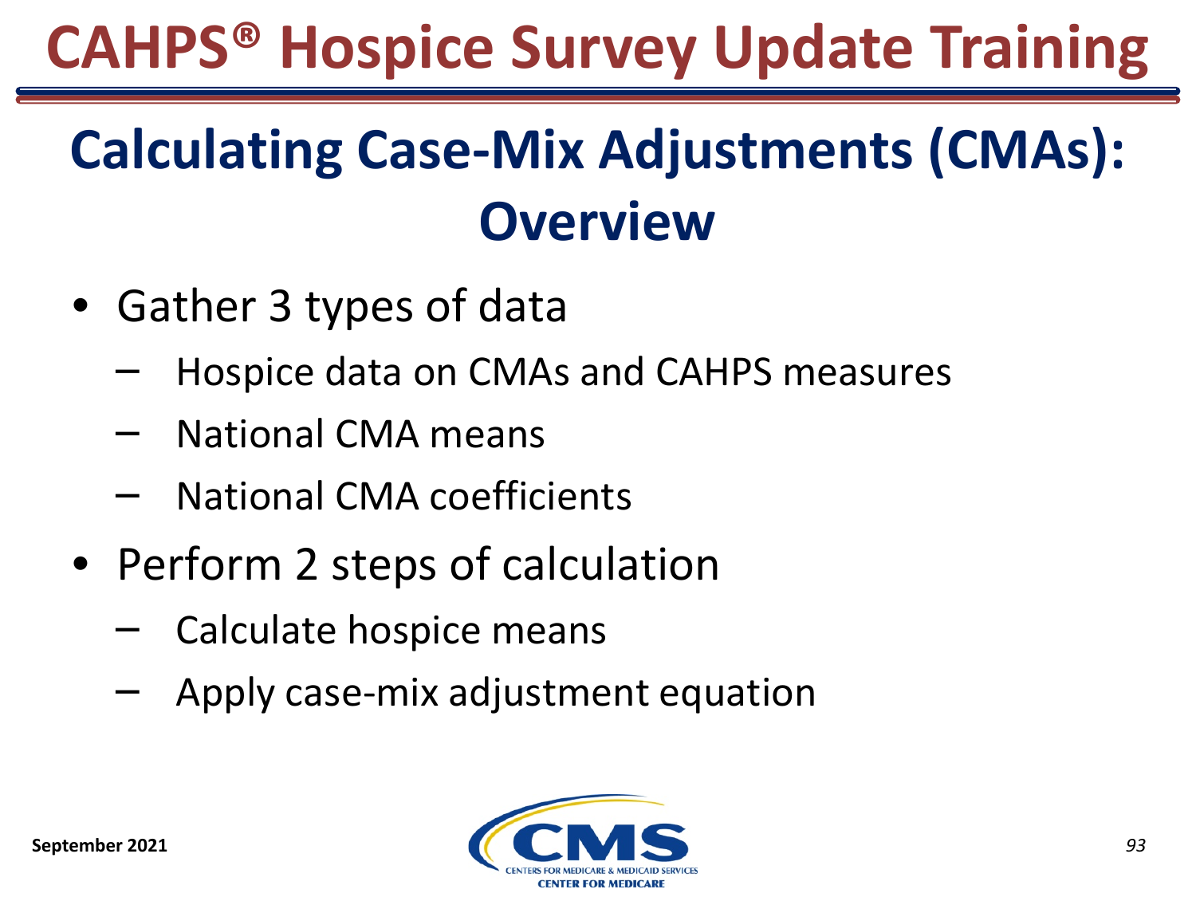## Calculating Case-Mix Adjustments (CMAs): Overview

- Gather 3 types of data
  - Hospice data on CMAs and CAHPS measures
  - National CMA means
  - National CMA coefficients
- Perform 2 steps of calculation
  - Calculate hospice means
  - Apply case-mix adjustment equation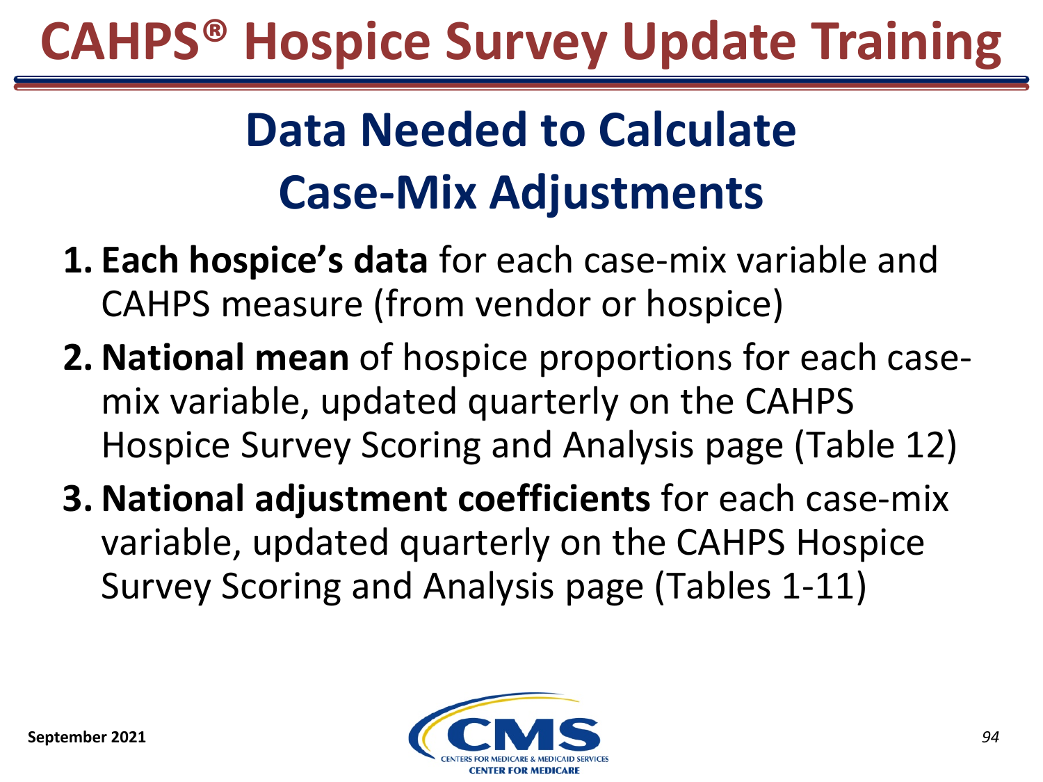# CAHPS® Hospice Survey Update Training

## Data Needed to Calculate Case-Mix Adjustments

1. **Each hospice's data** for each case-mix variable and CAHPS measure (from vendor or hospice)
2. **National mean** of hospice proportions for each case-mix variable, updated quarterly on the CAHPS Hospice Survey Scoring and Analysis page (Table 12)
3. **National adjustment coefficients** for each case-mix variable, updated quarterly on the CAHPS Hospice Survey Scoring and Analysis page (Tables 1-11)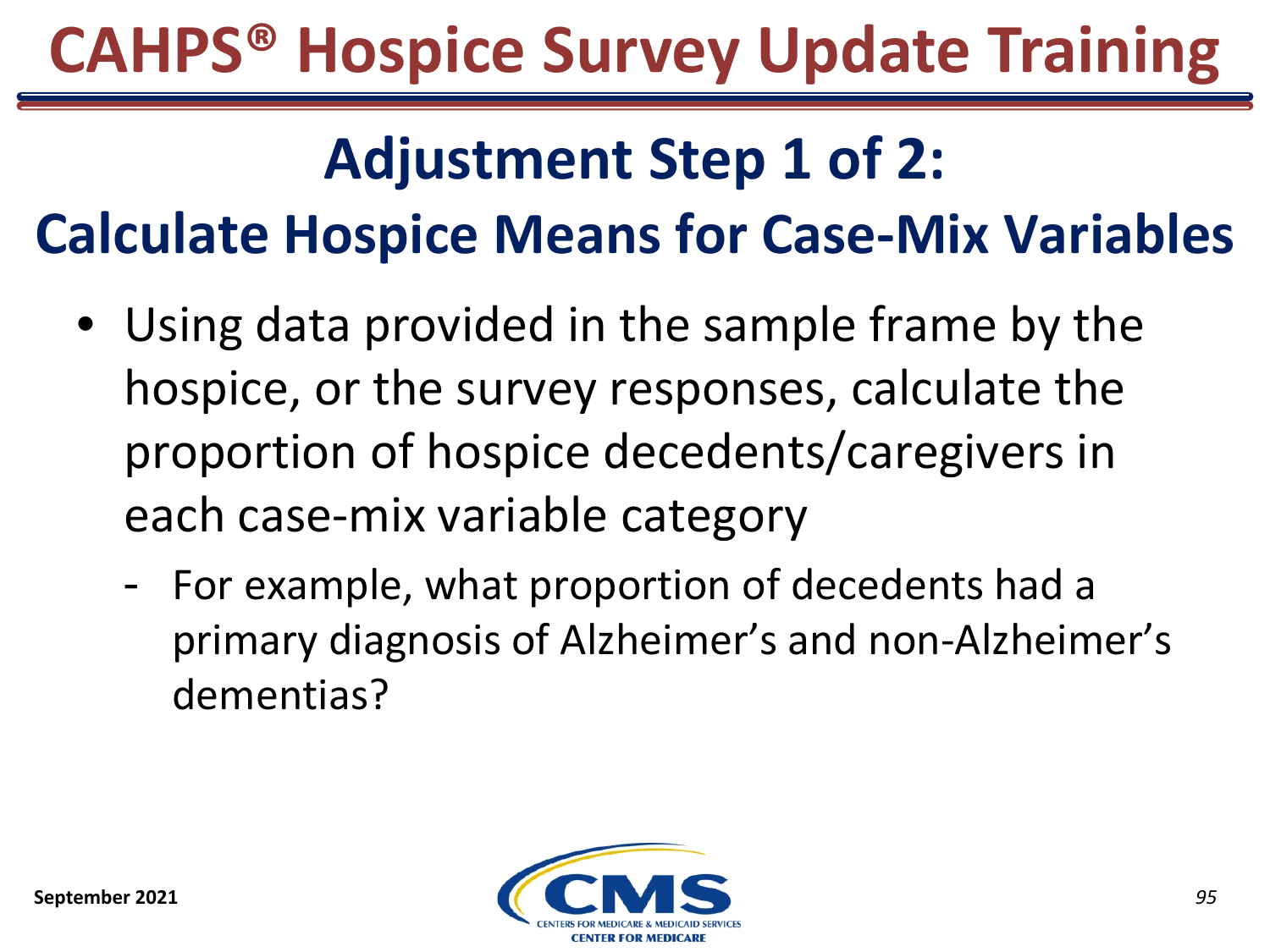## Adjustment Step 1 of 2:

## Calculate Hospice Means for Case-Mix Variables

- Using data provided in the sample frame by the hospice, or the survey responses, calculate the proportion of hospice decedents/caregivers in each case-mix variable category
  - For example, what proportion of decedents had a primary diagnosis of Alzheimer's and non-Alzheimer's dementias?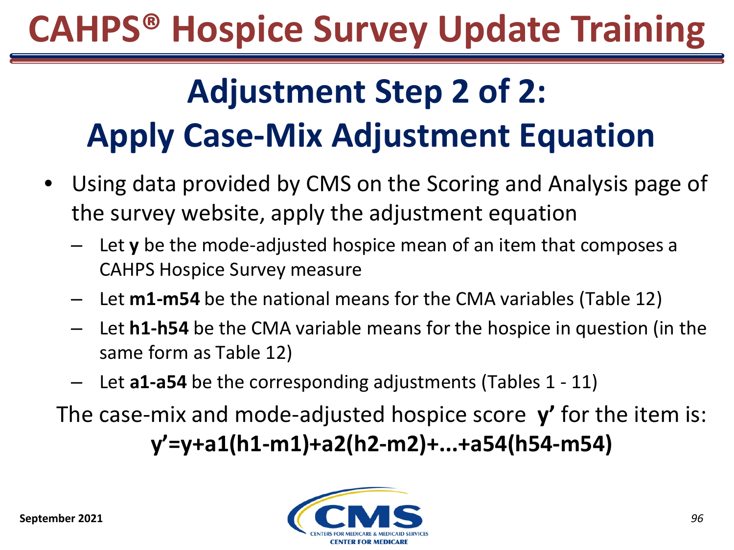## Adjustment Step 2 of 2: Apply Case-Mix Adjustment Equation

- Using data provided by CMS on the Scoring and Analysis page of the survey website, apply the adjustment equation
  - Let **y** be the mode-adjusted hospice mean of an item that composes a CAHPS Hospice Survey measure
  - Let **m1-m54** be the national means for the CMA variables (Table 12)
  - Let **h1-h54** be the CMA variable means for the hospice in question (in the same form as Table 12)
  - Let **a1-a54** be the corresponding adjustments (Tables 1 - 11)

The case-mix and mode-adjusted hospice score **y'** for the item is:

$$y' = y + a1(h1 - m1) + a2(h2 - m2) + \ldots + a54(h54 - m54)$$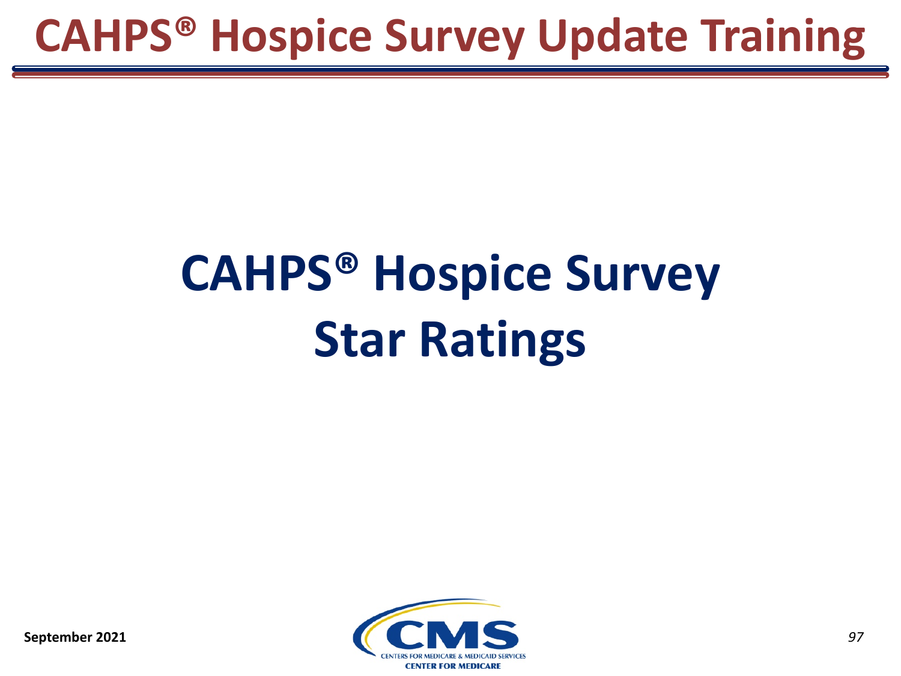# CAHPS® Hospice Survey Star Ratings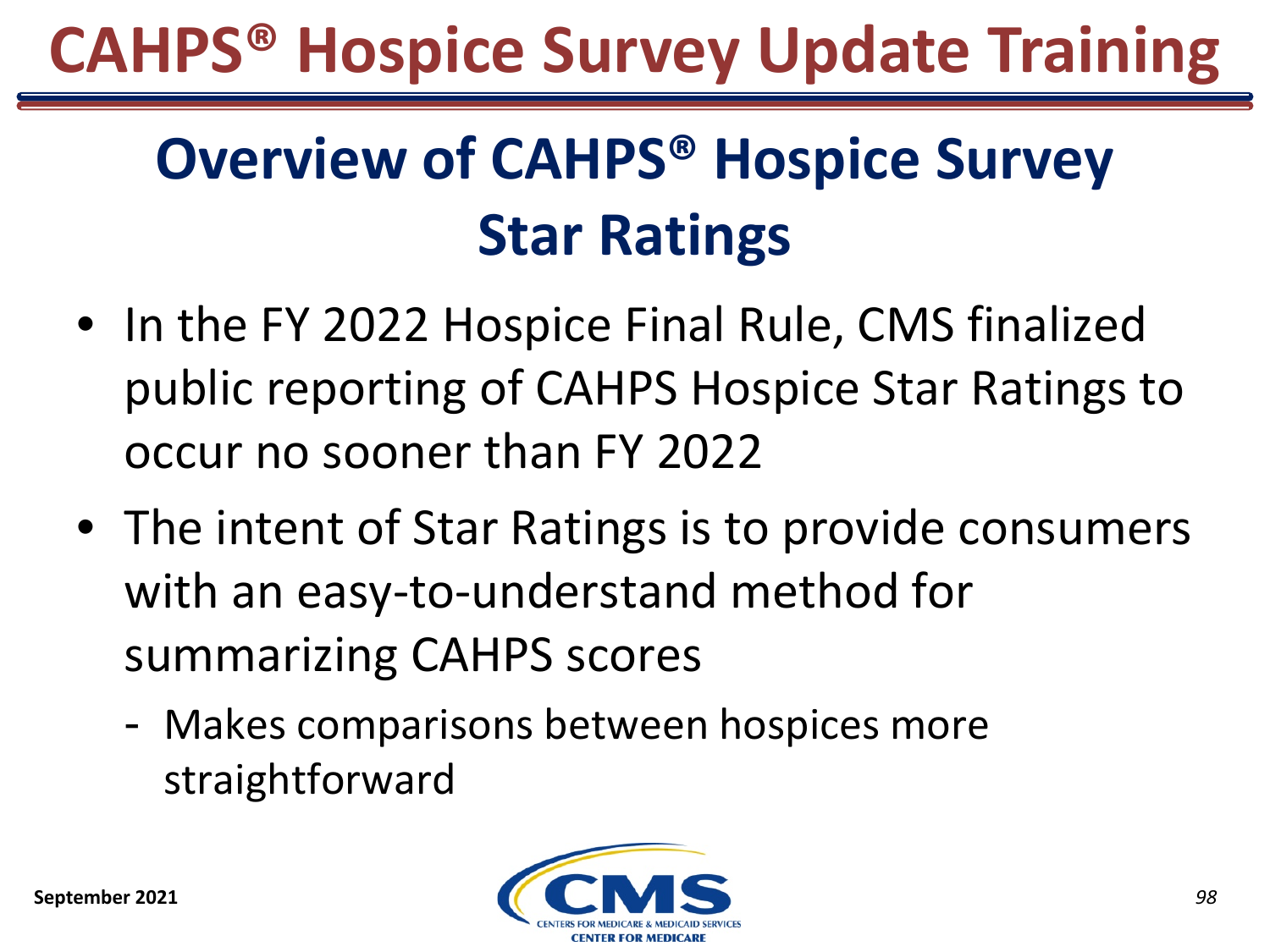## Overview of CAHPS® Hospice Survey Star Ratings

- In the FY 2022 Hospice Final Rule, CMS finalized public reporting of CAHPS Hospice Star Ratings to occur no sooner than FY 2022
- The intent of Star Ratings is to provide consumers with an easy-to-understand method for summarizing CAHPS scores
  - Makes comparisons between hospices more straightforward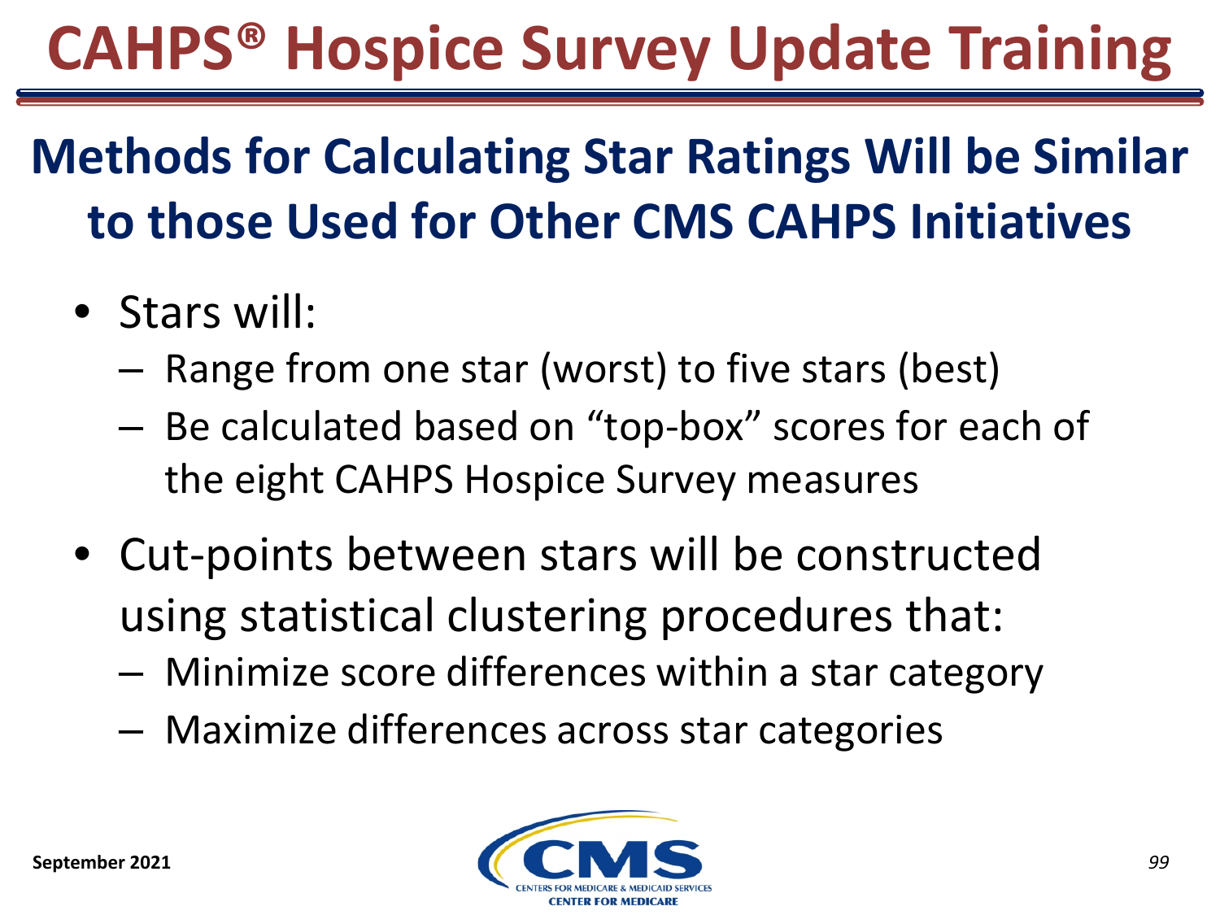# CAHPS® Hospice Survey Update Training

## Methods for Calculating Star Ratings Will be Similar to those Used for Other CMS CAHPS Initiatives

- Stars will:
  - Range from one star (worst) to five stars (best)
  - Be calculated based on "top-box" scores for each of the eight CAHPS Hospice Survey measures
- Cut-points between stars will be constructed using statistical clustering procedures that:
  - Minimize score differences within a star category
  - Maximize differences across star categories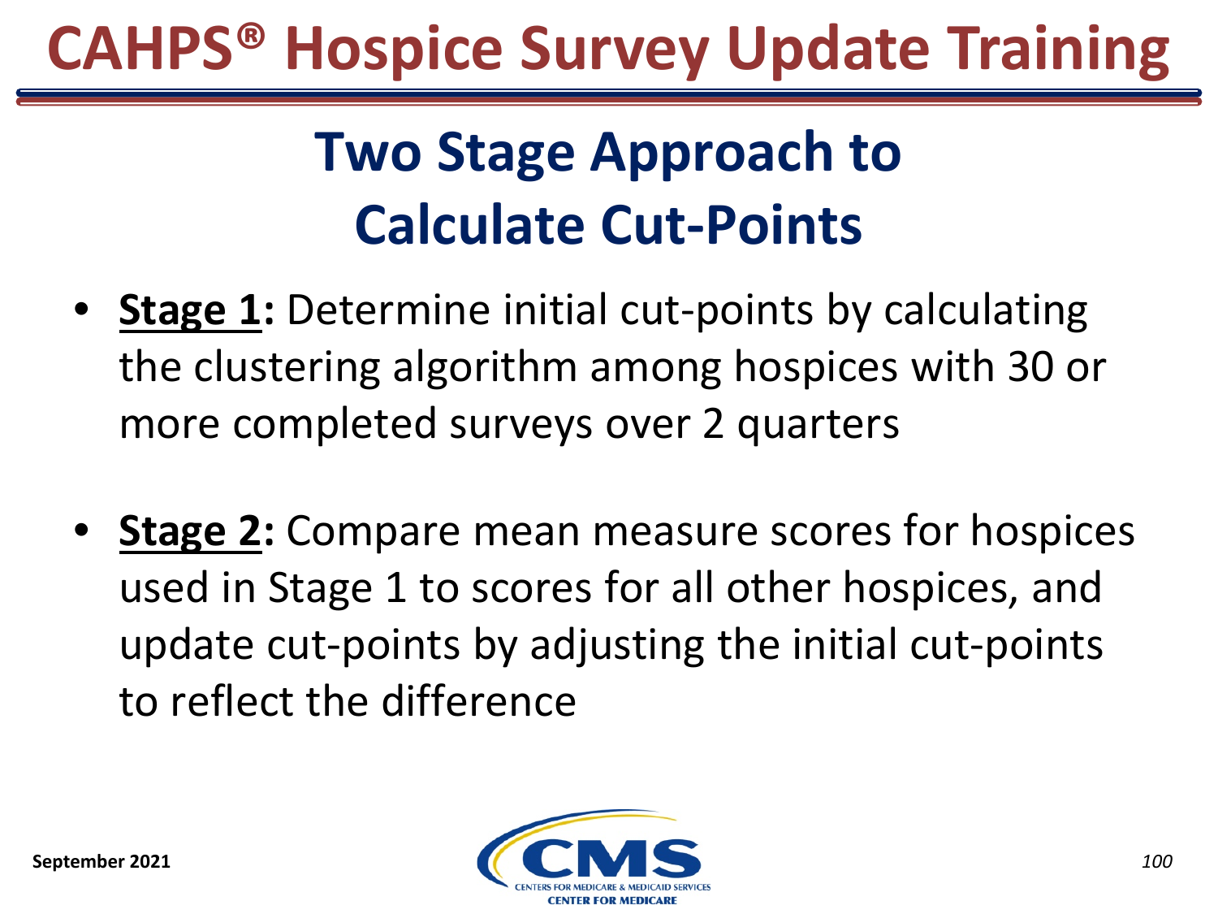# Two Stage Approach to Calculate Cut-Points

- **Stage 1:** Determine initial cut-points by calculating the clustering algorithm among hospices with 30 or more completed surveys over 2 quarters
- **Stage 2:** Compare mean measure scores for hospices used in Stage 1 to scores for all other hospices, and update cut-points by adjusting the initial cut-points to reflect the difference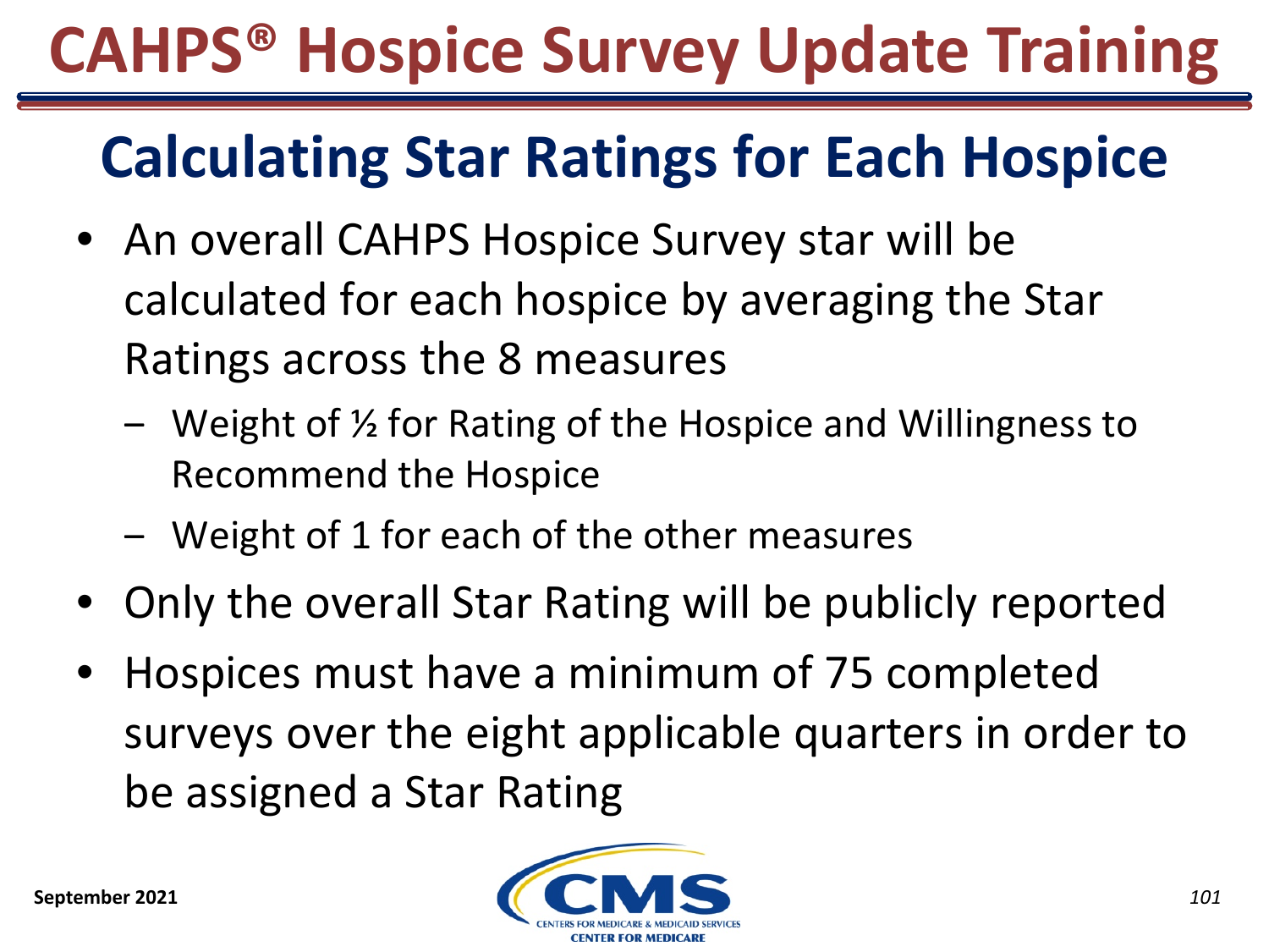# CAHPS® Hospice Survey Update Training

## Calculating Star Ratings for Each Hospice

- An overall CAHPS Hospice Survey star will be calculated for each hospice by averaging the Star Ratings across the 8 measures
  - Weight of ½ for Rating of the Hospice and Willingness to Recommend the Hospice
  - Weight of 1 for each of the other measures
- Only the overall Star Rating will be publicly reported
- Hospices must have a minimum of 75 completed surveys over the eight applicable quarters in order to be assigned a Star Rating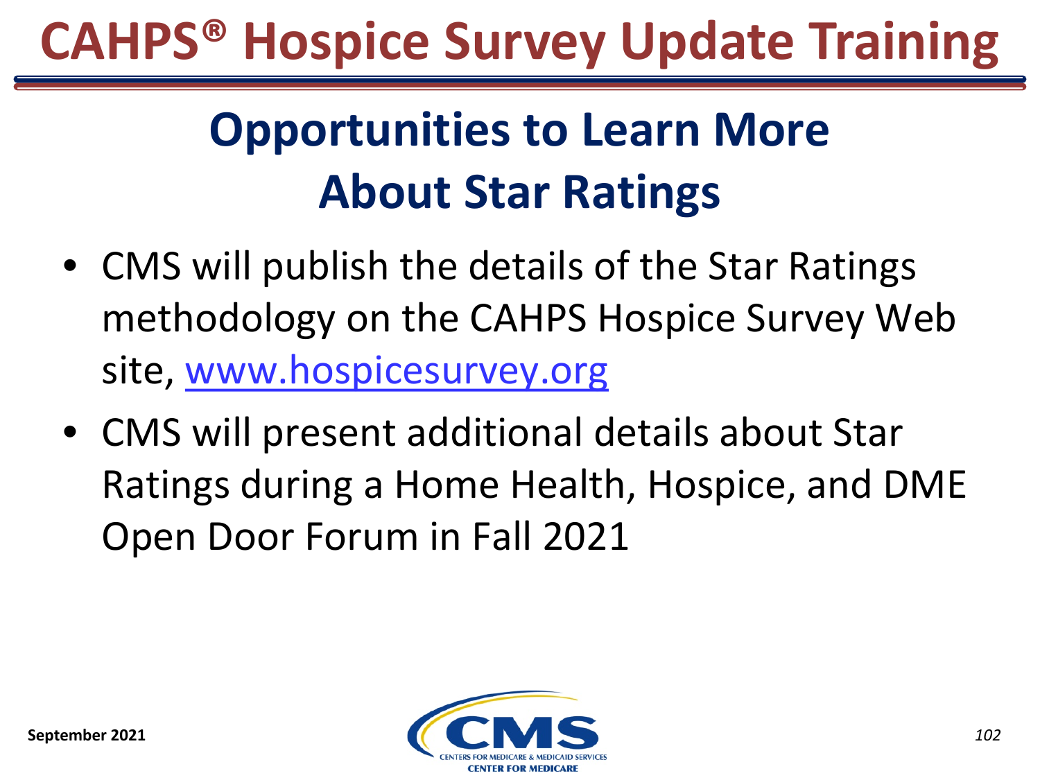# CAHPS® Hospice Survey Update Training

## Opportunities to Learn More About Star Ratings

- CMS will publish the details of the Star Ratings methodology on the CAHPS Hospice Survey Web site, www.hospicesurvey.org
- CMS will present additional details about Star Ratings during a Home Health, Hospice, and DME Open Door Forum in Fall 2021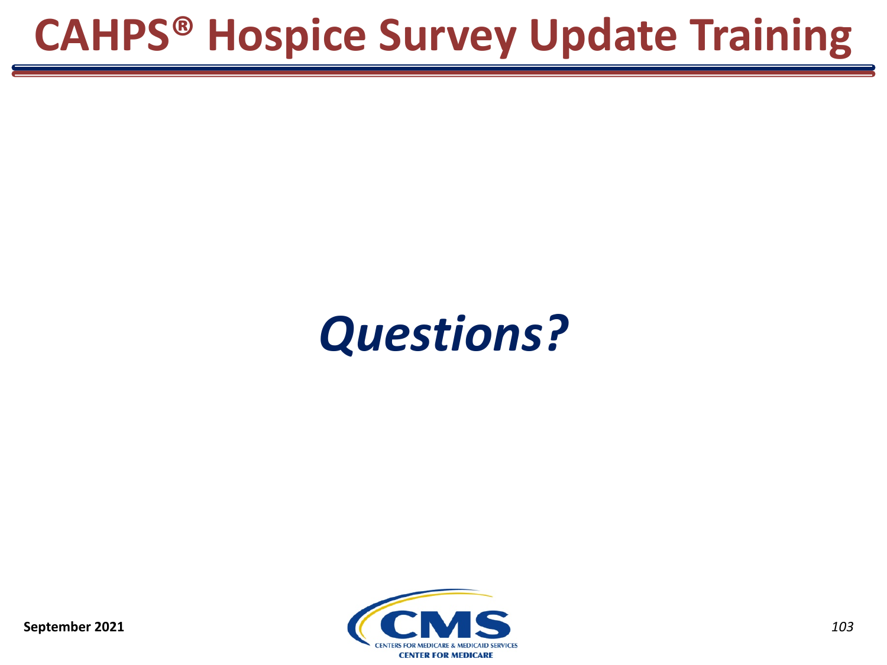# CAHPS® Hospice Survey Update Training

***Questions?***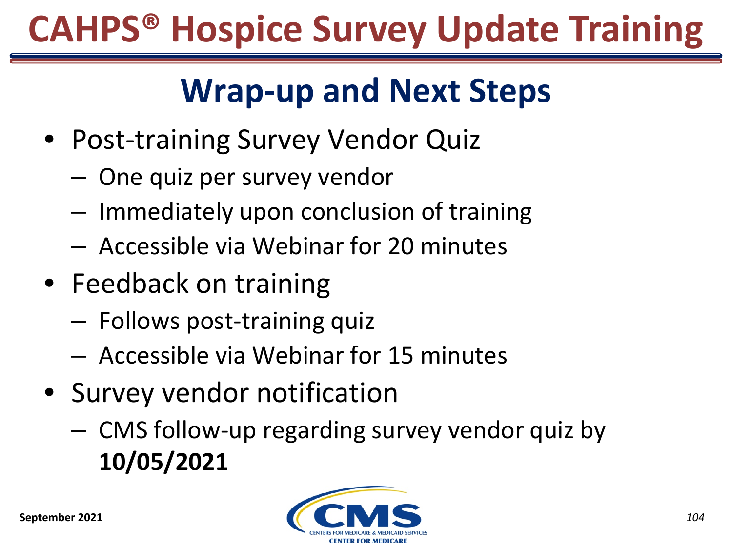# CAHPS® Hospice Survey Update Training

## Wrap-up and Next Steps

- Post-training Survey Vendor Quiz
  - One quiz per survey vendor
  - Immediately upon conclusion of training
  - Accessible via Webinar for 20 minutes
- Feedback on training
  - Follows post-training quiz
  - Accessible via Webinar for 15 minutes
- Survey vendor notification
  - CMS follow-up regarding survey vendor quiz by **10/05/2021**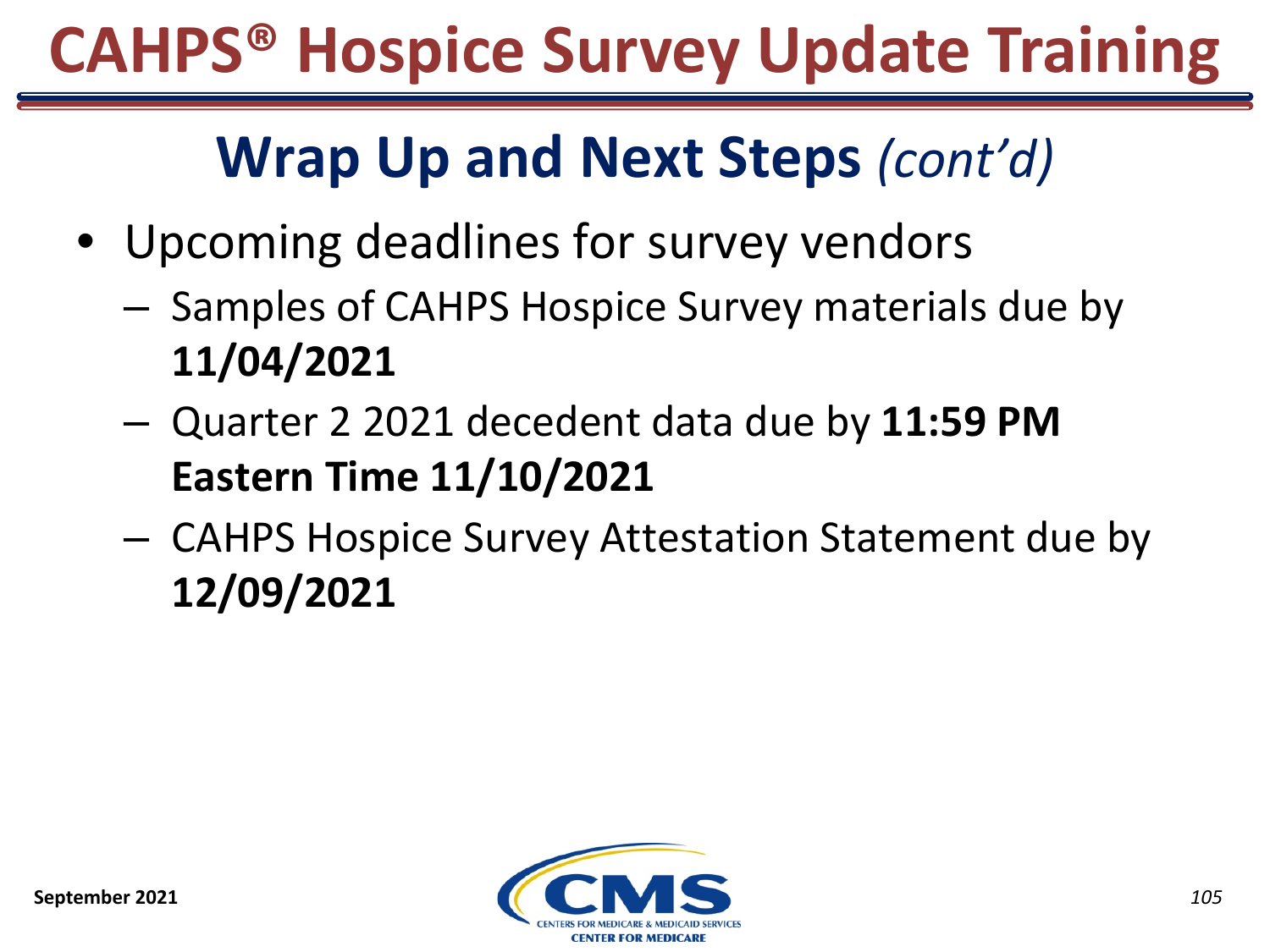# CAHPS® Hospice Survey Update Training

## Wrap Up and Next Steps *(cont'd)*

- Upcoming deadlines for survey vendors
  - Samples of CAHPS Hospice Survey materials due by **11/04/2021**
  - Quarter 2 2021 decedent data due by **11:59 PM Eastern Time 11/10/2021**
  - CAHPS Hospice Survey Attestation Statement due by **12/09/2021**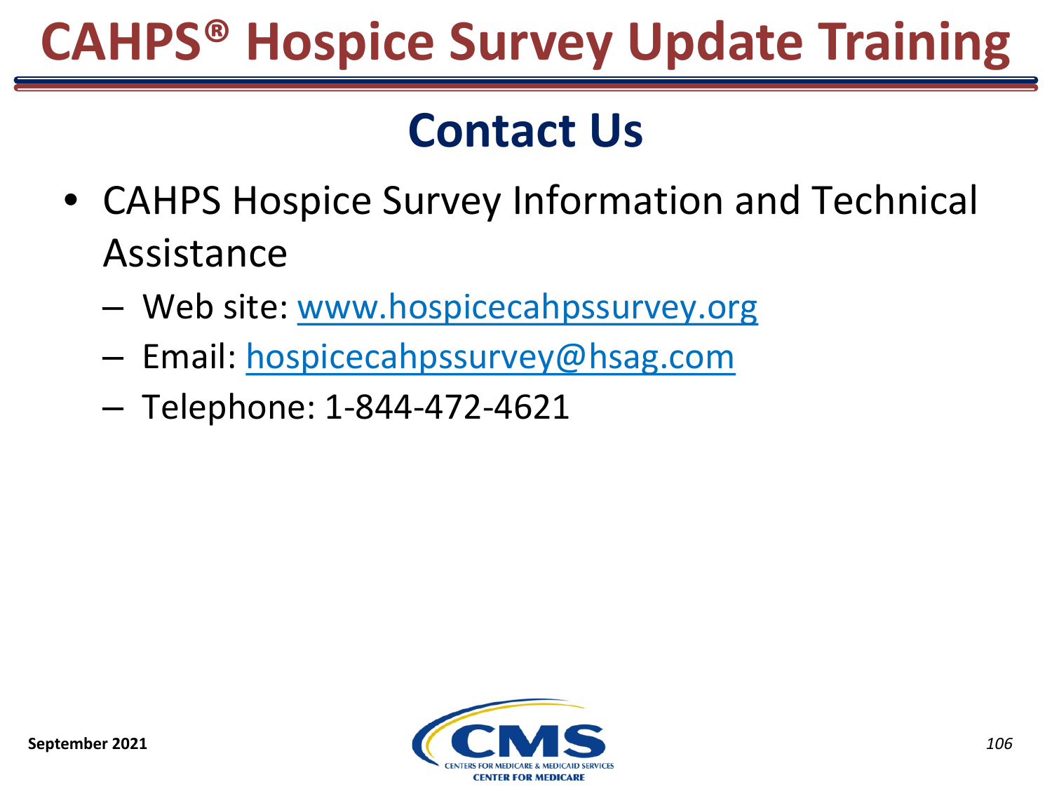# Contact Us

- CAHPS Hospice Survey Information and Technical Assistance
  - Web site: www.hospicecahpssurvey.org
  - Email: hospicecahpssurvey@hsag.com
  - Telephone: 1-844-472-4621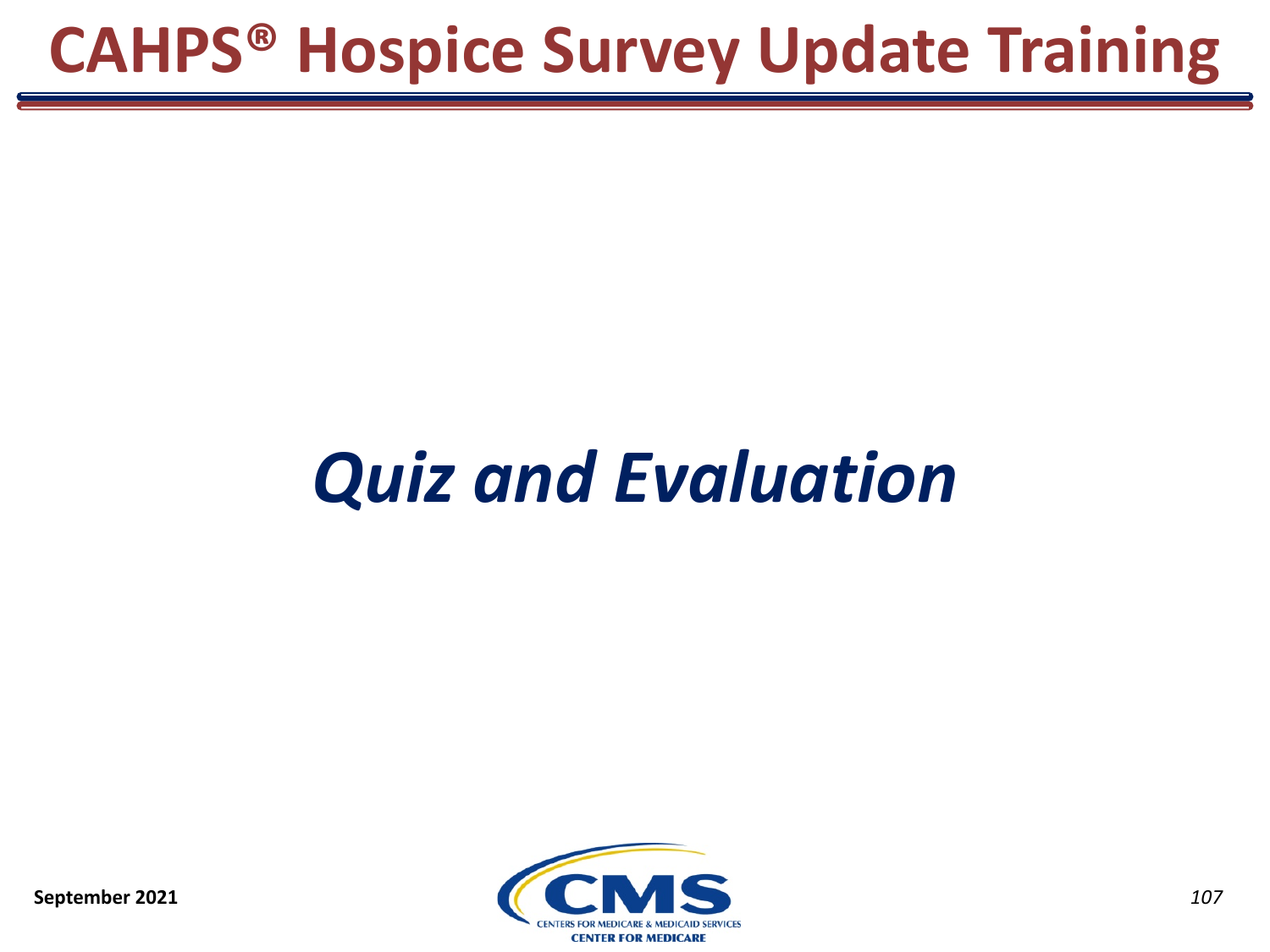# CAHPS® Hospice Survey Update Training

## *Quiz and Evaluation*